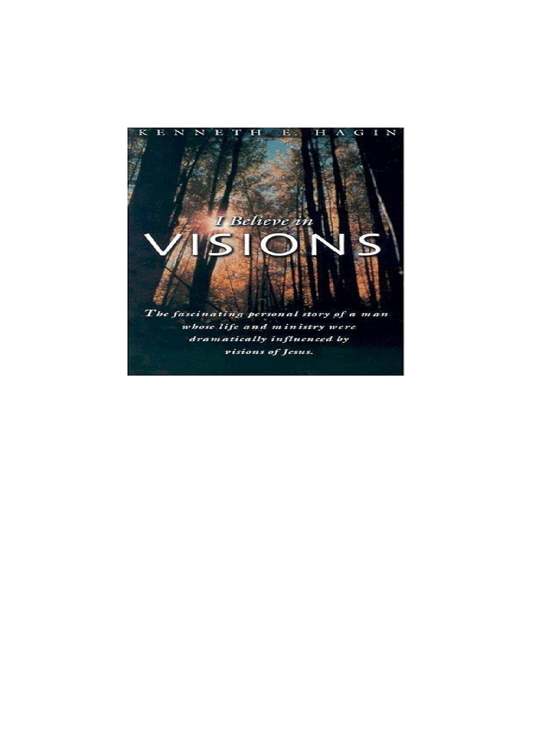KENNETH E. HAGIN

# I Believe in VISIONS

*The fascinating personal story of a man whose life and ministry were dramatically influenced by visions of Jesus.*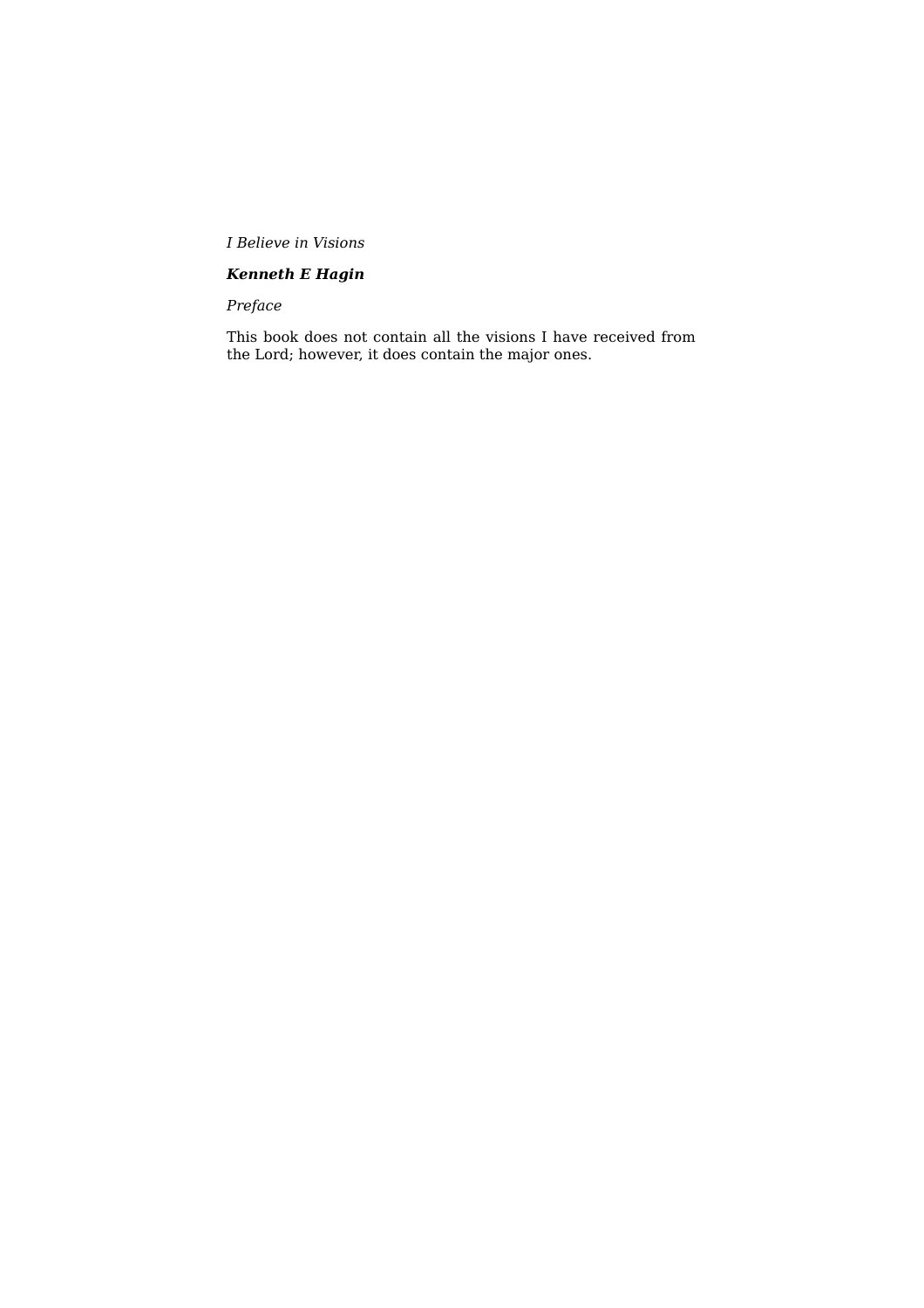*I Believe in Visions*

***Kenneth E Hagin***

*Preface*

This book does not contain all the visions I have received from the Lord; however, it does contain the major ones.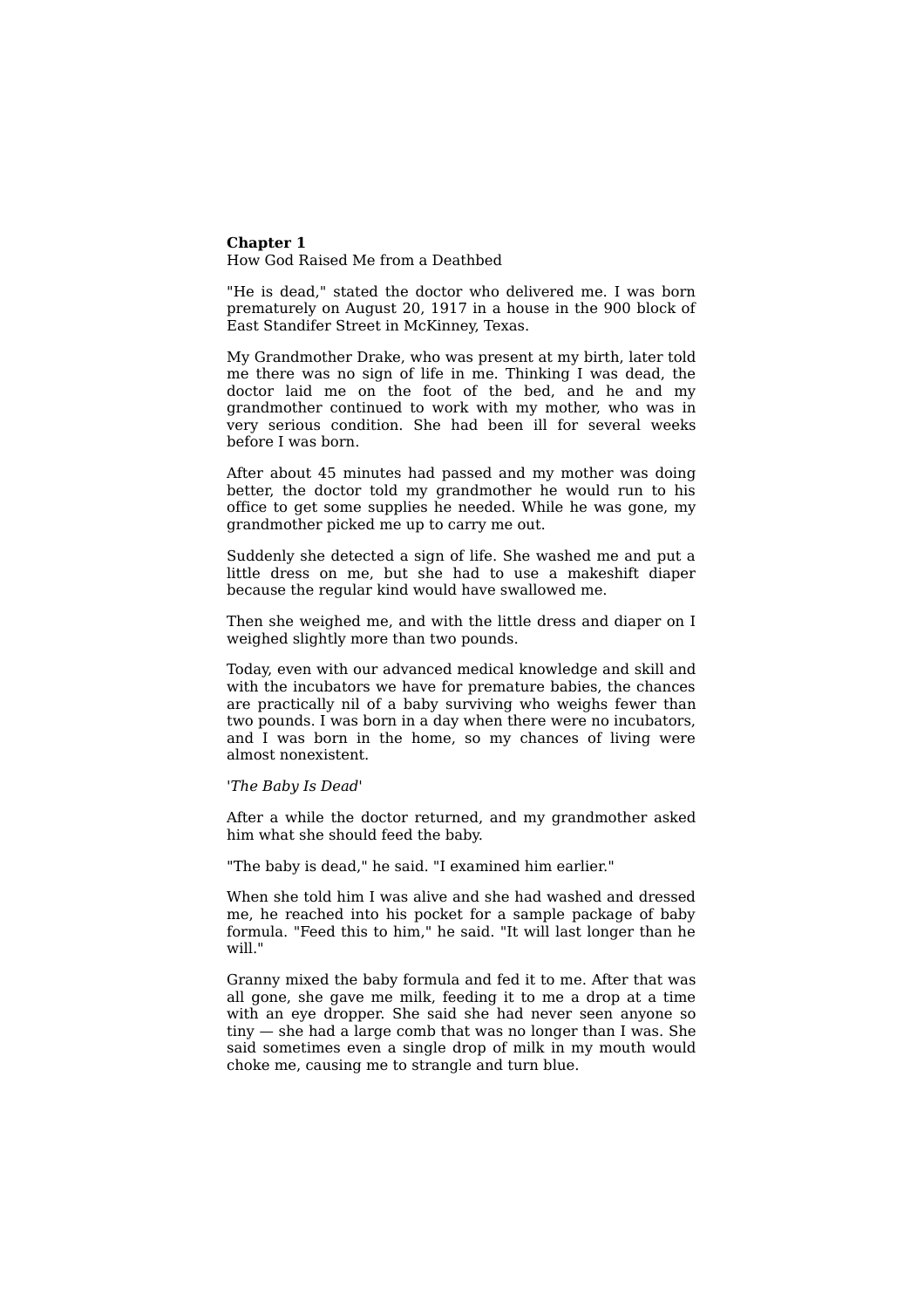**Chapter 1**

How God Raised Me from a Deathbed

"He is dead," stated the doctor who delivered me. I was born prematurely on August 20, 1917 in a house in the 900 block of East Standifer Street in McKinney, Texas.

My Grandmother Drake, who was present at my birth, later told me there was no sign of life in me. Thinking I was dead, the doctor laid me on the foot of the bed, and he and my grandmother continued to work with my mother, who was in very serious condition. She had been ill for several weeks before I was born.

After about 45 minutes had passed and my mother was doing better, the doctor told my grandmother he would run to his office to get some supplies he needed. While he was gone, my grandmother picked me up to carry me out.

Suddenly she detected a sign of life. She washed me and put a little dress on me, but she had to use a makeshift diaper because the regular kind would have swallowed me.

Then she weighed me, and with the little dress and diaper on I weighed slightly more than two pounds.

Today, even with our advanced medical knowledge and skill and with the incubators we have for premature babies, the chances are practically nil of a baby surviving who weighs fewer than two pounds. I was born in a day when there were no incubators, and I was born in the home, so my chances of living were almost nonexistent.

'*The Baby Is Dead*'

After a while the doctor returned, and my grandmother asked him what she should feed the baby.

"The baby is dead," he said. "I examined him earlier."

When she told him I was alive and she had washed and dressed me, he reached into his pocket for a sample package of baby formula. "Feed this to him," he said. "It will last longer than he will."

Granny mixed the baby formula and fed it to me. After that was all gone, she gave me milk, feeding it to me a drop at a time with an eye dropper. She said she had never seen anyone so tiny — she had a large comb that was no longer than I was. She said sometimes even a single drop of milk in my mouth would choke me, causing me to strangle and turn blue.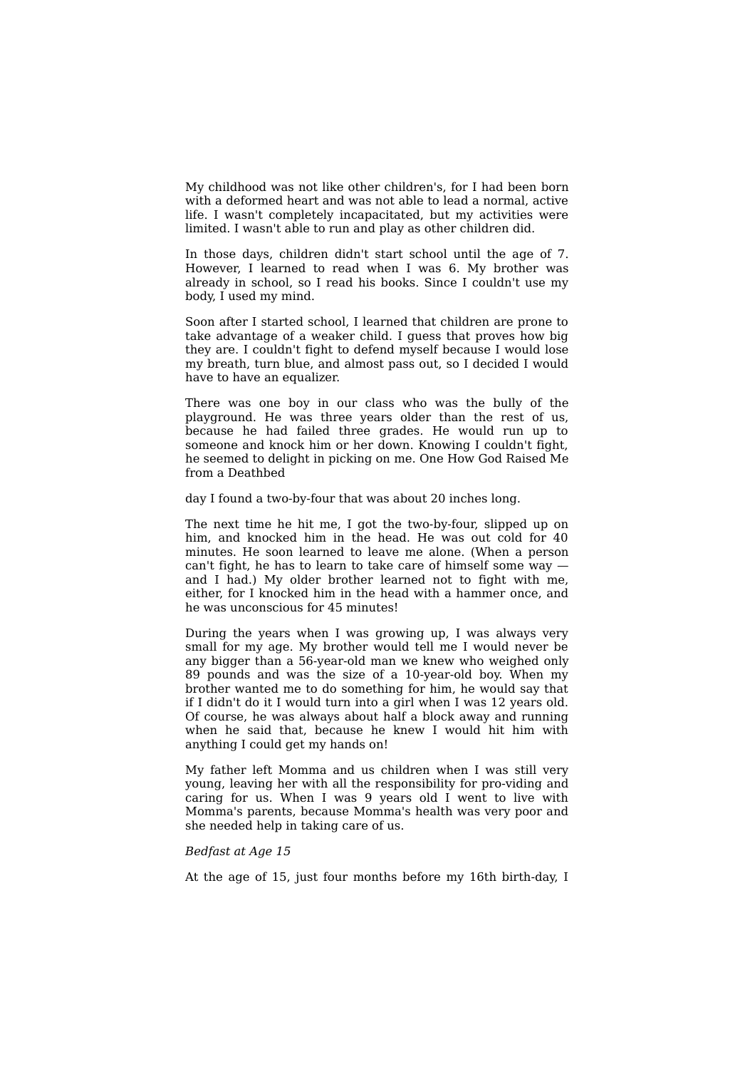My childhood was not like other children's, for I had been born with a deformed heart and was not able to lead a normal, active life. I wasn't completely incapacitated, but my activities were limited. I wasn't able to run and play as other children did.

In those days, children didn't start school until the age of 7. However, I learned to read when I was 6. My brother was already in school, so I read his books. Since I couldn't use my body, I used my mind.

Soon after I started school, I learned that children are prone to take advantage of a weaker child. I guess that proves how big they are. I couldn't fight to defend myself because I would lose my breath, turn blue, and almost pass out, so I decided I would have to have an equalizer.

There was one boy in our class who was the bully of the playground. He was three years older than the rest of us, because he had failed three grades. He would run up to someone and knock him or her down. Knowing I couldn't fight, he seemed to delight in picking on me. One day I found a two-by-four that was about 20 inches long.

The next time he hit me, I got the two-by-four, slipped up on him, and knocked him in the head. He was out cold for 40 minutes. He soon learned to leave me alone. (When a person can't fight, he has to learn to take care of himself some way — and I had.) My older brother learned not to fight with me, either, for I knocked him in the head with a hammer once, and he was unconscious for 45 minutes!

During the years when I was growing up, I was always very small for my age. My brother would tell me I would never be any bigger than a 56-year-old man we knew who weighed only 89 pounds and was the size of a 10-year-old boy. When my brother wanted me to do something for him, he would say that if I didn't do it I would turn into a girl when I was 12 years old. Of course, he was always about half a block away and running when he said that, because he knew I would hit him with anything I could get my hands on!

My father left Momma and us children when I was still very young, leaving her with all the responsibility for pro-viding and caring for us. When I was 9 years old I went to live with Momma's parents, because Momma's health was very poor and she needed help in taking care of us.

*Bedfast at Age 15*

At the age of 15, just four months before my 16th birth-day, I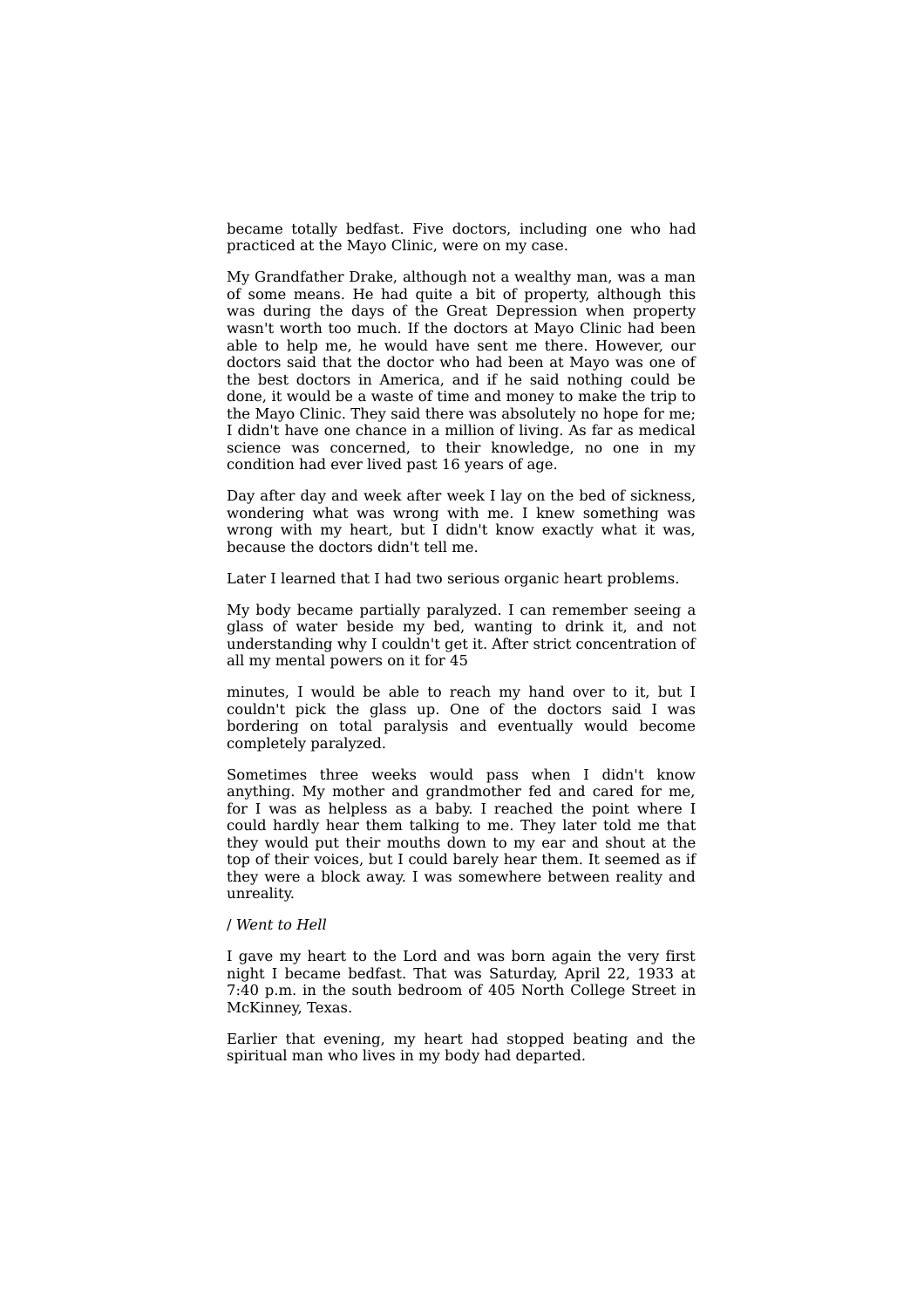became totally bedfast. Five doctors, including one who had practiced at the Mayo Clinic, were on my case.

My Grandfather Drake, although not a wealthy man, was a man of some means. He had quite a bit of property, although this was during the days of the Great Depression when property wasn't worth too much. If the doctors at Mayo Clinic had been able to help me, he would have sent me there. However, our doctors said that the doctor who had been at Mayo was one of the best doctors in America, and if he said nothing could be done, it would be a waste of time and money to make the trip to the Mayo Clinic. They said there was absolutely no hope for me; I didn't have one chance in a million of living. As far as medical science was concerned, to their knowledge, no one in my condition had ever lived past 16 years of age.

Day after day and week after week I lay on the bed of sickness, wondering what was wrong with me. I knew something was wrong with my heart, but I didn't know exactly what it was, because the doctors didn't tell me.

Later I learned that I had two serious organic heart problems.

My body became partially paralyzed. I can remember seeing a glass of water beside my bed, wanting to drink it, and not understanding why I couldn't get it. After strict concentration of all my mental powers on it for 45 minutes, I would be able to reach my hand over to it, but I couldn't pick the glass up. One of the doctors said I was bordering on total paralysis and eventually would become completely paralyzed.

Sometimes three weeks would pass when I didn't know anything. My mother and grandmother fed and cared for me, for I was as helpless as a baby. I reached the point where I could hardly hear them talking to me. They later told me that they would put their mouths down to my ear and shout at the top of their voices, but I could barely hear them. It seemed as if they were a block away. I was somewhere between reality and unreality.

I gave my heart to the Lord and was born again the very first night I became bedfast. That was Saturday, April 22, 1933 at 7:40 p.m. in the south bedroom of 405 North College Street in McKinney, Texas.

Earlier that evening, my heart had stopped beating and the spiritual man who lives in my body had departed.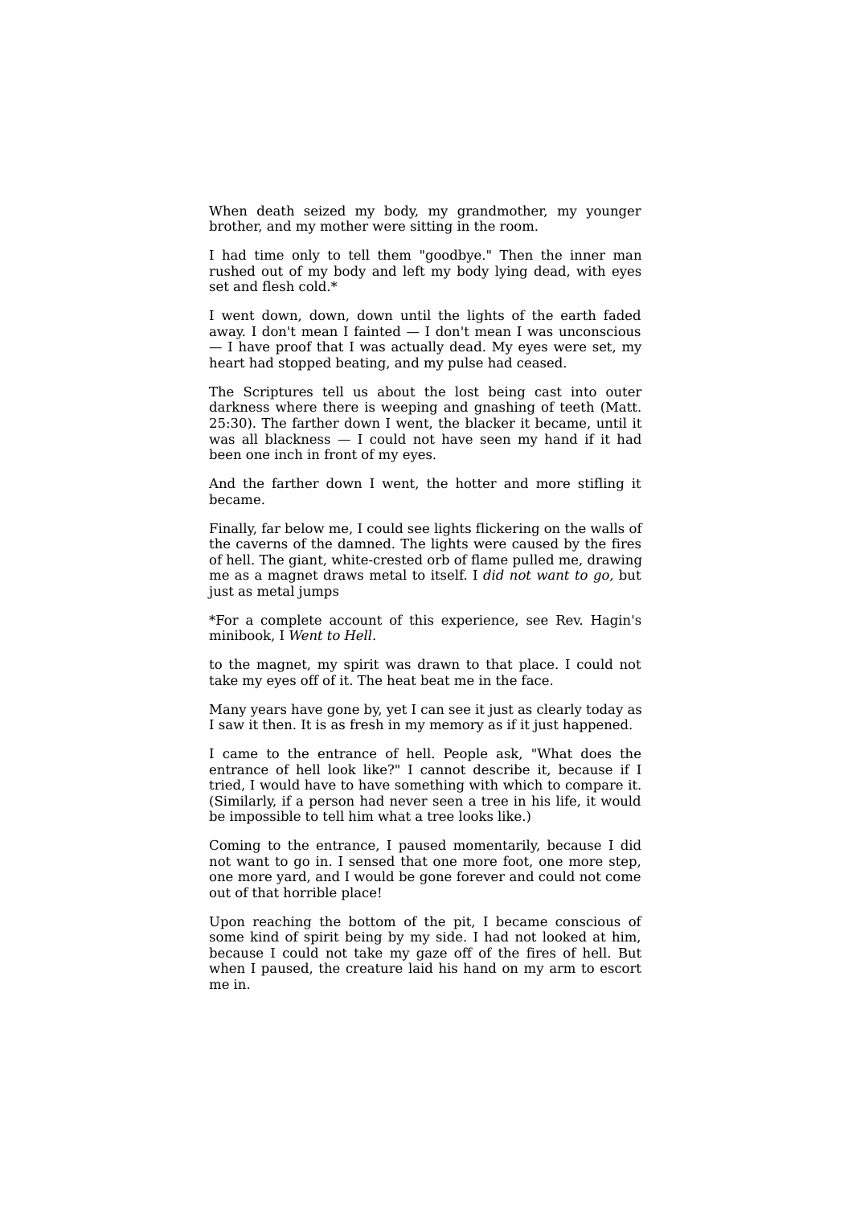When death seized my body, my grandmother, my younger brother, and my mother were sitting in the room.

I had time only to tell them "goodbye." Then the inner man rushed out of my body and left my body lying dead, with eyes set and flesh cold.*

I went down, down, down until the lights of the earth faded away. I don't mean I fainted — I don't mean I was unconscious — I have proof that I was actually dead. My eyes were set, my heart had stopped beating, and my pulse had ceased.

The Scriptures tell us about the lost being cast into outer darkness where there is weeping and gnashing of teeth (Matt. 25:30). The farther down I went, the blacker it became, until it was all blackness — I could not have seen my hand if it had been one inch in front of my eyes.

And the farther down I went, the hotter and more stifling it became.

Finally, far below me, I could see lights flickering on the walls of the caverns of the damned. The lights were caused by the fires of hell. The giant, white-crested orb of flame pulled me, drawing me as a magnet draws metal to itself. I *did not want to go,* but just as metal jumps to the magnet, my spirit was drawn to that place. I could not take my eyes off of it. The heat beat me in the face.

Many years have gone by, yet I can see it just as clearly today as I saw it then. It is as fresh in my memory as if it just happened.

I came to the entrance of hell. People ask, "What does the entrance of hell look like?" I cannot describe it, because if I tried, I would have to have something with which to compare it. (Similarly, if a person had never seen a tree in his life, it would be impossible to tell him what a tree looks like.)

Coming to the entrance, I paused momentarily, because I did not want to go in. I sensed that one more foot, one more step, one more yard, and I would be gone forever and could not come out of that horrible place!

Upon reaching the bottom of the pit, I became conscious of some kind of spirit being by my side. I had not looked at him, because I could not take my gaze off of the fires of hell. But when I paused, the creature laid his hand on my arm to escort me in.

*For a complete account of this experience, see Rev. Hagin's minibook, I *Went to Hell.*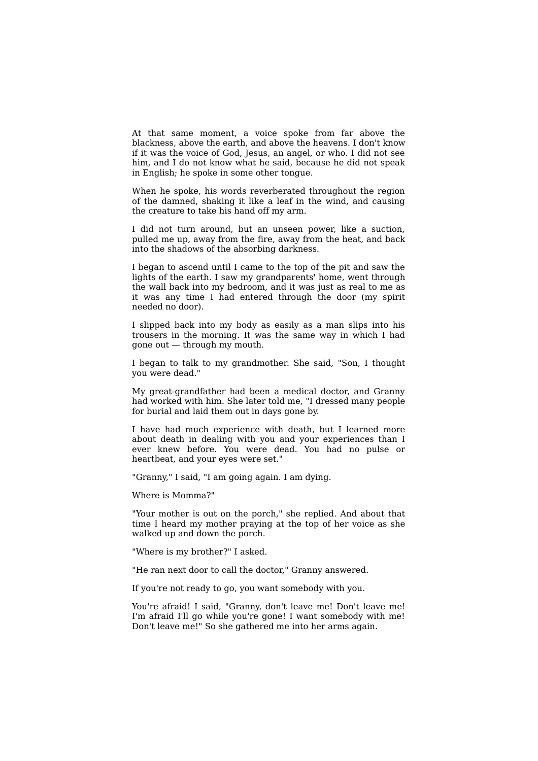At that same moment, a voice spoke from far above the blackness, above the earth, and above the heavens. I don't know if it was the voice of God, Jesus, an angel, or who. I did not see him, and I do not know what he said, because he did not speak in English; he spoke in some other tongue.

When he spoke, his words reverberated throughout the region of the damned, shaking it like a leaf in the wind, and causing the creature to take his hand off my arm.

I did not turn around, but an unseen power, like a suction, pulled me up, away from the fire, away from the heat, and back into the shadows of the absorbing darkness.

I began to ascend until I came to the top of the pit and saw the lights of the earth. I saw my grandparents' home, went through the wall back into my bedroom, and it was just as real to me as it was any time I had entered through the door (my spirit needed no door).

I slipped back into my body as easily as a man slips into his trousers in the morning. It was the same way in which I had gone out — through my mouth.

I began to talk to my grandmother. She said, "Son, I thought you were dead."

My great-grandfather had been a medical doctor, and Granny had worked with him. She later told me, "I dressed many people for burial and laid them out in days gone by.

I have had much experience with death, but I learned more about death in dealing with you and your experiences than I ever knew before. You were dead. You had no pulse or heartbeat, and your eyes were set."

"Granny," I said, "I am going again. I am dying.

Where is Momma?"

"Your mother is out on the porch," she replied. And about that time I heard my mother praying at the top of her voice as she walked up and down the porch.

"Where is my brother?" I asked.

"He ran next door to call the doctor," Granny answered.

If you're not ready to go, you want somebody with you.

You're afraid! I said, "Granny, don't leave me! Don't leave me! I'm afraid I'll go while you're gone! I want somebody with me! Don't leave me!" So she gathered me into her arms again.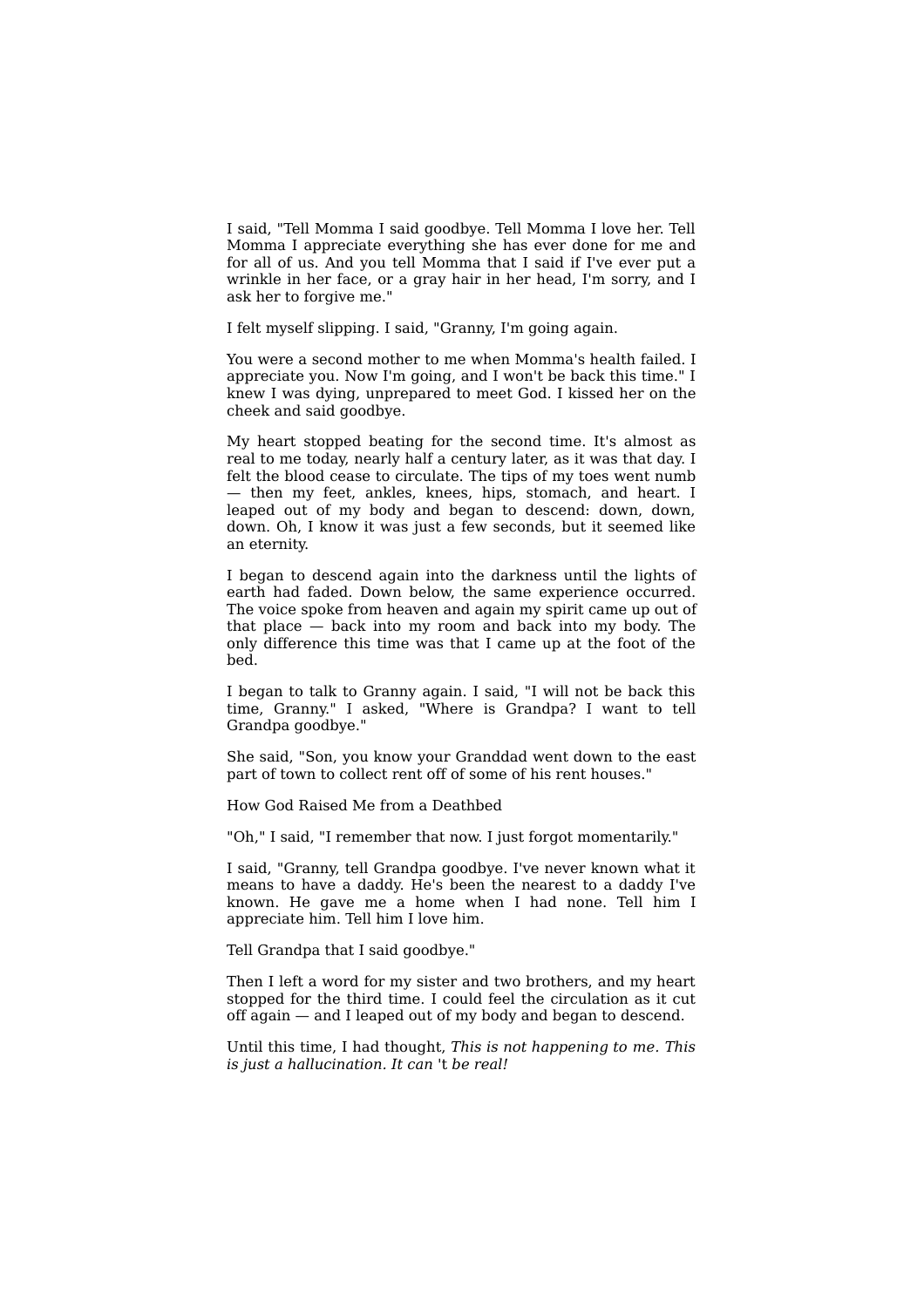I said, "Tell Momma I said goodbye. Tell Momma I love her. Tell Momma I appreciate everything she has ever done for me and for all of us. And you tell Momma that I said if I've ever put a wrinkle in her face, or a gray hair in her head, I'm sorry, and I ask her to forgive me."

I felt myself slipping. I said, "Granny, I'm going again.

You were a second mother to me when Momma's health failed. I appreciate you. Now I'm going, and I won't be back this time." I knew I was dying, unprepared to meet God. I kissed her on the cheek and said goodbye.

My heart stopped beating for the second time. It's almost as real to me today, nearly half a century later, as it was that day. I felt the blood cease to circulate. The tips of my toes went numb — then my feet, ankles, knees, hips, stomach, and heart. I leaped out of my body and began to descend: down, down, down. Oh, I know it was just a few seconds, but it seemed like an eternity.

I began to descend again into the darkness until the lights of earth had faded. Down below, the same experience occurred. The voice spoke from heaven and again my spirit came up out of that place — back into my room and back into my body. The only difference this time was that I came up at the foot of the bed.

I began to talk to Granny again. I said, "I will not be back this time, Granny." I asked, "Where is Grandpa? I want to tell Grandpa goodbye."

She said, "Son, you know your Granddad went down to the east part of town to collect rent off of some of his rent houses."

"Oh," I said, "I remember that now. I just forgot momentarily."

I said, "Granny, tell Grandpa goodbye. I've never known what it means to have a daddy. He's been the nearest to a daddy I've known. He gave me a home when I had none. Tell him I appreciate him. Tell him I love him.

Tell Grandpa that I said goodbye."

Then I left a word for my sister and two brothers, and my heart stopped for the third time. I could feel the circulation as it cut off again — and I leaped out of my body and began to descend.

Until this time, I had thought, *This is not happening to me. This is just a hallucination. It can't be real!*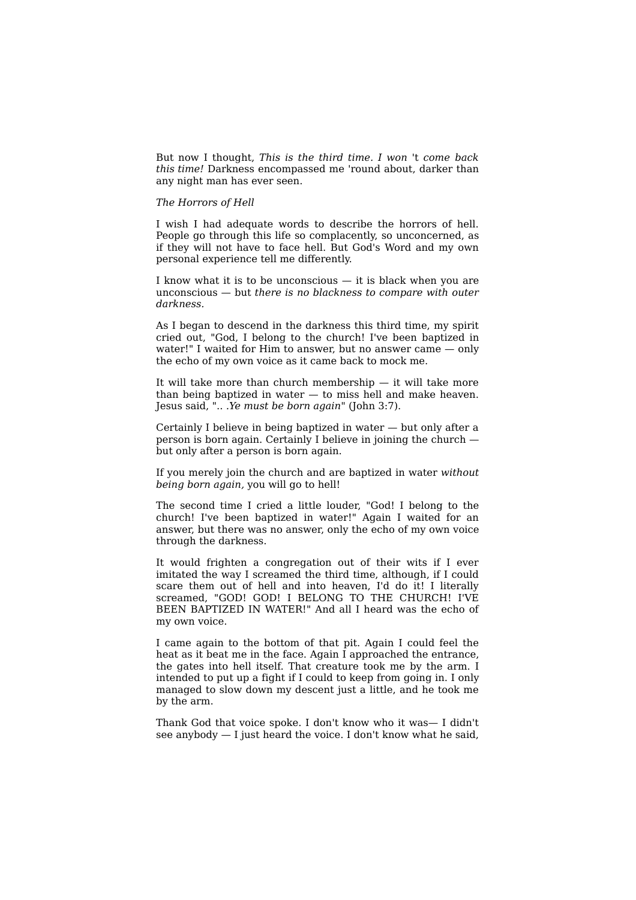But now I thought, *This is the third time. I won* 't *come back this time!* Darkness encompassed me 'round about, darker than any night man has ever seen.

*The Horrors of Hell*

I wish I had adequate words to describe the horrors of hell. People go through this life so complacently, so unconcerned, as if they will not have to face hell. But God's Word and my own personal experience tell me differently.

I know what it is to be unconscious — it is black when you are unconscious — but *there is no blackness to compare with outer darkness.*

As I began to descend in the darkness this third time, my spirit cried out, "God, I belong to the church! I've been baptized in water!" I waited for Him to answer, but no answer came — only the echo of my own voice as it came back to mock me.

It will take more than church membership — it will take more than being baptized in water — to miss hell and make heaven. Jesus said, ".. .*Ye must be born again*" (John 3:7).

Certainly I believe in being baptized in water — but only after a person is born again. Certainly I believe in joining the church — but only after a person is born again.

If you merely join the church and are baptized in water *without being born again,* you will go to hell!

The second time I cried a little louder, "God! I belong to the church! I've been baptized in water!" Again I waited for an answer, but there was no answer, only the echo of my own voice through the darkness.

It would frighten a congregation out of their wits if I ever imitated the way I screamed the third time, although, if I could scare them out of hell and into heaven, I'd do it! I literally screamed, "GOD! GOD! I BELONG TO THE CHURCH! I'VE BEEN BAPTIZED IN WATER!" And all I heard was the echo of my own voice.

I came again to the bottom of that pit. Again I could feel the heat as it beat me in the face. Again I approached the entrance, the gates into hell itself. That creature took me by the arm. I intended to put up a fight if I could to keep from going in. I only managed to slow down my descent just a little, and he took me by the arm.

Thank God that voice spoke. I don't know who it was— I didn't see anybody — I just heard the voice. I don't know what he said,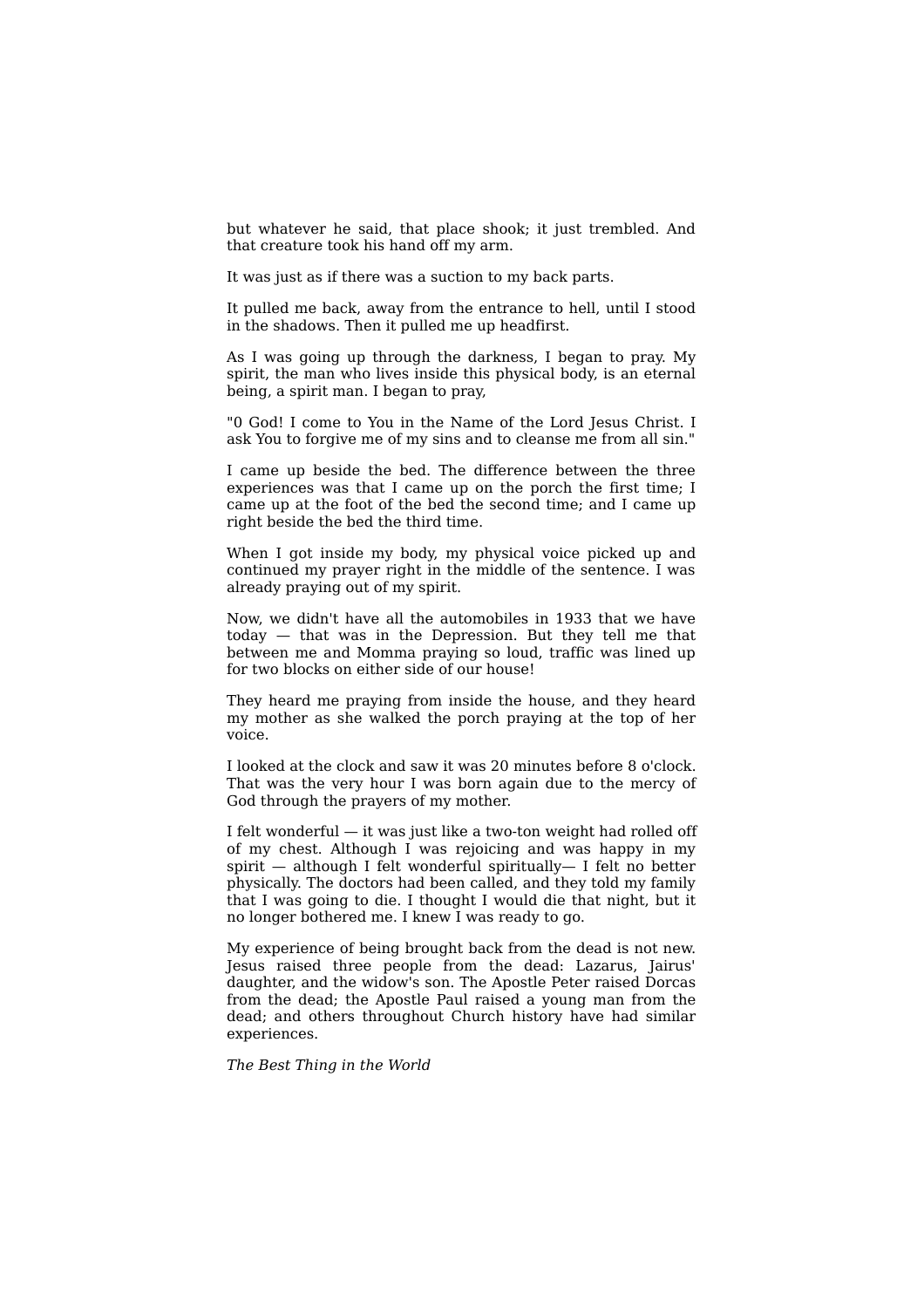but whatever he said, that place shook; it just trembled. And that creature took his hand off my arm.

It was just as if there was a suction to my back parts.

It pulled me back, away from the entrance to hell, until I stood in the shadows. Then it pulled me up headfirst.

As I was going up through the darkness, I began to pray. My spirit, the man who lives inside this physical body, is an eternal being, a spirit man. I began to pray,

"0 God! I come to You in the Name of the Lord Jesus Christ. I ask You to forgive me of my sins and to cleanse me from all sin."

I came up beside the bed. The difference between the three experiences was that I came up on the porch the first time; I came up at the foot of the bed the second time; and I came up right beside the bed the third time.

When I got inside my body, my physical voice picked up and continued my prayer right in the middle of the sentence. I was already praying out of my spirit.

Now, we didn't have all the automobiles in 1933 that we have today — that was in the Depression. But they tell me that between me and Momma praying so loud, traffic was lined up for two blocks on either side of our house!

They heard me praying from inside the house, and they heard my mother as she walked the porch praying at the top of her voice.

I looked at the clock and saw it was 20 minutes before 8 o'clock. That was the very hour I was born again due to the mercy of God through the prayers of my mother.

I felt wonderful — it was just like a two-ton weight had rolled off of my chest. Although I was rejoicing and was happy in my spirit — although I felt wonderful spiritually— I felt no better physically. The doctors had been called, and they told my family that I was going to die. I thought I would die that night, but it no longer bothered me. I knew I was ready to go.

My experience of being brought back from the dead is not new. Jesus raised three people from the dead: Lazarus, Jairus' daughter, and the widow's son. The Apostle Peter raised Dorcas from the dead; the Apostle Paul raised a young man from the dead; and others throughout Church history have had similar experiences.

*The Best Thing in the World*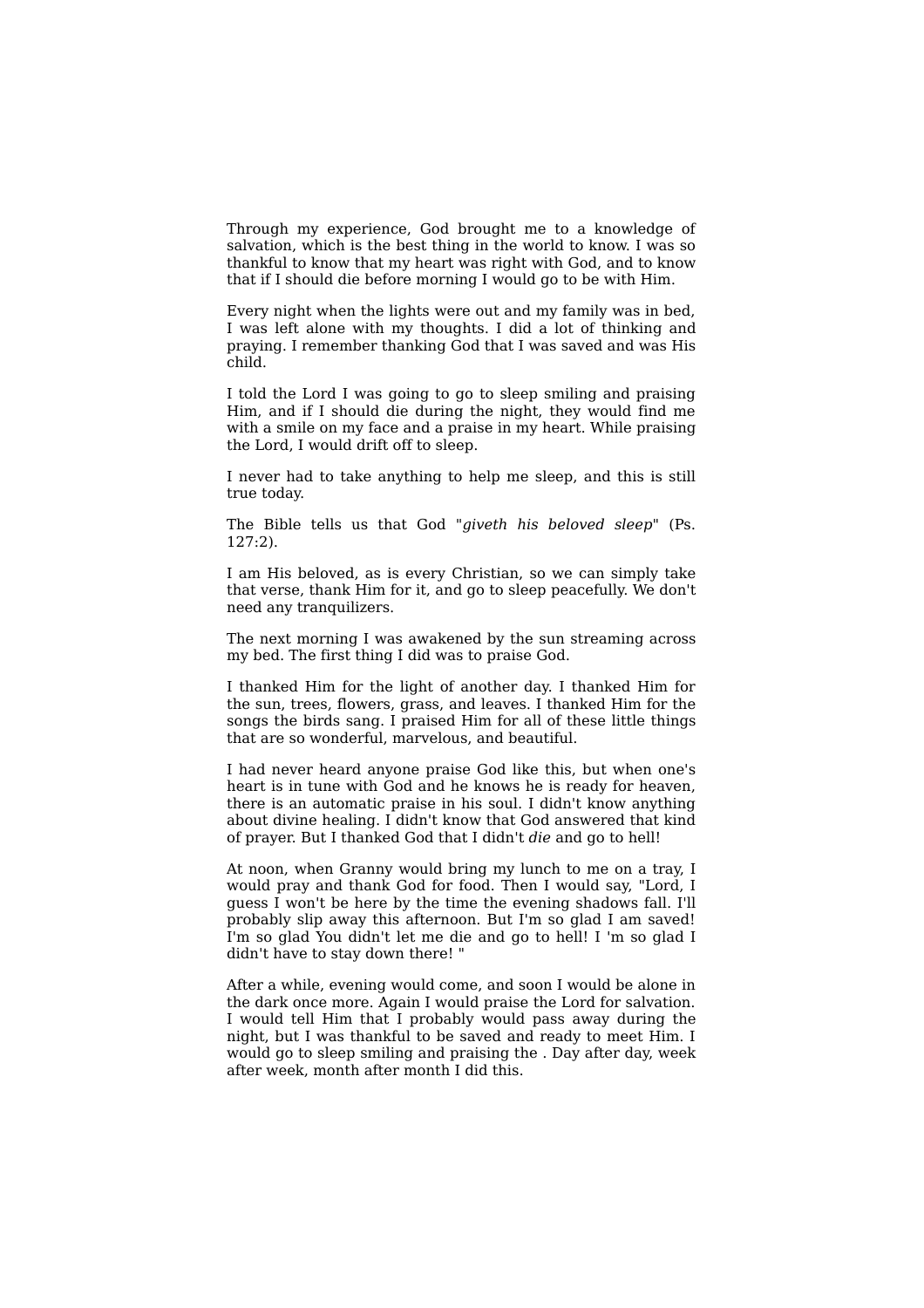Through my experience, God brought me to a knowledge of salvation, which is the best thing in the world to know. I was so thankful to know that my heart was right with God, and to know that if I should die before morning I would go to be with Him.

Every night when the lights were out and my family was in bed, I was left alone with my thoughts. I did a lot of thinking and praying. I remember thanking God that I was saved and was His child.

I told the Lord I was going to go to sleep smiling and praising Him, and if I should die during the night, they would find me with a smile on my face and a praise in my heart. While praising the Lord, I would drift off to sleep.

I never had to take anything to help me sleep, and this is still true today.

The Bible tells us that God "*giveth his beloved sleep*" (Ps. 127:2).

I am His beloved, as is every Christian, so we can simply take that verse, thank Him for it, and go to sleep peacefully. We don't need any tranquilizers.

The next morning I was awakened by the sun streaming across my bed. The first thing I did was to praise God.

I thanked Him for the light of another day. I thanked Him for the sun, trees, flowers, grass, and leaves. I thanked Him for the songs the birds sang. I praised Him for all of these little things that are so wonderful, marvelous, and beautiful.

I had never heard anyone praise God like this, but when one's heart is in tune with God and he knows he is ready for heaven, there is an automatic praise in his soul. I didn't know anything about divine healing. I didn't know that God answered that kind of prayer. But I thanked God that I didn't *die* and go to hell!

At noon, when Granny would bring my lunch to me on a tray, I would pray and thank God for food. Then I would say, "Lord, I guess I won't be here by the time the evening shadows fall. I'll probably slip away this afternoon. But I'm so glad I am saved! I'm so glad You didn't let me die and go to hell! I 'm so glad I didn't have to stay down there! "

After a while, evening would come, and soon I would be alone in the dark once more. Again I would praise the Lord for salvation. I would tell Him that I probably would pass away during the night, but I was thankful to be saved and ready to meet Him. I would go to sleep smiling and praising the . Day after day, week after week, month after month I did this.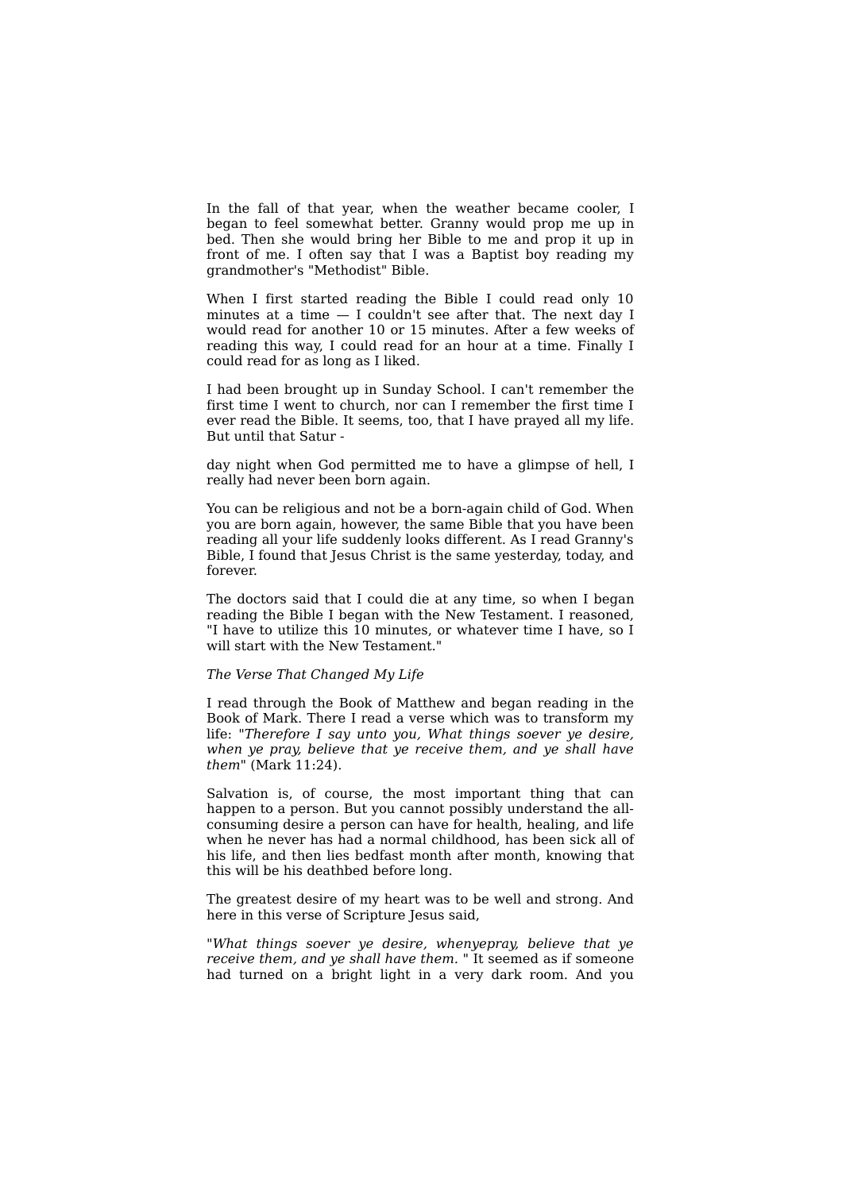In the fall of that year, when the weather became cooler, I began to feel somewhat better. Granny would prop me up in bed. Then she would bring her Bible to me and prop it up in front of me. I often say that I was a Baptist boy reading my grandmother's "Methodist" Bible.

When I first started reading the Bible I could read only 10 minutes at a time — I couldn't see after that. The next day I would read for another 10 or 15 minutes. After a few weeks of reading this way, I could read for an hour at a time. Finally I could read for as long as I liked.

I had been brought up in Sunday School. I can't remember the first time I went to church, nor can I remember the first time I ever read the Bible. It seems, too, that I have prayed all my life. But until that Saturday night when God permitted me to have a glimpse of hell, I really had never been born again.

You can be religious and not be a born-again child of God. When you are born again, however, the same Bible that you have been reading all your life suddenly looks different. As I read Granny's Bible, I found that Jesus Christ is the same yesterday, today, and forever.

The doctors said that I could die at any time, so when I began reading the Bible I began with the New Testament. I reasoned, "I have to utilize this 10 minutes, or whatever time I have, so I will start with the New Testament."

*The Verse That Changed My Life*

I read through the Book of Matthew and began reading in the Book of Mark. There I read a verse which was to transform my life: "*Therefore I say unto you, What things soever ye desire, when ye pray, believe that ye receive them, and ye shall have them*" (Mark 11:24).

Salvation is, of course, the most important thing that can happen to a person. But you cannot possibly understand the all-consuming desire a person can have for health, healing, and life when he never has had a normal childhood, has been sick all of his life, and then lies bedfast month after month, knowing that this will be his deathbed before long.

The greatest desire of my heart was to be well and strong. And here in this verse of Scripture Jesus said,

"*What things soever ye desire, whenyepray, believe that ye receive them, and ye shall have them.* " It seemed as if someone had turned on a bright light in a very dark room. And you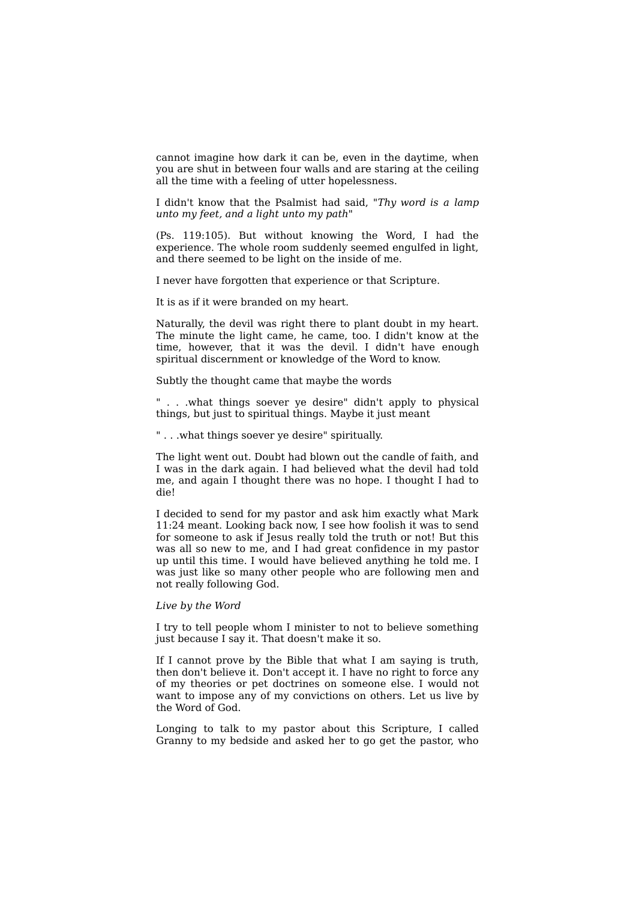cannot imagine how dark it can be, even in the daytime, when you are shut in between four walls and are staring at the ceiling all the time with a feeling of utter hopelessness.

I didn't know that the Psalmist had said, "*Thy word is a lamp unto my feet, and a light unto my path*"

(Ps. 119:105). But without knowing the Word, I had the experience. The whole room suddenly seemed engulfed in light, and there seemed to be light on the inside of me.

I never have forgotten that experience or that Scripture.

It is as if it were branded on my heart.

Naturally, the devil was right there to plant doubt in my heart. The minute the light came, he came, too. I didn't know at the time, however, that it was the devil. I didn't have enough spiritual discernment or knowledge of the Word to know.

Subtly the thought came that maybe the words

" . . .what things soever ye desire" didn't apply to physical things, but just to spiritual things. Maybe it just meant

" . . .what things soever ye desire" spiritually.

The light went out. Doubt had blown out the candle of faith, and I was in the dark again. I had believed what the devil had told me, and again I thought there was no hope. I thought I had to die!

I decided to send for my pastor and ask him exactly what Mark 11:24 meant. Looking back now, I see how foolish it was to send for someone to ask if Jesus really told the truth or not! But this was all so new to me, and I had great confidence in my pastor up until this time. I would have believed anything he told me. I was just like so many other people who are following men and not really following God.

*Live by the Word*

I try to tell people whom I minister to not to believe something just because I say it. That doesn't make it so.

If I cannot prove by the Bible that what I am saying is truth, then don't believe it. Don't accept it. I have no right to force any of my theories or pet doctrines on someone else. I would not want to impose any of my convictions on others. Let us live by the Word of God.

Longing to talk to my pastor about this Scripture, I called Granny to my bedside and asked her to go get the pastor, who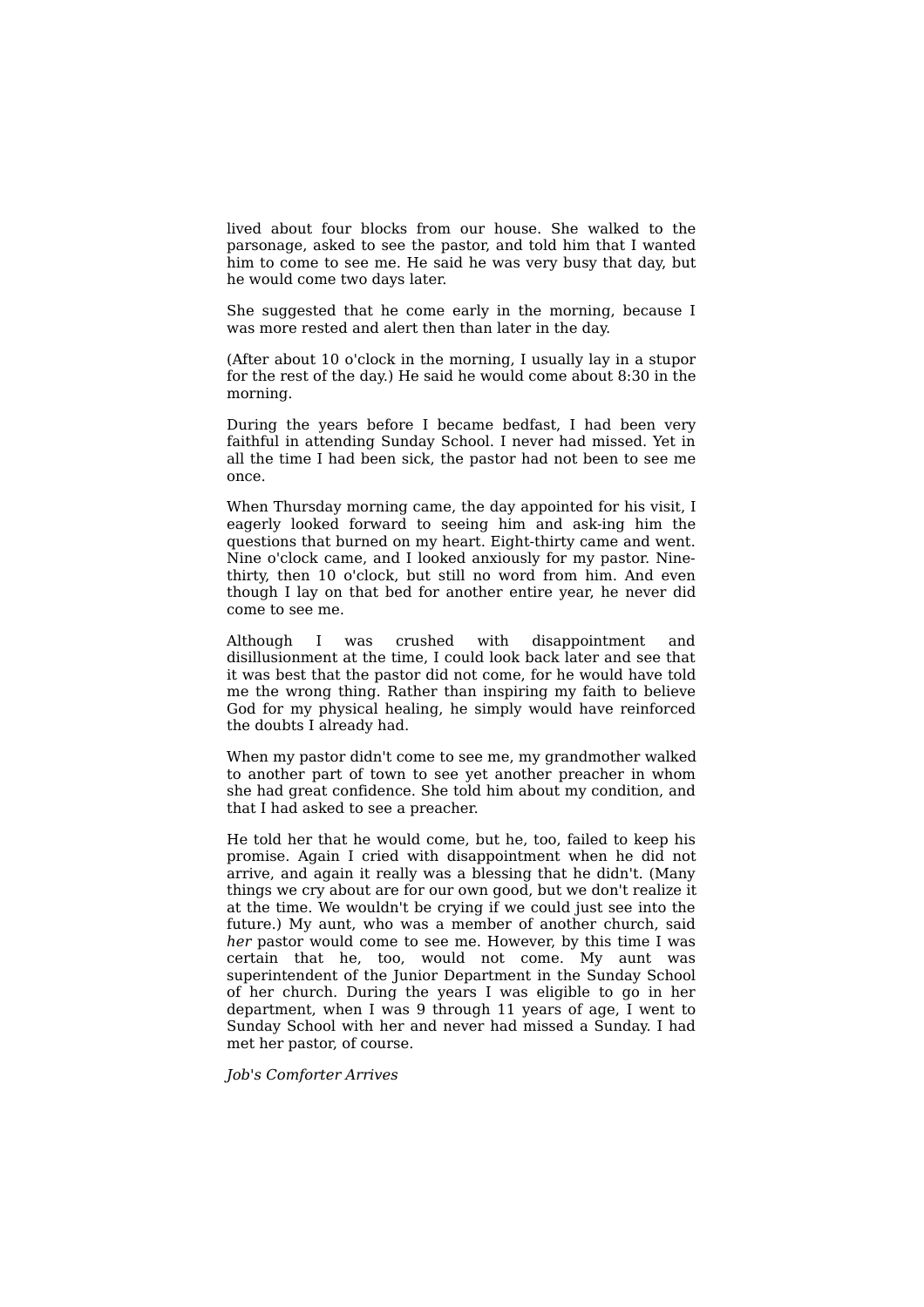lived about four blocks from our house. She walked to the parsonage, asked to see the pastor, and told him that I wanted him to come to see me. He said he was very busy that day, but he would come two days later.

She suggested that he come early in the morning, because I was more rested and alert then than later in the day.

(After about 10 o'clock in the morning, I usually lay in a stupor for the rest of the day.) He said he would come about 8:30 in the morning.

During the years before I became bedfast, I had been very faithful in attending Sunday School. I never had missed. Yet in all the time I had been sick, the pastor had not been to see me once.

When Thursday morning came, the day appointed for his visit, I eagerly looked forward to seeing him and ask-ing him the questions that burned on my heart. Eight-thirty came and went. Nine o'clock came, and I looked anxiously for my pastor. Nine-thirty, then 10 o'clock, but still no word from him. And even though I lay on that bed for another entire year, he never did come to see me.

Although I was crushed with disappointment and disillusionment at the time, I could look back later and see that it was best that the pastor did not come, for he would have told me the wrong thing. Rather than inspiring my faith to believe God for my physical healing, he simply would have reinforced the doubts I already had.

When my pastor didn't come to see me, my grandmother walked to another part of town to see yet another preacher in whom she had great confidence. She told him about my condition, and that I had asked to see a preacher.

He told her that he would come, but he, too, failed to keep his promise. Again I cried with disappointment when he did not arrive, and again it really was a blessing that he didn't. (Many things we cry about are for our own good, but we don't realize it at the time. We wouldn't be crying if we could just see into the future.) My aunt, who was a member of another church, said *her* pastor would come to see me. However, by this time I was certain that he, too, would not come. My aunt was superintendent of the Junior Department in the Sunday School of her church. During the years I was eligible to go in her department, when I was 9 through 11 years of age, I went to Sunday School with her and never had missed a Sunday. I had met her pastor, of course.

*Job's Comforter Arrives*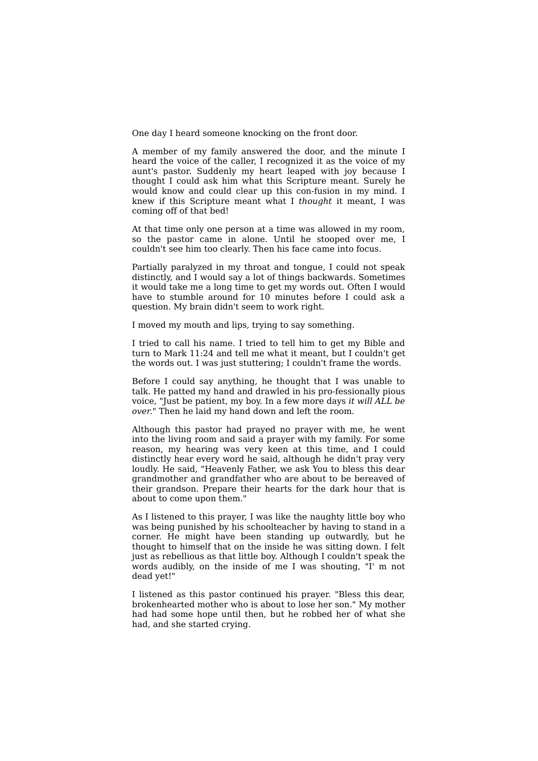One day I heard someone knocking on the front door.

A member of my family answered the door, and the minute I heard the voice of the caller, I recognized it as the voice of my aunt's pastor. Suddenly my heart leaped with joy because I thought I could ask him what this Scripture meant. Surely he would know and could clear up this con-fusion in my mind. I knew if this Scripture meant what I *thought* it meant, I was coming off of that bed!

At that time only one person at a time was allowed in my room, so the pastor came in alone. Until he stooped over me, I couldn't see him too clearly. Then his face came into focus.

Partially paralyzed in my throat and tongue, I could not speak distinctly, and I would say a lot of things backwards. Sometimes it would take me a long time to get my words out. Often I would have to stumble around for 10 minutes before I could ask a question. My brain didn't seem to work right.

I moved my mouth and lips, trying to say something.

I tried to call his name. I tried to tell him to get my Bible and turn to Mark 11:24 and tell me what it meant, but I couldn't get the words out. I was just stuttering; I couldn't frame the words.

Before I could say anything, he thought that I was unable to talk. He patted my hand and drawled in his pro-fessionally pious voice, "Just be patient, my boy. In a few more days *it will ALL be over.*" Then he laid my hand down and left the room.

Although this pastor had prayed no prayer with me, he went into the living room and said a prayer with my family. For some reason, my hearing was very keen at this time, and I could distinctly hear every word he said, although he didn't pray very loudly. He said, "Heavenly Father, we ask You to bless this dear grandmother and grandfather who are about to be bereaved of their grandson. Prepare their hearts for the dark hour that is about to come upon them."

As I listened to this prayer, I was like the naughty little boy who was being punished by his schoolteacher by having to stand in a corner. He might have been standing up outwardly, but he thought to himself that on the inside he was sitting down. I felt just as rebellious as that little boy. Although I couldn't speak the words audibly, on the inside of me I was shouting, "I' m not dead yet!"

I listened as this pastor continued his prayer. "Bless this dear, brokenhearted mother who is about to lose her son." My mother had had some hope until then, but he robbed her of what she had, and she started crying.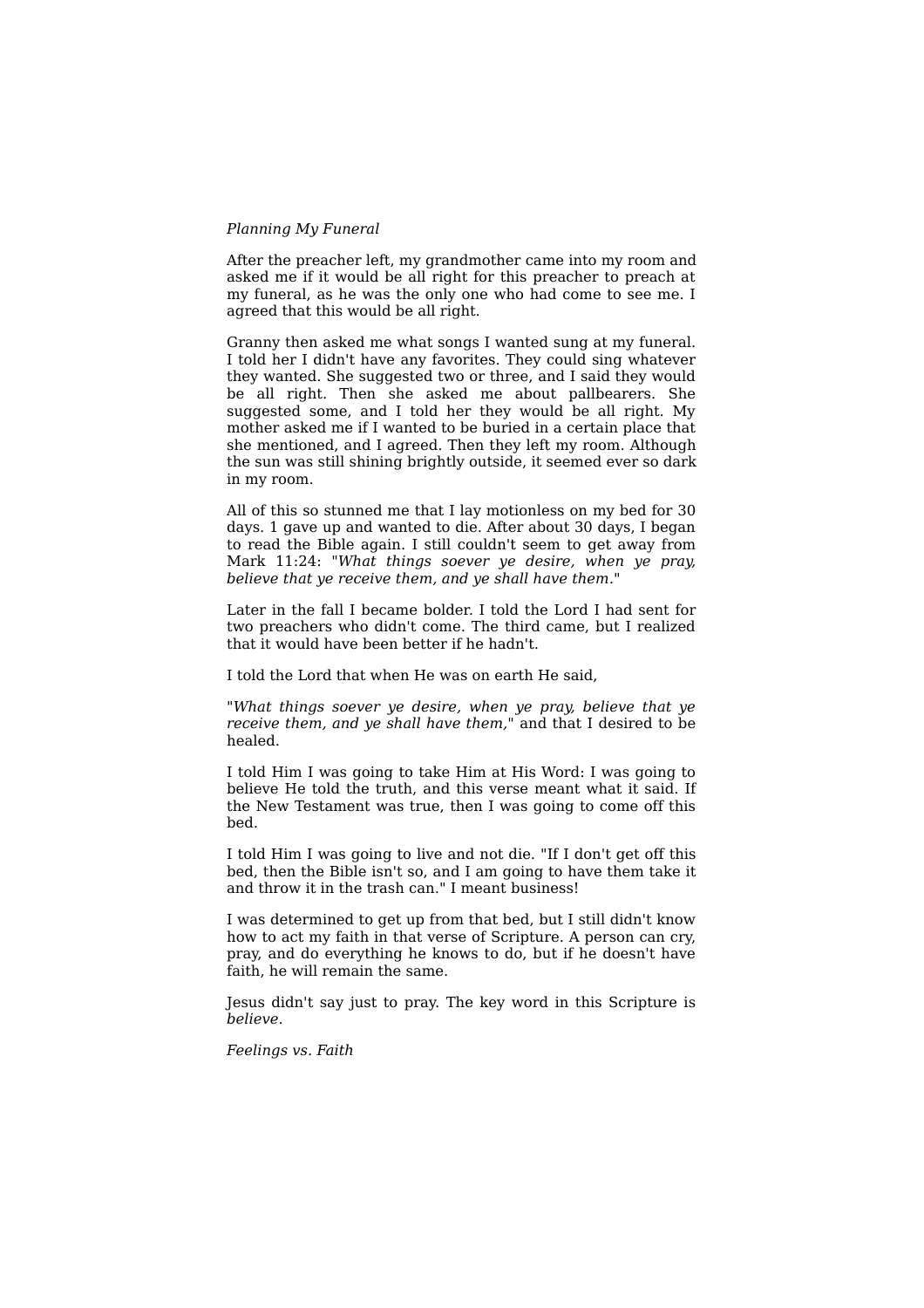*Planning My Funeral*

After the preacher left, my grandmother came into my room and asked me if it would be all right for this preacher to preach at my funeral, as he was the only one who had come to see me. I agreed that this would be all right.

Granny then asked me what songs I wanted sung at my funeral. I told her I didn't have any favorites. They could sing whatever they wanted. She suggested two or three, and I said they would be all right. Then she asked me about pallbearers. She suggested some, and I told her they would be all right. My mother asked me if I wanted to be buried in a certain place that she mentioned, and I agreed. Then they left my room. Although the sun was still shining brightly outside, it seemed ever so dark in my room.

All of this so stunned me that I lay motionless on my bed for 30 days. 1 gave up and wanted to die. After about 30 days, I began to read the Bible again. I still couldn't seem to get away from Mark 11:24: "*What things soever ye desire, when ye pray, believe that ye receive them, and ye shall have them*."

Later in the fall I became bolder. I told the Lord I had sent for two preachers who didn't come. The third came, but I realized that it would have been better if he hadn't.

I told the Lord that when He was on earth He said,

"*What things soever ye desire, when ye pray, believe that ye receive them, and ye shall have them*," and that I desired to be healed.

I told Him I was going to take Him at His Word: I was going to believe He told the truth, and this verse meant what it said. If the New Testament was true, then I was going to come off this bed.

I told Him I was going to live and not die. "If I don't get off this bed, then the Bible isn't so, and I am going to have them take it and throw it in the trash can." I meant business!

I was determined to get up from that bed, but I still didn't know how to act my faith in that verse of Scripture. A person can cry, pray, and do everything he knows to do, but if he doesn't have faith, he will remain the same.

Jesus didn't say just to pray. The key word in this Scripture is *believe*.

*Feelings vs. Faith*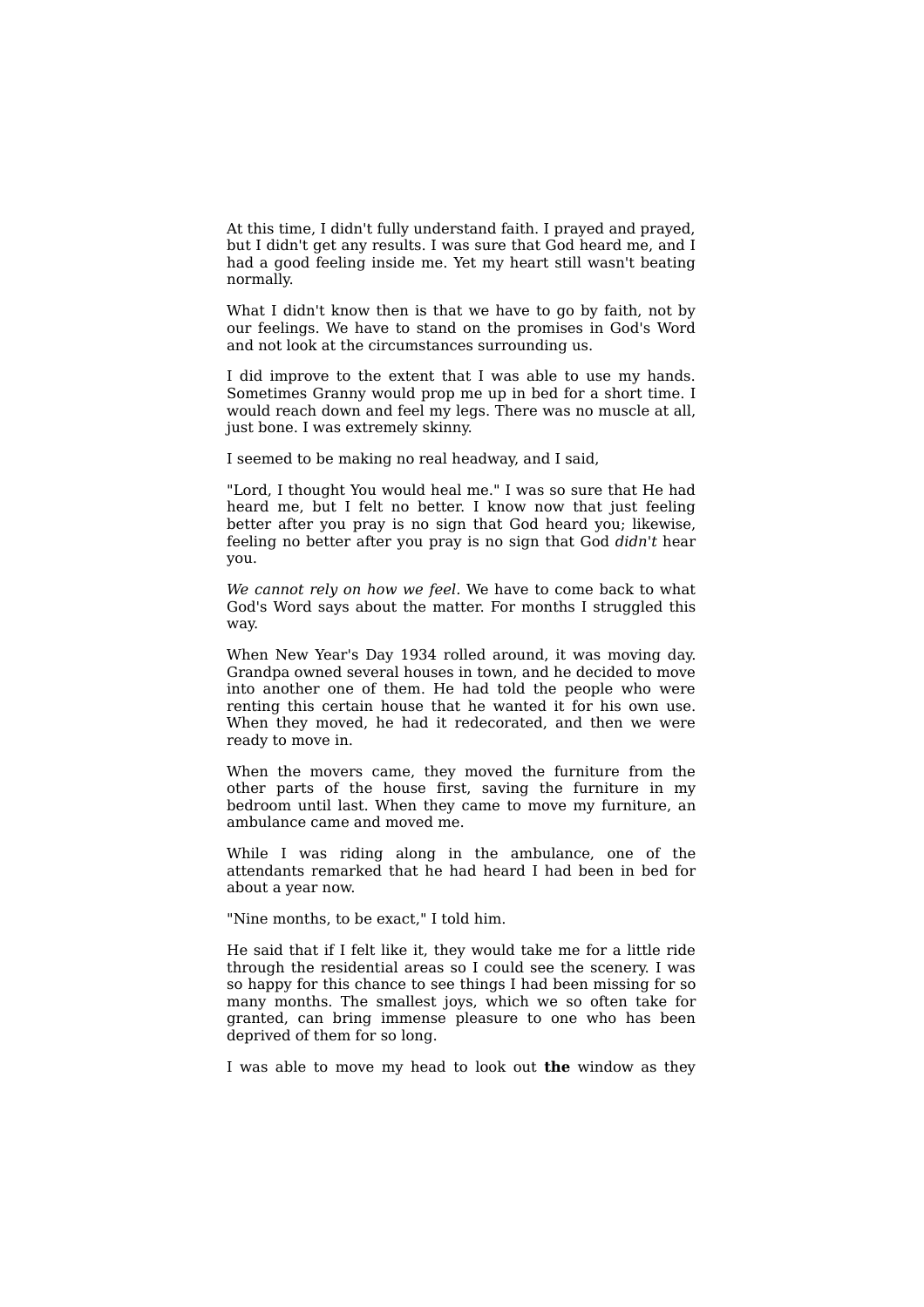At this time, I didn't fully understand faith. I prayed and prayed, but I didn't get any results. I was sure that God heard me, and I had a good feeling inside me. Yet my heart still wasn't beating normally.

What I didn't know then is that we have to go by faith, not by our feelings. We have to stand on the promises in God's Word and not look at the circumstances surrounding us.

I did improve to the extent that I was able to use my hands. Sometimes Granny would prop me up in bed for a short time. I would reach down and feel my legs. There was no muscle at all, just bone. I was extremely skinny.

I seemed to be making no real headway, and I said,

"Lord, I thought You would heal me." I was so sure that He had heard me, but I felt no better. I know now that just feeling better after you pray is no sign that God heard you; likewise, feeling no better after you pray is no sign that God *didn't* hear you.

*We cannot rely on how we feel.* We have to come back to what God's Word says about the matter. For months I struggled this way.

When New Year's Day 1934 rolled around, it was moving day. Grandpa owned several houses in town, and he decided to move into another one of them. He had told the people who were renting this certain house that he wanted it for his own use. When they moved, he had it redecorated, and then we were ready to move in.

When the movers came, they moved the furniture from the other parts of the house first, saving the furniture in my bedroom until last. When they came to move my furniture, an ambulance came and moved me.

While I was riding along in the ambulance, one of the attendants remarked that he had heard I had been in bed for about a year now.

"Nine months, to be exact," I told him.

He said that if I felt like it, they would take me for a little ride through the residential areas so I could see the scenery. I was so happy for this chance to see things I had been missing for so many months. The smallest joys, which we so often take for granted, can bring immense pleasure to one who has been deprived of them for so long.

I was able to move my head to look out **the** window as they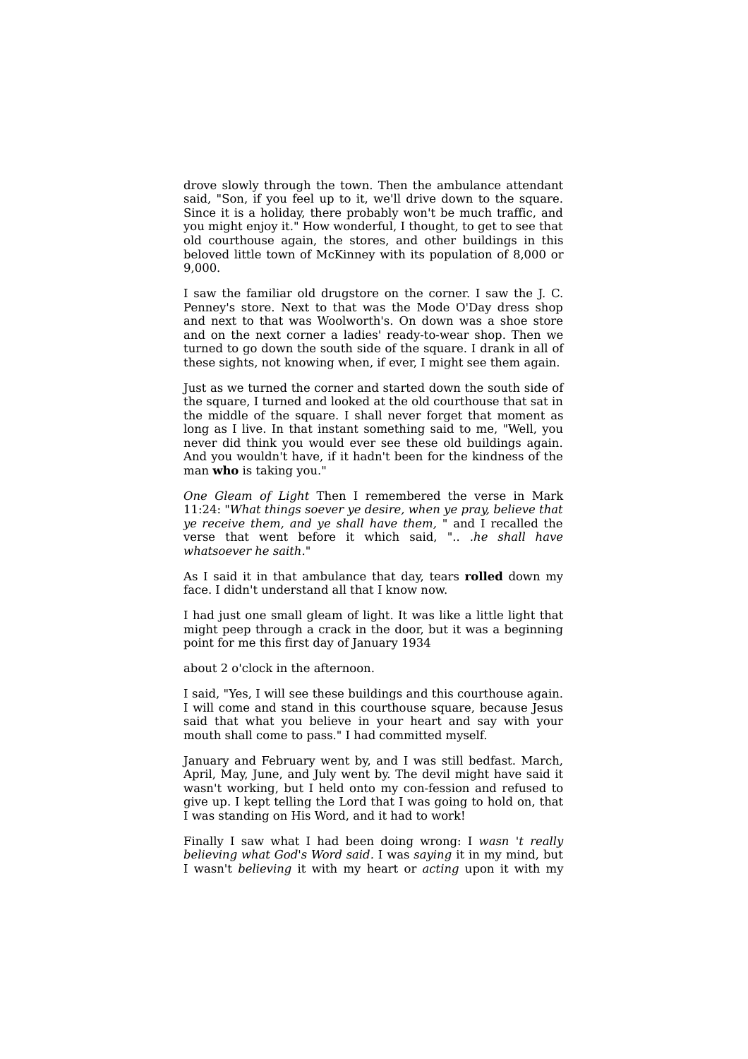drove slowly through the town. Then the ambulance attendant said, "Son, if you feel up to it, we'll drive down to the square. Since it is a holiday, there probably won't be much traffic, and you might enjoy it." How wonderful, I thought, to get to see that old courthouse again, the stores, and other buildings in this beloved little town of McKinney with its population of 8,000 or 9,000.

I saw the familiar old drugstore on the corner. I saw the J. C. Penney's store. Next to that was the Mode O'Day dress shop and next to that was Woolworth's. On down was a shoe store and on the next corner a ladies' ready-to-wear shop. Then we turned to go down the south side of the square. I drank in all of these sights, not knowing when, if ever, I might see them again.

Just as we turned the corner and started down the south side of the square, I turned and looked at the old courthouse that sat in the middle of the square. I shall never forget that moment as long as I live. In that instant something said to me, "Well, you never did think you would ever see these old buildings again. And you wouldn't have, if it hadn't been for the kindness of the man **who** is taking you."

*One Gleam of Light* Then I remembered the verse in Mark 11:24: "*What things soever ye desire, when ye pray, believe that ye receive them, and ye shall have them,* " and I recalled the verse that went before it which said, ".. *.he shall have whatsoever he saith.*"

As I said it in that ambulance that day, tears **rolled** down my face. I didn't understand all that I know now.

I had just one small gleam of light. It was like a little light that might peep through a crack in the door, but it was a beginning point for me this first day of January 1934

about 2 o'clock in the afternoon.

I said, "Yes, I will see these buildings and this courthouse again. I will come and stand in this courthouse square, because Jesus said that what you believe in your heart and say with your mouth shall come to pass." I had committed myself.

January and February went by, and I was still bedfast. March, April, May, June, and July went by. The devil might have said it wasn't working, but I held onto my con-fession and refused to give up. I kept telling the Lord that I was going to hold on, that I was standing on His Word, and it had to work!

Finally I saw what I had been doing wrong: I *wasn 't really believing what God's Word said.* I was *saying* it in my mind, but I wasn't *believing* it with my heart or *acting* upon it with my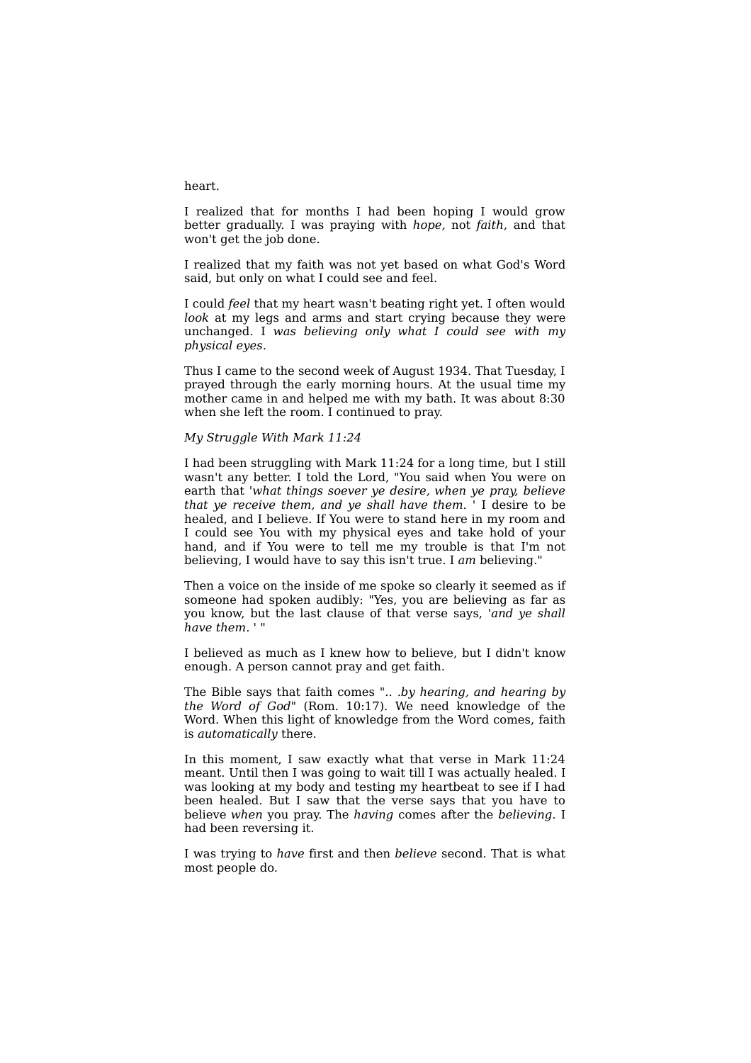heart.

I realized that for months I had been hoping I would grow better gradually. I was praying with *hope,* not *faith,* and that won't get the job done.

I realized that my faith was not yet based on what God's Word said, but only on what I could see and feel.

I could *feel* that my heart wasn't beating right yet. I often would *look* at my legs and arms and start crying because they were unchanged. I *was believing only what I could see with my physical eyes.*

Thus I came to the second week of August 1934. That Tuesday, I prayed through the early morning hours. At the usual time my mother came in and helped me with my bath. It was about 8:30 when she left the room. I continued to pray.

*My Struggle With Mark 11:24*

I had been struggling with Mark 11:24 for a long time, but I still wasn't any better. I told the Lord, "You said when You were on earth that '*what things soever ye desire, when ye pray, believe that ye receive them, and ye shall have them.* ' I desire to be healed, and I believe. If You were to stand here in my room and I could see You with my physical eyes and take hold of your hand, and if You were to tell me my trouble is that I'm not believing, I would have to say this isn't true. I *am* believing."

Then a voice on the inside of me spoke so clearly it seemed as if someone had spoken audibly: "Yes, you are believing as far as you know, but the last clause of that verse says, '*and ye shall have them.* ' "

I believed as much as I knew how to believe, but I didn't know enough. A person cannot pray and get faith.

The Bible says that faith comes ".. .*by hearing, and hearing by the Word of God*" (Rom. 10:17). We need knowledge of the Word. When this light of knowledge from the Word comes, faith is *automatically* there.

In this moment, I saw exactly what that verse in Mark 11:24 meant. Until then I was going to wait till I was actually healed. I was looking at my body and testing my heartbeat to see if I had been healed. But I saw that the verse says that you have to believe *when* you pray. The *having* comes after the *believing.* I had been reversing it.

I was trying to *have* first and then *believe* second. That is what most people do.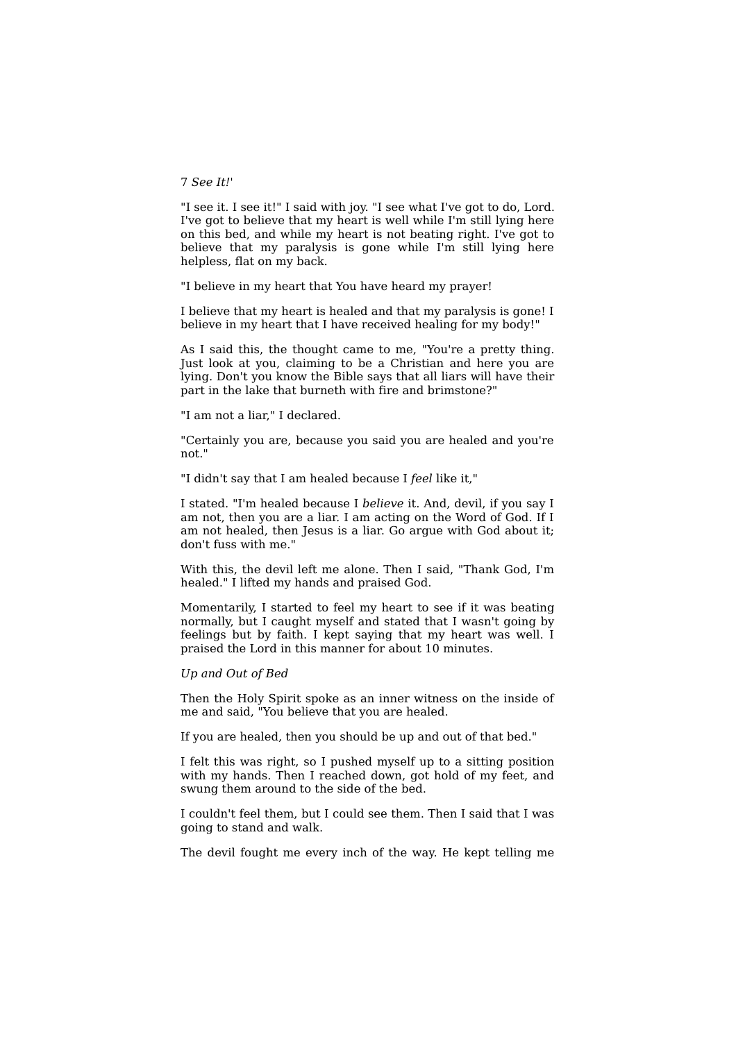7 *See It!*'

"I see it. I see it!" I said with joy. "I see what I've got to do, Lord. I've got to believe that my heart is well while I'm still lying here on this bed, and while my heart is not beating right. I've got to believe that my paralysis is gone while I'm still lying here helpless, flat on my back.

"I believe in my heart that You have heard my prayer!

I believe that my heart is healed and that my paralysis is gone! I believe in my heart that I have received healing for my body!"

As I said this, the thought came to me, "You're a pretty thing. Just look at you, claiming to be a Christian and here you are lying. Don't you know the Bible says that all liars will have their part in the lake that burneth with fire and brimstone?"

"I am not a liar," I declared.

"Certainly you are, because you said you are healed and you're not."

"I didn't say that I am healed because I *feel* like it,"

I stated. "I'm healed because I *believe* it. And, devil, if you say I am not, then you are a liar. I am acting on the Word of God. If I am not healed, then Jesus is a liar. Go argue with God about it; don't fuss with me."

With this, the devil left me alone. Then I said, "Thank God, I'm healed." I lifted my hands and praised God.

Momentarily, I started to feel my heart to see if it was beating normally, but I caught myself and stated that I wasn't going by feelings but by faith. I kept saying that my heart was well. I praised the Lord in this manner for about 10 minutes.

*Up and Out of Bed*

Then the Holy Spirit spoke as an inner witness on the inside of me and said, "You believe that you are healed.

If you are healed, then you should be up and out of that bed."

I felt this was right, so I pushed myself up to a sitting position with my hands. Then I reached down, got hold of my feet, and swung them around to the side of the bed.

I couldn't feel them, but I could see them. Then I said that I was going to stand and walk.

The devil fought me every inch of the way. He kept telling me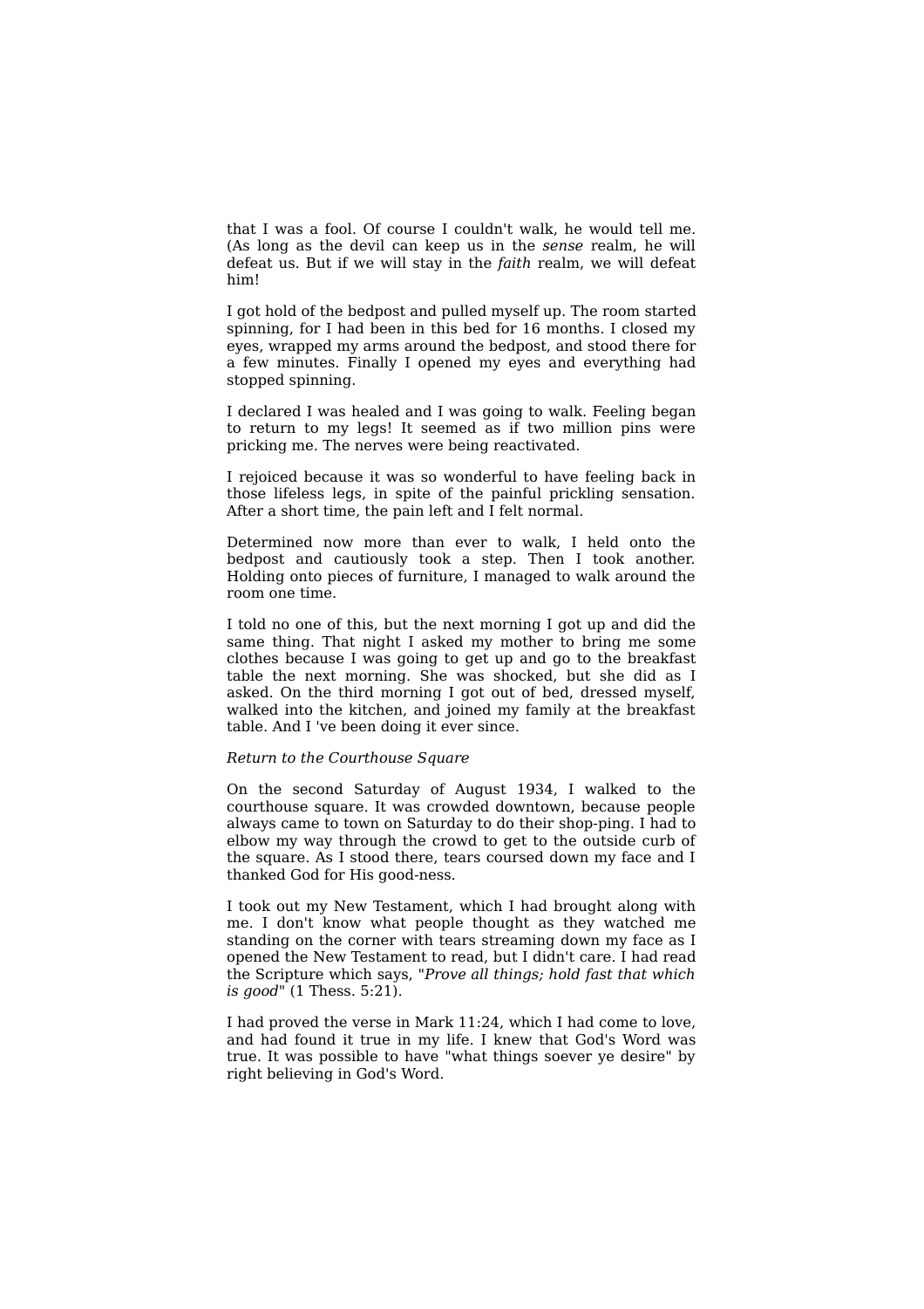that I was a fool. Of course I couldn't walk, he would tell me. (As long as the devil can keep us in the *sense* realm, he will defeat us. But if we will stay in the *faith* realm, we will defeat him!

I got hold of the bedpost and pulled myself up. The room started spinning, for I had been in this bed for 16 months. I closed my eyes, wrapped my arms around the bedpost, and stood there for a few minutes. Finally I opened my eyes and everything had stopped spinning.

I declared I was healed and I was going to walk. Feeling began to return to my legs! It seemed as if two million pins were pricking me. The nerves were being reactivated.

I rejoiced because it was so wonderful to have feeling back in those lifeless legs, in spite of the painful prickling sensation. After a short time, the pain left and I felt normal.

Determined now more than ever to walk, I held onto the bedpost and cautiously took a step. Then I took another. Holding onto pieces of furniture, I managed to walk around the room one time.

I told no one of this, but the next morning I got up and did the same thing. That night I asked my mother to bring me some clothes because I was going to get up and go to the breakfast table the next morning. She was shocked, but she did as I asked. On the third morning I got out of bed, dressed myself, walked into the kitchen, and joined my family at the breakfast table. And I 've been doing it ever since.

*Return to the Courthouse Square*

On the second Saturday of August 1934, I walked to the courthouse square. It was crowded downtown, because people always came to town on Saturday to do their shop-ping. I had to elbow my way through the crowd to get to the outside curb of the square. As I stood there, tears coursed down my face and I thanked God for His good-ness.

I took out my New Testament, which I had brought along with me. I don't know what people thought as they watched me standing on the corner with tears streaming down my face as I opened the New Testament to read, but I didn't care. I had read the Scripture which says, "*Prove all things; hold fast that which is good*" (1 Thess. 5:21).

I had proved the verse in Mark 11:24, which I had come to love, and had found it true in my life. I knew that God's Word was true. It was possible to have "what things soever ye desire" by right believing in God's Word.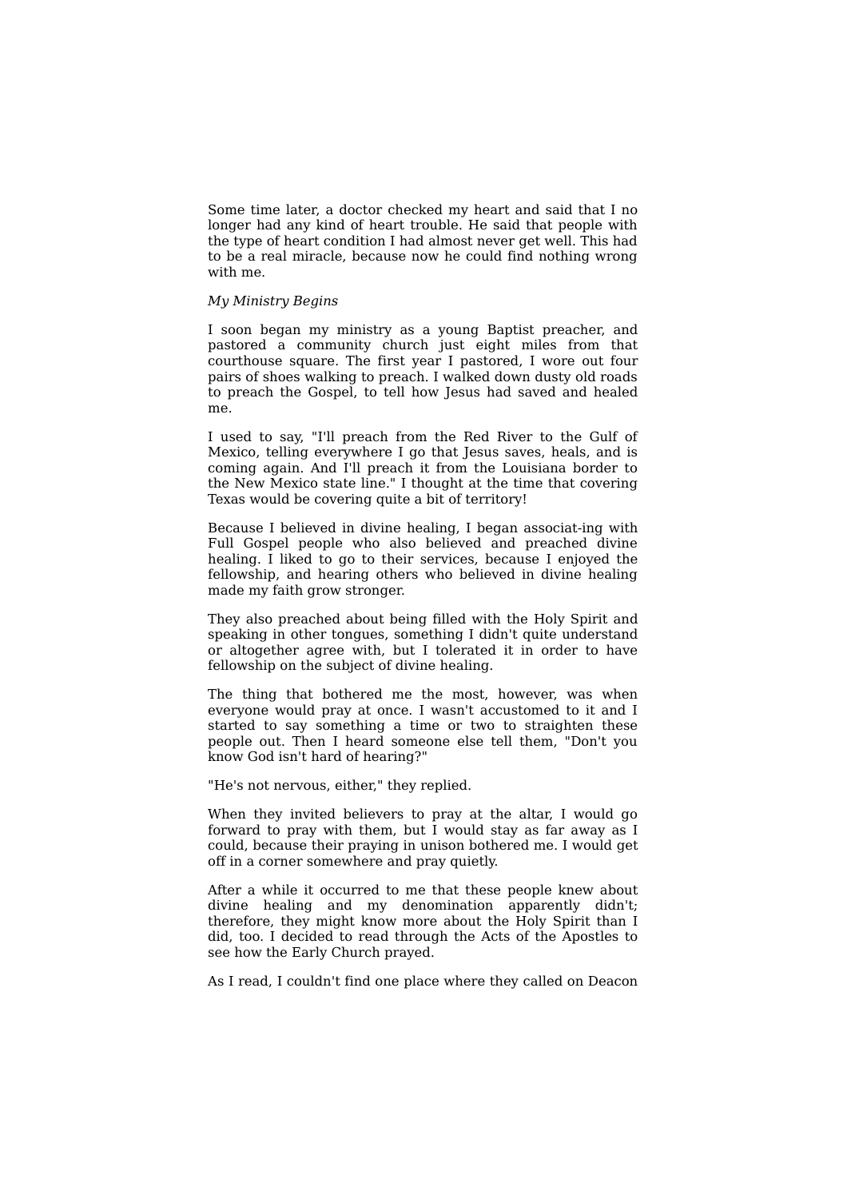Some time later, a doctor checked my heart and said that I no longer had any kind of heart trouble. He said that people with the type of heart condition I had almost never get well. This had to be a real miracle, because now he could find nothing wrong with me.

*My Ministry Begins*

I soon began my ministry as a young Baptist preacher, and pastored a community church just eight miles from that courthouse square. The first year I pastored, I wore out four pairs of shoes walking to preach. I walked down dusty old roads to preach the Gospel, to tell how Jesus had saved and healed me.

I used to say, "I'll preach from the Red River to the Gulf of Mexico, telling everywhere I go that Jesus saves, heals, and is coming again. And I'll preach it from the Louisiana border to the New Mexico state line." I thought at the time that covering Texas would be covering quite a bit of territory!

Because I believed in divine healing, I began associat-ing with Full Gospel people who also believed and preached divine healing. I liked to go to their services, because I enjoyed the fellowship, and hearing others who believed in divine healing made my faith grow stronger.

They also preached about being filled with the Holy Spirit and speaking in other tongues, something I didn't quite understand or altogether agree with, but I tolerated it in order to have fellowship on the subject of divine healing.

The thing that bothered me the most, however, was when everyone would pray at once. I wasn't accustomed to it and I started to say something a time or two to straighten these people out. Then I heard someone else tell them, "Don't you know God isn't hard of hearing?"

"He's not nervous, either," they replied.

When they invited believers to pray at the altar, I would go forward to pray with them, but I would stay as far away as I could, because their praying in unison bothered me. I would get off in a corner somewhere and pray quietly.

After a while it occurred to me that these people knew about divine healing and my denomination apparently didn't; therefore, they might know more about the Holy Spirit than I did, too. I decided to read through the Acts of the Apostles to see how the Early Church prayed.

As I read, I couldn't find one place where they called on Deacon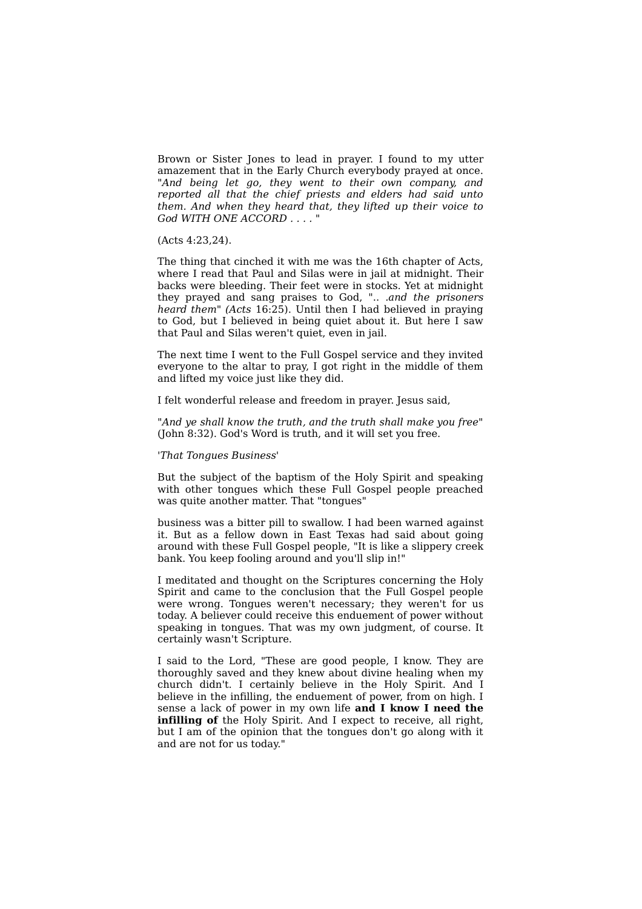Brown or Sister Jones to lead in prayer. I found to my utter amazement that in the Early Church everybody prayed at once. "*And being let go, they went to their own company, and reported all that the chief priests and elders had said unto them. And when they heard that, they lifted up their voice to God WITH ONE ACCORD . . . .* "

(Acts 4:23,24).

The thing that cinched it with me was the 16th chapter of Acts, where I read that Paul and Silas were in jail at midnight. Their backs were bleeding. Their feet were in stocks. Yet at midnight they prayed and sang praises to God, ".. *.and the prisoners heard them*" *(Acts* 16:25). Until then I had believed in praying to God, but I believed in being quiet about it. But here I saw that Paul and Silas weren't quiet, even in jail.

The next time I went to the Full Gospel service and they invited everyone to the altar to pray, I got right in the middle of them and lifted my voice just like they did.

I felt wonderful release and freedom in prayer. Jesus said,

"*And ye shall know the truth, and the truth shall make you free*" (John 8:32). God's Word is truth, and it will set you free.

'*That Tongues Business*'

But the subject of the baptism of the Holy Spirit and speaking with other tongues which these Full Gospel people preached was quite another matter. That "tongues"

business was a bitter pill to swallow. I had been warned against it. But as a fellow down in East Texas had said about going around with these Full Gospel people, "It is like a slippery creek bank. You keep fooling around and you'll slip in!"

I meditated and thought on the Scriptures concerning the Holy Spirit and came to the conclusion that the Full Gospel people were wrong. Tongues weren't necessary; they weren't for us today. A believer could receive this enduement of power without speaking in tongues. That was my own judgment, of course. It certainly wasn't Scripture.

I said to the Lord, "These are good people, I know. They are thoroughly saved and they knew about divine healing when my church didn't. I certainly believe in the Holy Spirit. And I believe in the infilling, the enduement of power, from on high. I sense a lack of power in my own life **and I know I need the infilling of** the Holy Spirit. And I expect to receive, all right, but I am of the opinion that the tongues don't go along with it and are not for us today."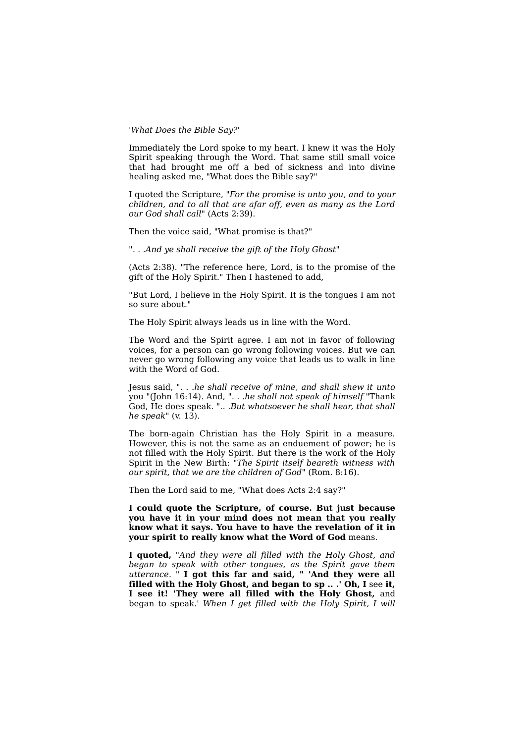'*What Does the Bible Say?*'

Immediately the Lord spoke to my heart. I knew it was the Holy Spirit speaking through the Word. That same still small voice that had brought me off a bed of sickness and into divine healing asked me, "What does the Bible say?"

I quoted the Scripture, "*For the promise is unto you, and to your children, and to all that are afar off, even as many as the Lord our God shall call*" (Acts 2:39).

Then the voice said, "What promise is that?"

"*. . .And ye shall receive the gift of the Holy Ghost*"

(Acts 2:38). "The reference here, Lord, is to the promise of the gift of the Holy Spirit." Then I hastened to add,

"But Lord, I believe in the Holy Spirit. It is the tongues I am not so sure about."

The Holy Spirit always leads us in line with the Word.

The Word and the Spirit agree. I am not in favor of following voices, for a person can go wrong following voices. But we can never go wrong following any voice that leads us to walk in line with the Word of God.

Jesus said, "*. . .he shall receive of mine, and shall shew it unto* you "(John 16:14). And, "*. . .he shall not speak of himself* "Thank God, He does speak. "*.. .But whatsoever he shall hear, that shall he speak*" (v. 13).

The born-again Christian has the Holy Spirit in a measure. However, this is not the same as an enduement of power; he is not filled with the Holy Spirit. But there is the work of the Holy Spirit in the New Birth: "*The Spirit itself beareth witness with our spirit, that we are the children of God*" (Rom. 8:16).

Then the Lord said to me, "What does Acts 2:4 say?"

**I could quote the Scripture, of course. But just because you have it in your mind does not mean that you really know what it says. You have to have the revelation of it in your spirit to really know what the Word of God** means.

**I quoted,** "*And they were all filled with the Holy Ghost, and began to speak with other tongues, as the Spirit gave them utterance.* " **I got this far and said, " 'And they were all filled with the Holy Ghost, and began to sp .. .' Oh, I** see **it, I see it! 'They were all filled with the Holy Ghost,** and began to speak.' *When I get filled with the Holy Spirit, I will*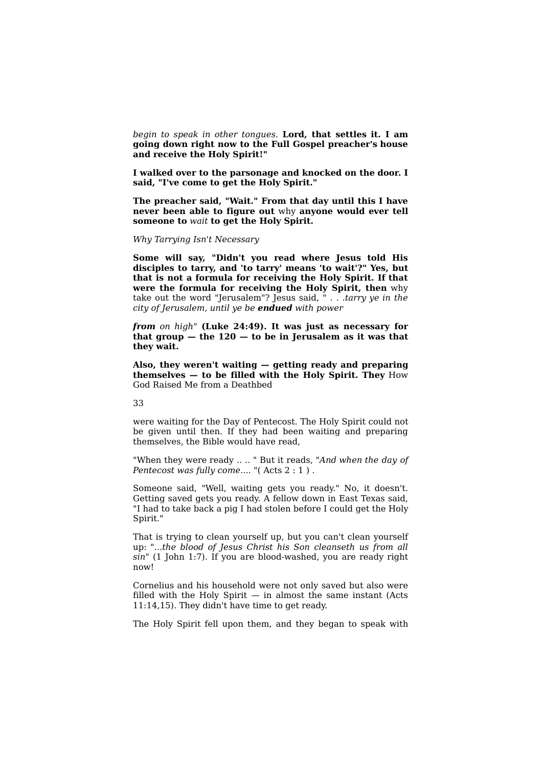*begin to speak in other tongues.* **Lord, that settles it. I am going down right now to the Full Gospel preacher's house and receive the Holy Spirit!"**

**I walked over to the parsonage and knocked on the door. I said, "I've come to get the Holy Spirit."**

**The preacher said, "Wait." From that day until this I have never been able to figure out** why **anyone would ever tell someone to** *wait* **to get the Holy Spirit.**

*Why Tarrying Isn't Necessary*

**Some will say, "Didn't you read where Jesus told His disciples to tarry, and 'to tarry' means 'to wait'?" Yes, but that is not a formula for receiving the Holy Spirit. If that were the formula for receiving the Holy Spirit, then** why take out the word "Jerusalem"? Jesus said, " . . .*tarry ye in the city of Jerusalem, until ye be* ***endued*** *with power*

***from*** *on high*" **(Luke 24:49). It was just as necessary for that group — the 120 — to be in Jerusalem as it was that they wait.**

**Also, they weren't waiting — getting ready and preparing themselves — to be filled with the Holy Spirit. They** were waiting for the Day of Pentecost. The Holy Spirit could not be given until then. If they had been waiting and preparing themselves, the Bible would have read,

"When they were ready .. .. " But it reads, "*And when the day of Pentecost was fully come*.... "( Acts 2 : 1 ) .

Someone said, "Well, waiting gets you ready." No, it doesn't. Getting saved gets you ready. A fellow down in East Texas said, "I had to take back a pig I had stolen before I could get the Holy Spirit."

That is trying to clean yourself up, but you can't clean yourself up: "*...the blood of Jesus Christ his Son cleanseth us from all sin*" (1 John 1:7). If you are blood-washed, you are ready right now!

Cornelius and his household were not only saved but also were filled with the Holy Spirit — in almost the same instant (Acts 11:14,15). They didn't have time to get ready.

The Holy Spirit fell upon them, and they began to speak with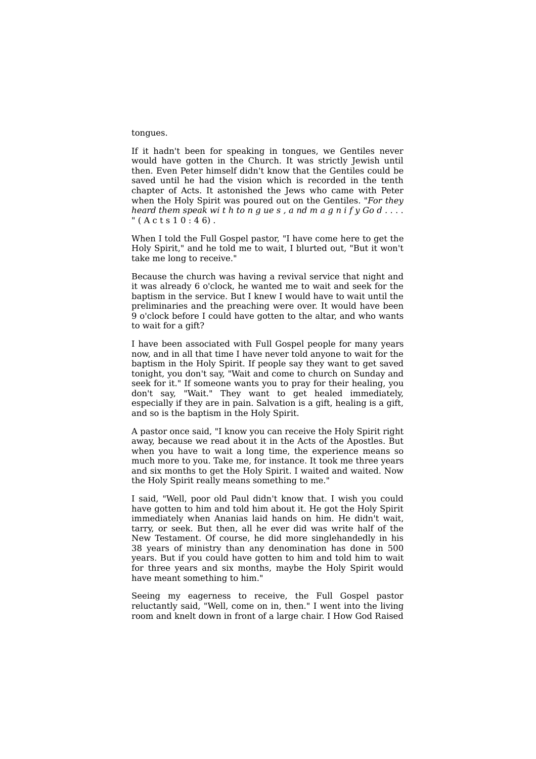tongues.

If it hadn't been for speaking in tongues, we Gentiles never would have gotten in the Church. It was strictly Jewish until then. Even Peter himself didn't know that the Gentiles could be saved until he had the vision which is recorded in the tenth chapter of Acts. It astonished the Jews who came with Peter when the Holy Spirit was poured out on the Gentiles. "*For they heard them speak with tongues, and magnify God . . . .*" (Acts 10:46).

When I told the Full Gospel pastor, "I have come here to get the Holy Spirit," and he told me to wait, I blurted out, "But it won't take me long to receive."

Because the church was having a revival service that night and it was already 6 o'clock, he wanted me to wait and seek for the baptism in the service. But I knew I would have to wait until the preliminaries and the preaching were over. It would have been 9 o'clock before I could have gotten to the altar, and who wants to wait for a gift?

I have been associated with Full Gospel people for many years now, and in all that time I have never told anyone to wait for the baptism in the Holy Spirit. If people say they want to get saved tonight, you don't say, "Wait and come to church on Sunday and seek for it." If someone wants you to pray for their healing, you don't say, "Wait." They want to get healed immediately, especially if they are in pain. Salvation is a gift, healing is a gift, and so is the baptism in the Holy Spirit.

A pastor once said, "I know you can receive the Holy Spirit right away, because we read about it in the Acts of the Apostles. But when you have to wait a long time, the experience means so much more to you. Take me, for instance. It took me three years and six months to get the Holy Spirit. I waited and waited. Now the Holy Spirit really means something to me."

I said, "Well, poor old Paul didn't know that. I wish you could have gotten to him and told him about it. He got the Holy Spirit immediately when Ananias laid hands on him. He didn't wait, tarry, or seek. But then, all he ever did was write half of the New Testament. Of course, he did more singlehandedly in his 38 years of ministry than any denomination has done in 500 years. But if you could have gotten to him and told him to wait for three years and six months, maybe the Holy Spirit would have meant something to him."

Seeing my eagerness to receive, the Full Gospel pastor reluctantly said, "Well, come on in, then." I went into the living room and knelt down in front of a large chair. I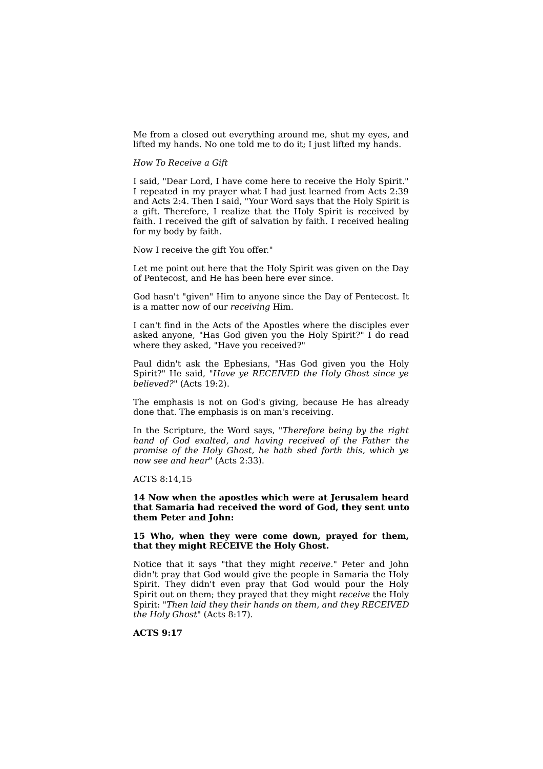Me from a closed out everything around me, shut my eyes, and lifted my hands. No one told me to do it; I just lifted my hands.

*How To Receive a Gift*

I said, "Dear Lord, I have come here to receive the Holy Spirit." I repeated in my prayer what I had just learned from Acts 2:39 and Acts 2:4. Then I said, "Your Word says that the Holy Spirit is a gift. Therefore, I realize that the Holy Spirit is received by faith. I received the gift of salvation by faith. I received healing for my body by faith.

Now I receive the gift You offer."

Let me point out here that the Holy Spirit was given on the Day of Pentecost, and He has been here ever since.

God hasn't "given" Him to anyone since the Day of Pentecost. It is a matter now of our *receiving* Him.

I can't find in the Acts of the Apostles where the disciples ever asked anyone, "Has God given you the Holy Spirit?" I do read where they asked, "Have you received?"

Paul didn't ask the Ephesians, "Has God given you the Holy Spirit?" He said, "*Have ye RECEIVED the Holy Ghost since ye believed?*" (Acts 19:2).

The emphasis is not on God's giving, because He has already done that. The emphasis is on man's receiving.

In the Scripture, the Word says, "*Therefore being by the right hand of God exalted, and having received of the Father the promise of the Holy Ghost, he hath shed forth this, which ye now see and hear*" (Acts 2:33).

ACTS 8:14,15

**14 Now when the apostles which were at Jerusalem heard that Samaria had received the word of God, they sent unto them Peter and John:**

**15 Who, when they were come down, prayed for them, that they might RECEIVE the Holy Ghost.**

Notice that it says "that they might *receive*." Peter and John didn't pray that God would give the people in Samaria the Holy Spirit. They didn't even pray that God would pour the Holy Spirit out on them; they prayed that they might *receive* the Holy Spirit: "*Then laid they their hands on them, and they RECEIVED the Holy Ghost*" (Acts 8:17).

**ACTS 9:17**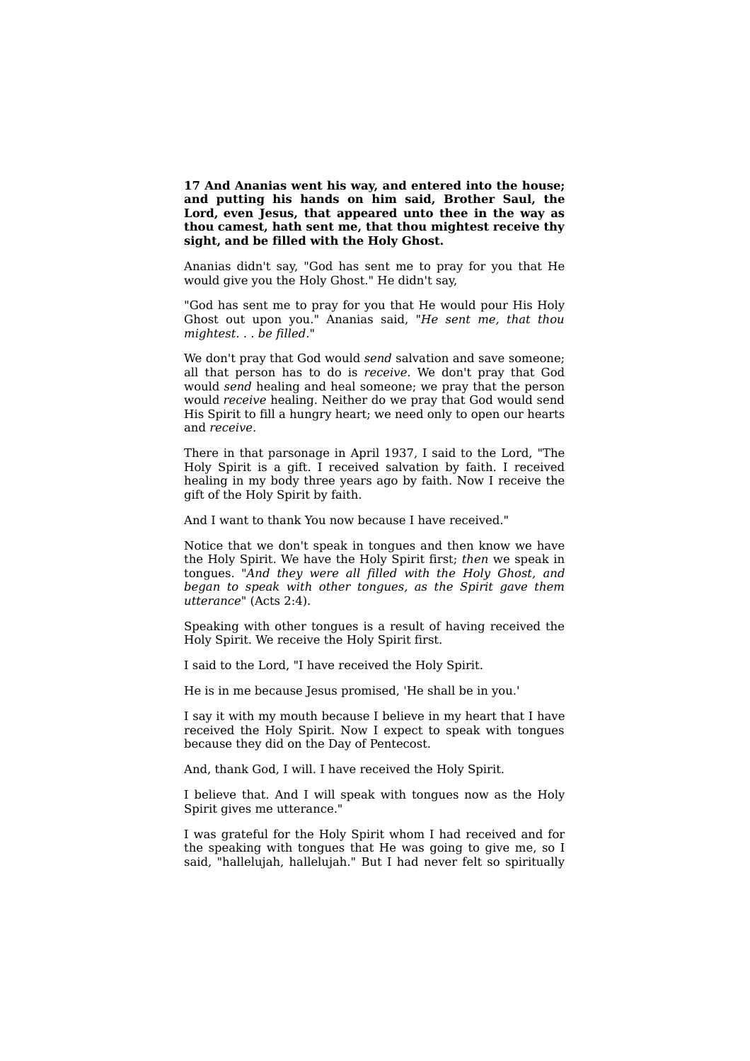**17 And Ananias went his way, and entered into the house; and putting his hands on him said, Brother Saul, the Lord, even Jesus, that appeared unto thee in the way as thou camest, hath sent me, that thou mightest receive thy sight, and be filled with the Holy Ghost.**

Ananias didn't say, "God has sent me to pray for you that He would give you the Holy Ghost." He didn't say,

"God has sent me to pray for you that He would pour His Holy Ghost out upon you." Ananias said, "*He sent me, that thou mightest. . . be filled*."

We don't pray that God would *send* salvation and save someone; all that person has to do is *receive*. We don't pray that God would *send* healing and heal someone; we pray that the person would *receive* healing. Neither do we pray that God would send His Spirit to fill a hungry heart; we need only to open our hearts and *receive*.

There in that parsonage in April 1937, I said to the Lord, "The Holy Spirit is a gift. I received salvation by faith. I received healing in my body three years ago by faith. Now I receive the gift of the Holy Spirit by faith.

And I want to thank You now because I have received."

Notice that we don't speak in tongues and then know we have the Holy Spirit. We have the Holy Spirit first; *then* we speak in tongues. "*And they were all filled with the Holy Ghost, and began to speak with other tongues, as the Spirit gave them utterance*" (Acts 2:4).

Speaking with other tongues is a result of having received the Holy Spirit. We receive the Holy Spirit first.

I said to the Lord, "I have received the Holy Spirit.

He is in me because Jesus promised, 'He shall be in you.'

I say it with my mouth because I believe in my heart that I have received the Holy Spirit. Now I expect to speak with tongues because they did on the Day of Pentecost.

And, thank God, I will. I have received the Holy Spirit.

I believe that. And I will speak with tongues now as the Holy Spirit gives me utterance."

I was grateful for the Holy Spirit whom I had received and for the speaking with tongues that He was going to give me, so I said, "hallelujah, hallelujah." But I had never felt so spiritually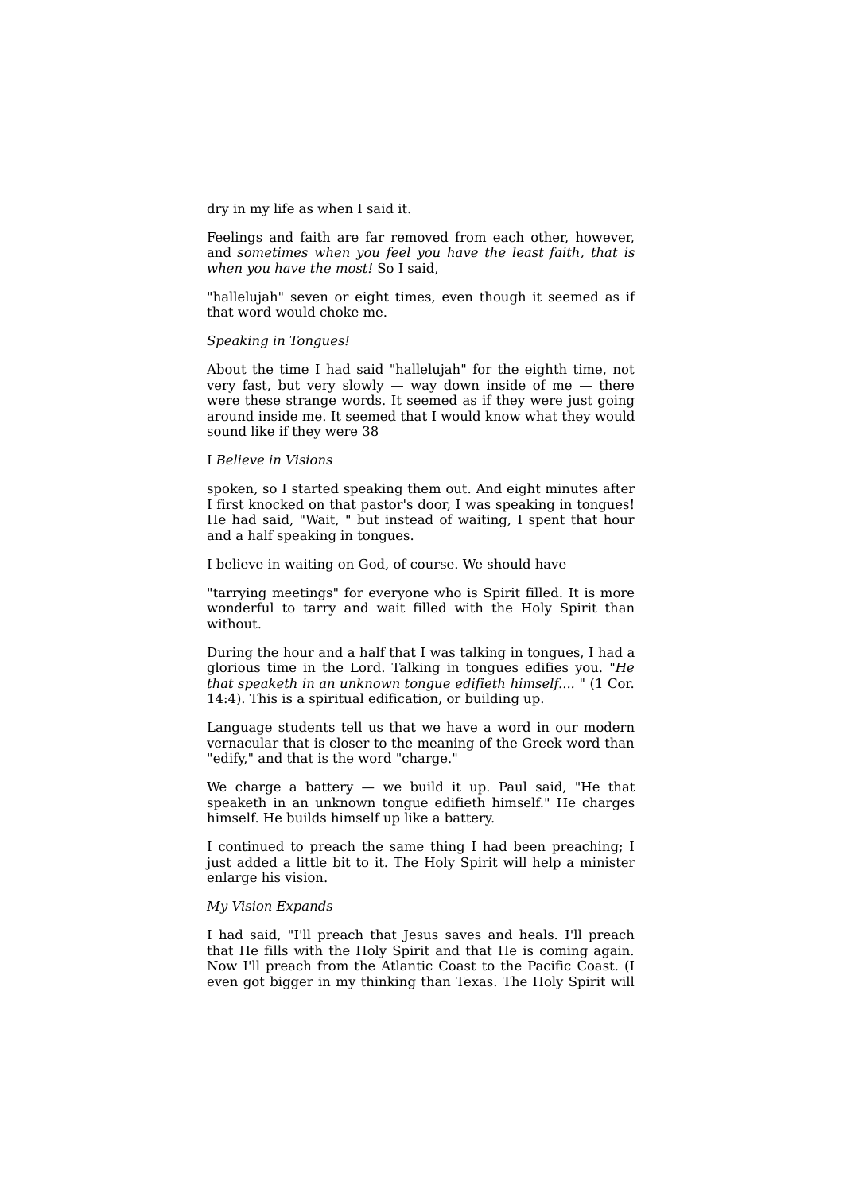dry in my life as when I said it.

Feelings and faith are far removed from each other, however, and *sometimes when you feel you have the least faith, that is when you have the most!* So I said,

"hallelujah" seven or eight times, even though it seemed as if that word would choke me.

*Speaking in Tongues!*

About the time I had said "hallelujah" for the eighth time, not very fast, but very slowly — way down inside of me — there were these strange words. It seemed as if they were just going around inside me. It seemed that I would know what they would sound like if they were spoken, so I started speaking them out. And eight minutes after I first knocked on that pastor's door, I was speaking in tongues! He had said, "Wait, " but instead of waiting, I spent that hour and a half speaking in tongues.

I believe in waiting on God, of course. We should have

"tarrying meetings" for everyone who is Spirit filled. It is more wonderful to tarry and wait filled with the Holy Spirit than without.

During the hour and a half that I was talking in tongues, I had a glorious time in the Lord. Talking in tongues edifies you. "*He that speaketh in an unknown tongue edifieth himself....* " (1 Cor. 14:4). This is a spiritual edification, or building up.

Language students tell us that we have a word in our modern vernacular that is closer to the meaning of the Greek word than "edify," and that is the word "charge."

We charge a battery — we build it up. Paul said, "He that speaketh in an unknown tongue edifieth himself." He charges himself. He builds himself up like a battery.

I continued to preach the same thing I had been preaching; I just added a little bit to it. The Holy Spirit will help a minister enlarge his vision.

*My Vision Expands*

I had said, "I'll preach that Jesus saves and heals. I'll preach that He fills with the Holy Spirit and that He is coming again. Now I'll preach from the Atlantic Coast to the Pacific Coast. (I even got bigger in my thinking than Texas. The Holy Spirit will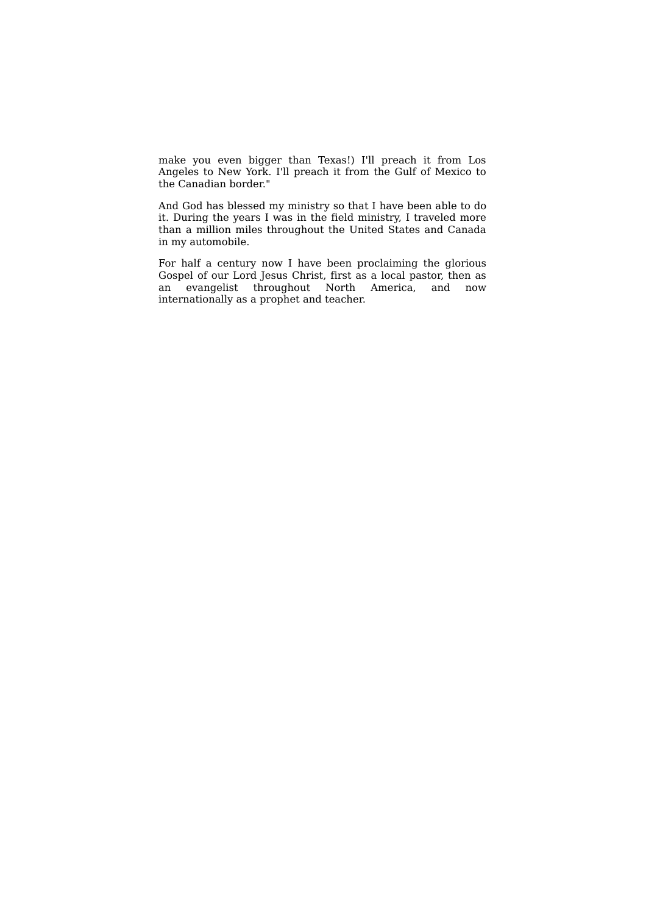make you even bigger than Texas!) I'll preach it from Los Angeles to New York. I'll preach it from the Gulf of Mexico to the Canadian border."

And God has blessed my ministry so that I have been able to do it. During the years I was in the field ministry, I traveled more than a million miles throughout the United States and Canada in my automobile.

For half a century now I have been proclaiming the glorious Gospel of our Lord Jesus Christ, first as a local pastor, then as an evangelist throughout North America, and now internationally as a prophet and teacher.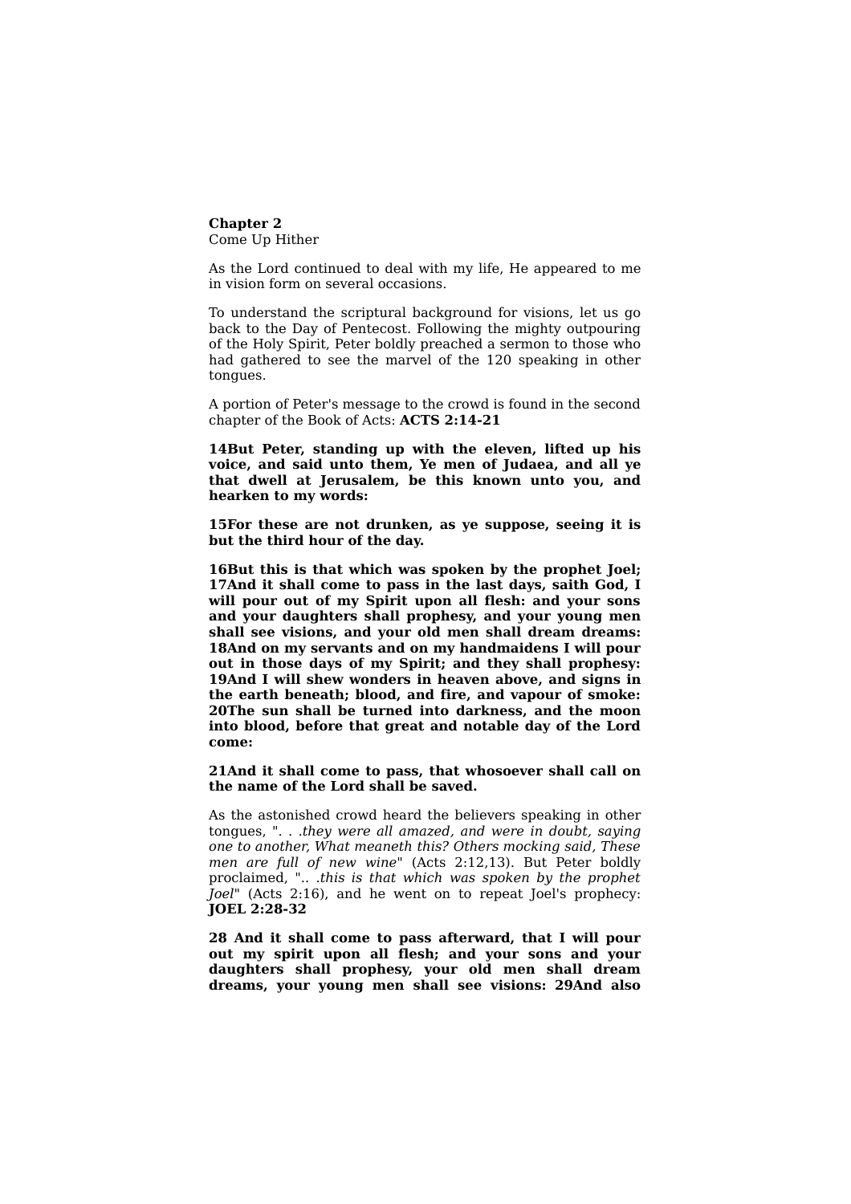**Chapter 2**
Come Up Hither

As the Lord continued to deal with my life, He appeared to me in vision form on several occasions.

To understand the scriptural background for visions, let us go back to the Day of Pentecost. Following the mighty outpouring of the Holy Spirit, Peter boldly preached a sermon to those who had gathered to see the marvel of the 120 speaking in other tongues.

A portion of Peter's message to the crowd is found in the second chapter of the Book of Acts: **ACTS 2:14-21**

**14But Peter, standing up with the eleven, lifted up his voice, and said unto them, Ye men of Judaea, and all ye that dwell at Jerusalem, be this known unto you, and hearken to my words:**

**15For these are not drunken, as ye suppose, seeing it is but the third hour of the day.**

**16But this is that which was spoken by the prophet Joel; 17And it shall come to pass in the last days, saith God, I will pour out of my Spirit upon all flesh: and your sons and your daughters shall prophesy, and your young men shall see visions, and your old men shall dream dreams: 18And on my servants and on my handmaidens I will pour out in those days of my Spirit; and they shall prophesy: 19And I will shew wonders in heaven above, and signs in the earth beneath; blood, and fire, and vapour of smoke: 20The sun shall be turned into darkness, and the moon into blood, before that great and notable day of the Lord come:**

**21And it shall come to pass, that whosoever shall call on the name of the Lord shall be saved.**

As the astonished crowd heard the believers speaking in other tongues, ". . .*they were all amazed, and were in doubt, saying one to another, What meaneth this? Others mocking said, These men are full of new wine*" (Acts 2:12,13). But Peter boldly proclaimed, ".. .*this is that which was spoken by the prophet Joel*" (Acts 2:16), and he went on to repeat Joel's prophecy: **JOEL 2:28-32**

**28 And it shall come to pass afterward, that I will pour out my spirit upon all flesh; and your sons and your daughters shall prophesy, your old men shall dream dreams, your young men shall see visions: 29And also**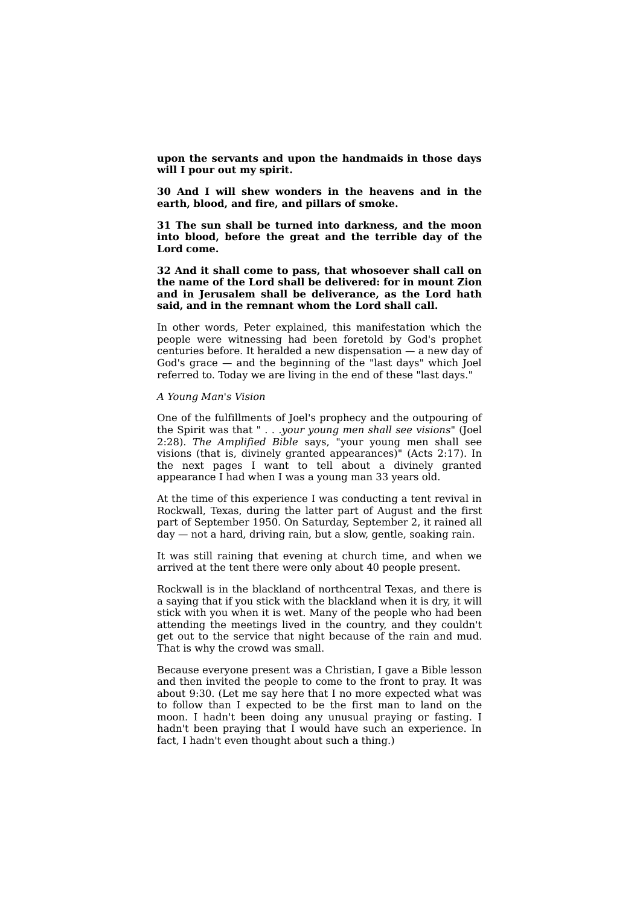**upon the servants and upon the handmaids in those days will I pour out my spirit.**

**30 And I will shew wonders in the heavens and in the earth, blood, and fire, and pillars of smoke.**

**31 The sun shall be turned into darkness, and the moon into blood, before the great and the terrible day of the Lord come.**

**32 And it shall come to pass, that whosoever shall call on the name of the Lord shall be delivered: for in mount Zion and in Jerusalem shall be deliverance, as the Lord hath said, and in the remnant whom the Lord shall call.**

In other words, Peter explained, this manifestation which the people were witnessing had been foretold by God's prophet centuries before. It heralded a new dispensation — a new day of God's grace — and the beginning of the "last days" which Joel referred to. Today we are living in the end of these "last days."

*A Young Man's Vision*

One of the fulfillments of Joel's prophecy and the outpouring of the Spirit was that " . . .*your young men shall see visions*" (Joel 2:28). *The Amplified Bible* says, "your young men shall see visions (that is, divinely granted appearances)" (Acts 2:17). In the next pages I want to tell about a divinely granted appearance I had when I was a young man 33 years old.

At the time of this experience I was conducting a tent revival in Rockwall, Texas, during the latter part of August and the first part of September 1950. On Saturday, September 2, it rained all day — not a hard, driving rain, but a slow, gentle, soaking rain.

It was still raining that evening at church time, and when we arrived at the tent there were only about 40 people present.

Rockwall is in the blackland of northcentral Texas, and there is a saying that if you stick with the blackland when it is dry, it will stick with you when it is wet. Many of the people who had been attending the meetings lived in the country, and they couldn't get out to the service that night because of the rain and mud. That is why the crowd was small.

Because everyone present was a Christian, I gave a Bible lesson and then invited the people to come to the front to pray. It was about 9:30. (Let me say here that I no more expected what was to follow than I expected to be the first man to land on the moon. I hadn't been doing any unusual praying or fasting. I hadn't been praying that I would have such an experience. In fact, I hadn't even thought about such a thing.)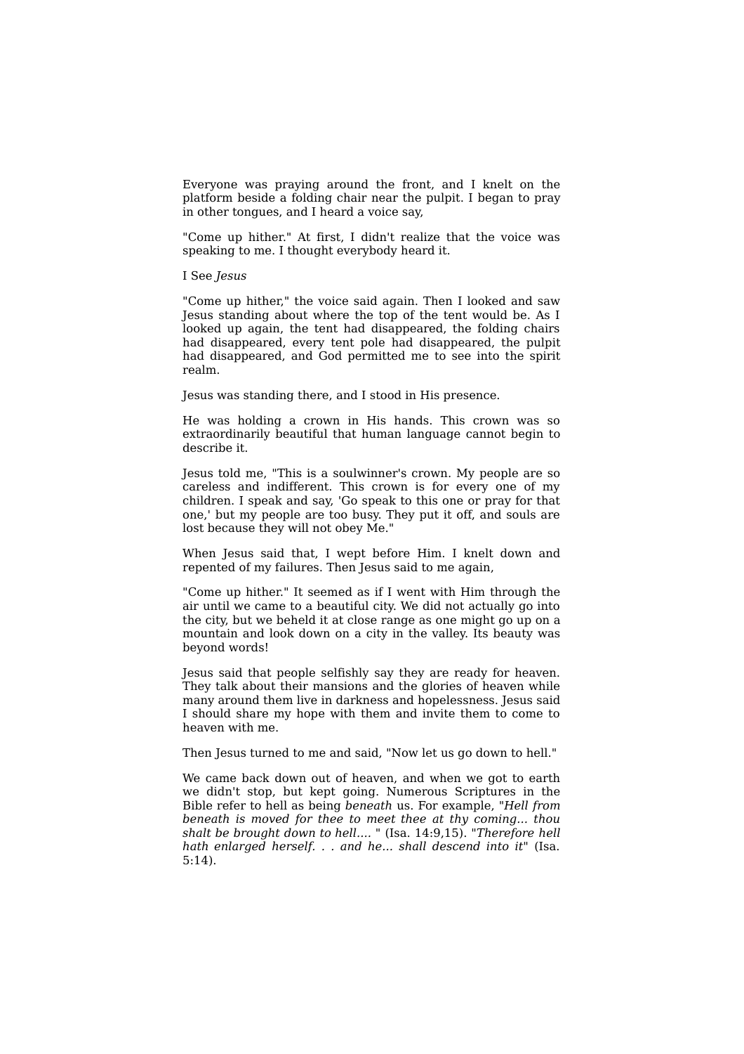Everyone was praying around the front, and I knelt on the platform beside a folding chair near the pulpit. I began to pray in other tongues, and I heard a voice say,

"Come up hither." At first, I didn't realize that the voice was speaking to me. I thought everybody heard it.

## I See *Jesus*

"Come up hither," the voice said again. Then I looked and saw Jesus standing about where the top of the tent would be. As I looked up again, the tent had disappeared, the folding chairs had disappeared, every tent pole had disappeared, the pulpit had disappeared, and God permitted me to see into the spirit realm.

Jesus was standing there, and I stood in His presence.

He was holding a crown in His hands. This crown was so extraordinarily beautiful that human language cannot begin to describe it.

Jesus told me, "This is a soulwinner's crown. My people are so careless and indifferent. This crown is for every one of my children. I speak and say, 'Go speak to this one or pray for that one,' but my people are too busy. They put it off, and souls are lost because they will not obey Me."

When Jesus said that, I wept before Him. I knelt down and repented of my failures. Then Jesus said to me again,

"Come up hither." It seemed as if I went with Him through the air until we came to a beautiful city. We did not actually go into the city, but we beheld it at close range as one might go up on a mountain and look down on a city in the valley. Its beauty was beyond words!

Jesus said that people selfishly say they are ready for heaven. They talk about their mansions and the glories of heaven while many around them live in darkness and hopelessness. Jesus said I should share my hope with them and invite them to come to heaven with me.

Then Jesus turned to me and said, "Now let us go down to hell."

We came back down out of heaven, and when we got to earth we didn't stop, but kept going. Numerous Scriptures in the Bible refer to hell as being *beneath* us. For example, "*Hell from beneath is moved for thee to meet thee at thy coming... thou shalt be brought down to hell....* " (Isa. 14:9,15). "*Therefore hell hath enlarged herself. . . and he... shall descend into it*" (Isa. 5:14).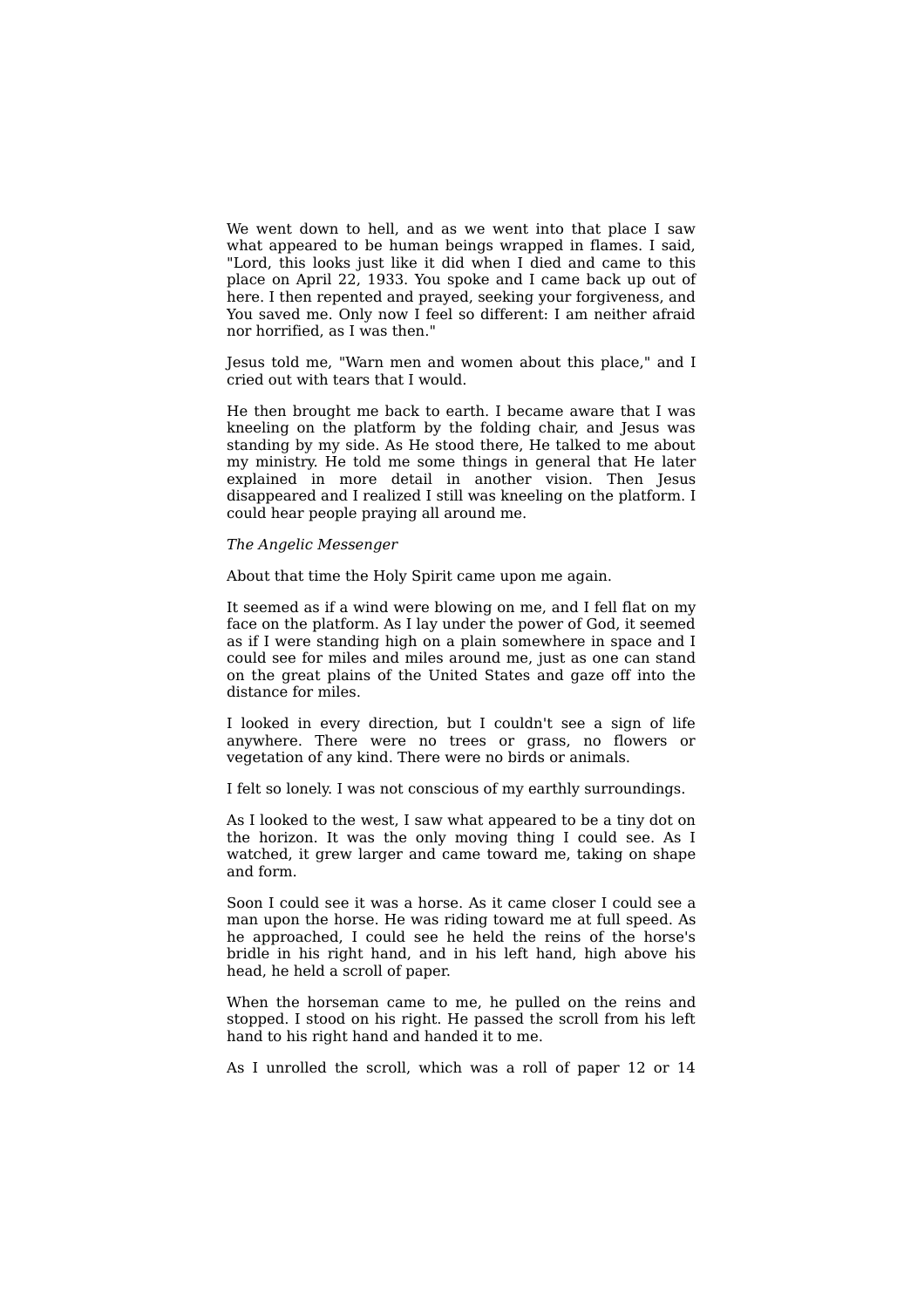We went down to hell, and as we went into that place I saw what appeared to be human beings wrapped in flames. I said, "Lord, this looks just like it did when I died and came to this place on April 22, 1933. You spoke and I came back up out of here. I then repented and prayed, seeking your forgiveness, and You saved me. Only now I feel so different: I am neither afraid nor horrified, as I was then."

Jesus told me, "Warn men and women about this place," and I cried out with tears that I would.

He then brought me back to earth. I became aware that I was kneeling on the platform by the folding chair, and Jesus was standing by my side. As He stood there, He talked to me about my ministry. He told me some things in general that He later explained in more detail in another vision. Then Jesus disappeared and I realized I still was kneeling on the platform. I could hear people praying all around me.

*The Angelic Messenger*

About that time the Holy Spirit came upon me again.

It seemed as if a wind were blowing on me, and I fell flat on my face on the platform. As I lay under the power of God, it seemed as if I were standing high on a plain somewhere in space and I could see for miles and miles around me, just as one can stand on the great plains of the United States and gaze off into the distance for miles.

I looked in every direction, but I couldn't see a sign of life anywhere. There were no trees or grass, no flowers or vegetation of any kind. There were no birds or animals.

I felt so lonely. I was not conscious of my earthly surroundings.

As I looked to the west, I saw what appeared to be a tiny dot on the horizon. It was the only moving thing I could see. As I watched, it grew larger and came toward me, taking on shape and form.

Soon I could see it was a horse. As it came closer I could see a man upon the horse. He was riding toward me at full speed. As he approached, I could see he held the reins of the horse's bridle in his right hand, and in his left hand, high above his head, he held a scroll of paper.

When the horseman came to me, he pulled on the reins and stopped. I stood on his right. He passed the scroll from his left hand to his right hand and handed it to me.

As I unrolled the scroll, which was a roll of paper 12 or 14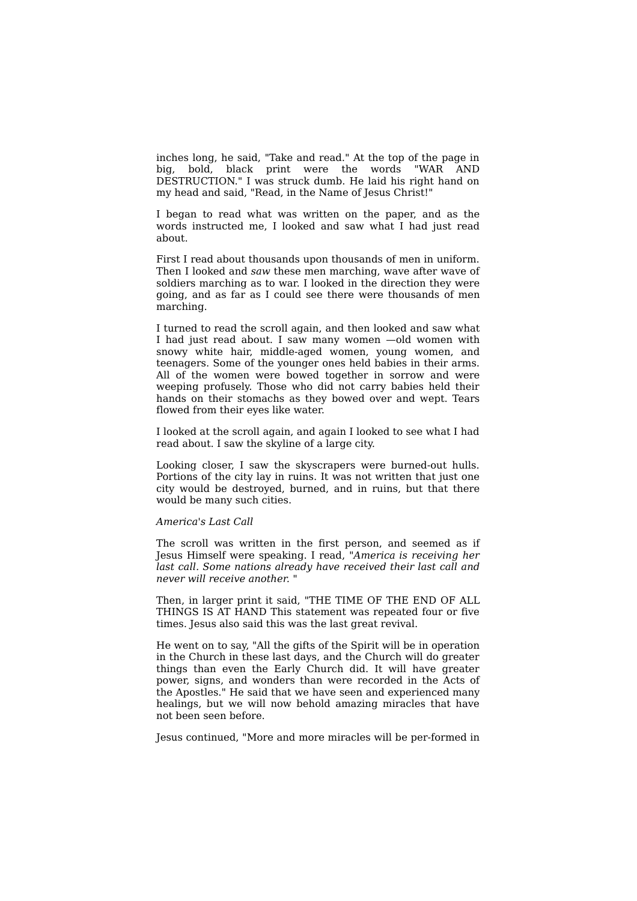inches long, he said, "Take and read." At the top of the page in big, bold, black print were the words "WAR AND DESTRUCTION." I was struck dumb. He laid his right hand on my head and said, "Read, in the Name of Jesus Christ!"

I began to read what was written on the paper, and as the words instructed me, I looked and saw what I had just read about.

First I read about thousands upon thousands of men in uniform. Then I looked and *saw* these men marching, wave after wave of soldiers marching as to war. I looked in the direction they were going, and as far as I could see there were thousands of men marching.

I turned to read the scroll again, and then looked and saw what I had just read about. I saw many women —old women with snowy white hair, middle-aged women, young women, and teenagers. Some of the younger ones held babies in their arms. All of the women were bowed together in sorrow and were weeping profusely. Those who did not carry babies held their hands on their stomachs as they bowed over and wept. Tears flowed from their eyes like water.

I looked at the scroll again, and again I looked to see what I had read about. I saw the skyline of a large city.

Looking closer, I saw the skyscrapers were burned-out hulls. Portions of the city lay in ruins. It was not written that just one city would be destroyed, burned, and in ruins, but that there would be many such cities.

*America's Last Call*

The scroll was written in the first person, and seemed as if Jesus Himself were speaking. I read, "*America is receiving her last call. Some nations already have received their last call and never will receive another.* "

Then, in larger print it said, "THE TIME OF THE END OF ALL THINGS IS AT HAND This statement was repeated four or five times. Jesus also said this was the last great revival.

He went on to say, "All the gifts of the Spirit will be in operation in the Church in these last days, and the Church will do greater things than even the Early Church did. It will have greater power, signs, and wonders than were recorded in the Acts of the Apostles." He said that we have seen and experienced many healings, but we will now behold amazing miracles that have not been seen before.

Jesus continued, "More and more miracles will be per-formed in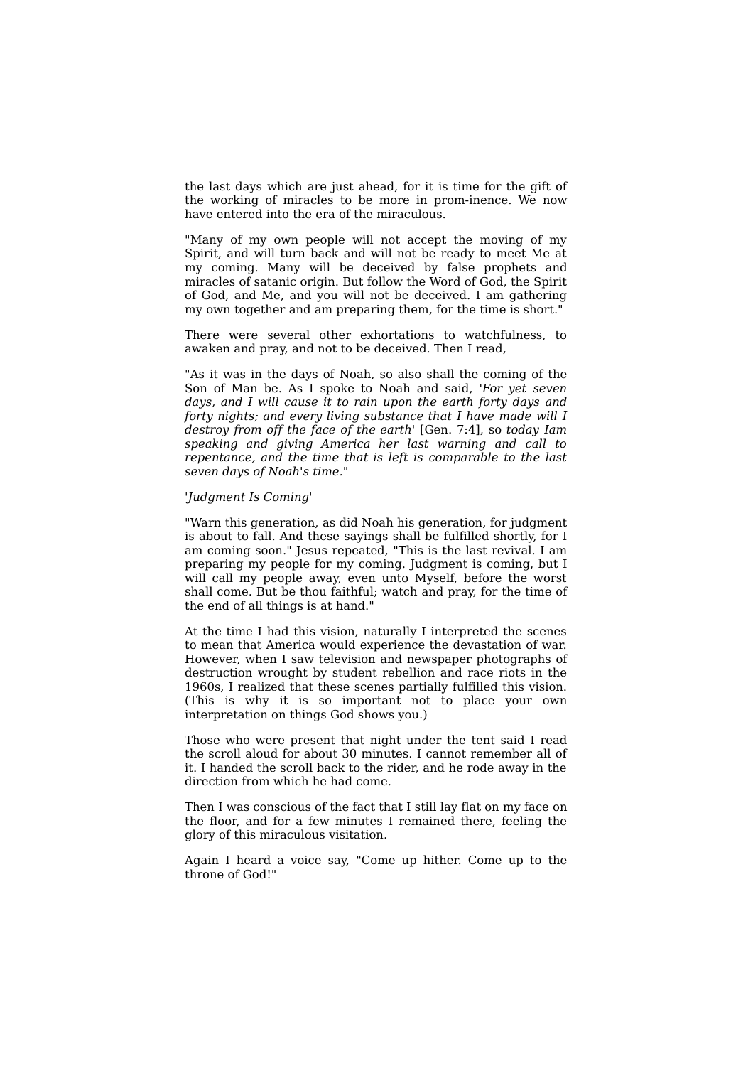the last days which are just ahead, for it is time for the gift of the working of miracles to be more in prom-inence. We now have entered into the era of the miraculous.

"Many of my own people will not accept the moving of my Spirit, and will turn back and will not be ready to meet Me at my coming. Many will be deceived by false prophets and miracles of satanic origin. But follow the Word of God, the Spirit of God, and Me, and you will not be deceived. I am gathering my own together and am preparing them, for the time is short."

There were several other exhortations to watchfulness, to awaken and pray, and not to be deceived. Then I read,

"As it was in the days of Noah, so also shall the coming of the Son of Man be. As I spoke to Noah and said, '*For yet seven days, and I will cause it to rain upon the earth forty days and forty nights; and every living substance that I have made will I destroy from off the face of the earth*' [Gen. 7:4], so *today Iam speaking and giving America her last warning and call to repentance, and the time that is left is comparable to the last seven days of Noah*'*s time.*"

'*Judgment Is Coming*'

"Warn this generation, as did Noah his generation, for judgment is about to fall. And these sayings shall be fulfilled shortly, for I am coming soon." Jesus repeated, "This is the last revival. I am preparing my people for my coming. Judgment is coming, but I will call my people away, even unto Myself, before the worst shall come. But be thou faithful; watch and pray, for the time of the end of all things is at hand."

At the time I had this vision, naturally I interpreted the scenes to mean that America would experience the devastation of war. However, when I saw television and newspaper photographs of destruction wrought by student rebellion and race riots in the 1960s, I realized that these scenes partially fulfilled this vision. (This is why it is so important not to place your own interpretation on things God shows you.)

Those who were present that night under the tent said I read the scroll aloud for about 30 minutes. I cannot remember all of it. I handed the scroll back to the rider, and he rode away in the direction from which he had come.

Then I was conscious of the fact that I still lay flat on my face on the floor, and for a few minutes I remained there, feeling the glory of this miraculous visitation.

Again I heard a voice say, "Come up hither. Come up to the throne of God!"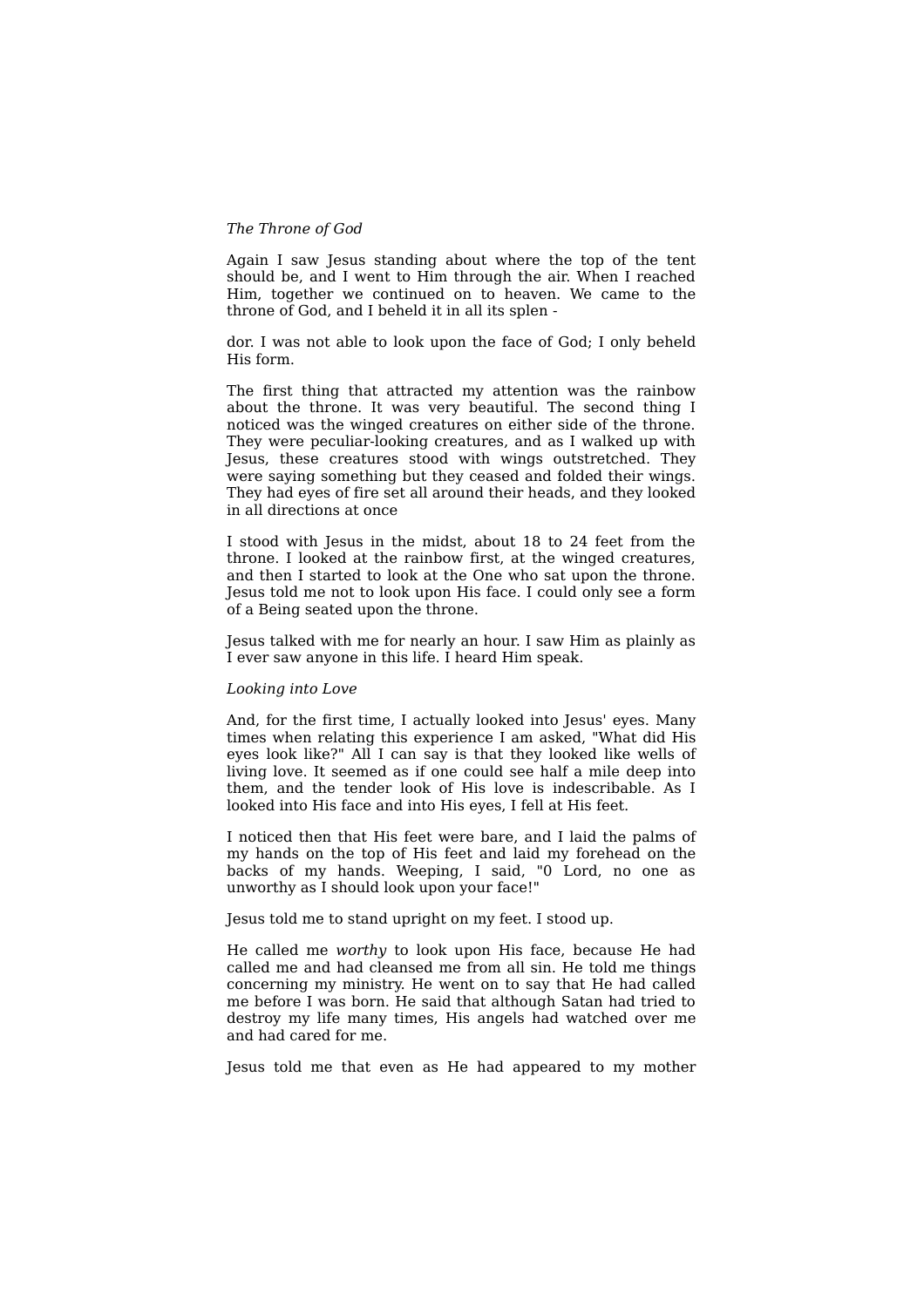*The Throne of God*

Again I saw Jesus standing about where the top of the tent should be, and I went to Him through the air. When I reached Him, together we continued on to heaven. We came to the throne of God, and I beheld it in all its splen -

dor. I was not able to look upon the face of God; I only beheld His form.

The first thing that attracted my attention was the rainbow about the throne. It was very beautiful. The second thing I noticed was the winged creatures on either side of the throne. They were peculiar-looking creatures, and as I walked up with Jesus, these creatures stood with wings outstretched. They were saying something but they ceased and folded their wings. They had eyes of fire set all around their heads, and they looked in all directions at once

I stood with Jesus in the midst, about 18 to 24 feet from the throne. I looked at the rainbow first, at the winged creatures, and then I started to look at the One who sat upon the throne. Jesus told me not to look upon His face. I could only see a form of a Being seated upon the throne.

Jesus talked with me for nearly an hour. I saw Him as plainly as I ever saw anyone in this life. I heard Him speak.

*Looking into Love*

And, for the first time, I actually looked into Jesus' eyes. Many times when relating this experience I am asked, "What did His eyes look like?" All I can say is that they looked like wells of living love. It seemed as if one could see half a mile deep into them, and the tender look of His love is indescribable. As I looked into His face and into His eyes, I fell at His feet.

I noticed then that His feet were bare, and I laid the palms of my hands on the top of His feet and laid my forehead on the backs of my hands. Weeping, I said, "0 Lord, no one as unworthy as I should look upon your face!"

Jesus told me to stand upright on my feet. I stood up.

He called me *worthy* to look upon His face, because He had called me and had cleansed me from all sin. He told me things concerning my ministry. He went on to say that He had called me before I was born. He said that although Satan had tried to destroy my life many times, His angels had watched over me and had cared for me.

Jesus told me that even as He had appeared to my mother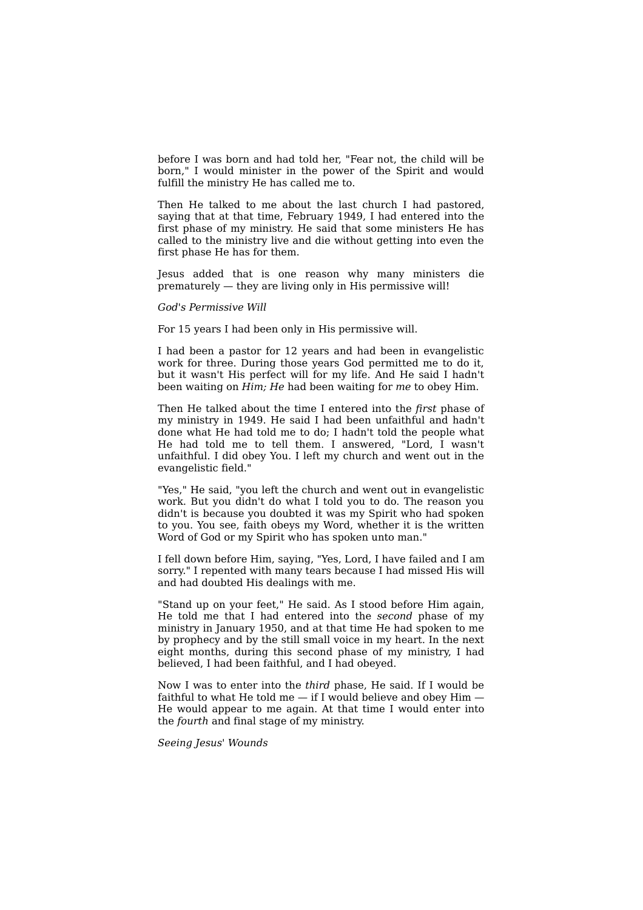before I was born and had told her, "Fear not, the child will be born," I would minister in the power of the Spirit and would fulfill the ministry He has called me to.

Then He talked to me about the last church I had pastored, saying that at that time, February 1949, I had entered into the first phase of my ministry. He said that some ministers He has called to the ministry live and die without getting into even the first phase He has for them.

Jesus added that is one reason why many ministers die prematurely — they are living only in His permissive will!

*God's Permissive Will*

For 15 years I had been only in His permissive will.

I had been a pastor for 12 years and had been in evangelistic work for three. During those years God permitted me to do it, but it wasn't His perfect will for my life. And He said I hadn't been waiting on *Him; He* had been waiting for *me* to obey Him.

Then He talked about the time I entered into the *first* phase of my ministry in 1949. He said I had been unfaithful and hadn't done what He had told me to do; I hadn't told the people what He had told me to tell them. I answered, "Lord, I wasn't unfaithful. I did obey You. I left my church and went out in the evangelistic field."

"Yes," He said, "you left the church and went out in evangelistic work. But you didn't do what I told you to do. The reason you didn't is because you doubted it was my Spirit who had spoken to you. You see, faith obeys my Word, whether it is the written Word of God or my Spirit who has spoken unto man."

I fell down before Him, saying, "Yes, Lord, I have failed and I am sorry." I repented with many tears because I had missed His will and had doubted His dealings with me.

"Stand up on your feet," He said. As I stood before Him again, He told me that I had entered into the *second* phase of my ministry in January 1950, and at that time He had spoken to me by prophecy and by the still small voice in my heart. In the next eight months, during this second phase of my ministry, I had believed, I had been faithful, and I had obeyed.

Now I was to enter into the *third* phase, He said. If I would be faithful to what He told me — if I would believe and obey Him — He would appear to me again. At that time I would enter into the *fourth* and final stage of my ministry.

*Seeing Jesus' Wounds*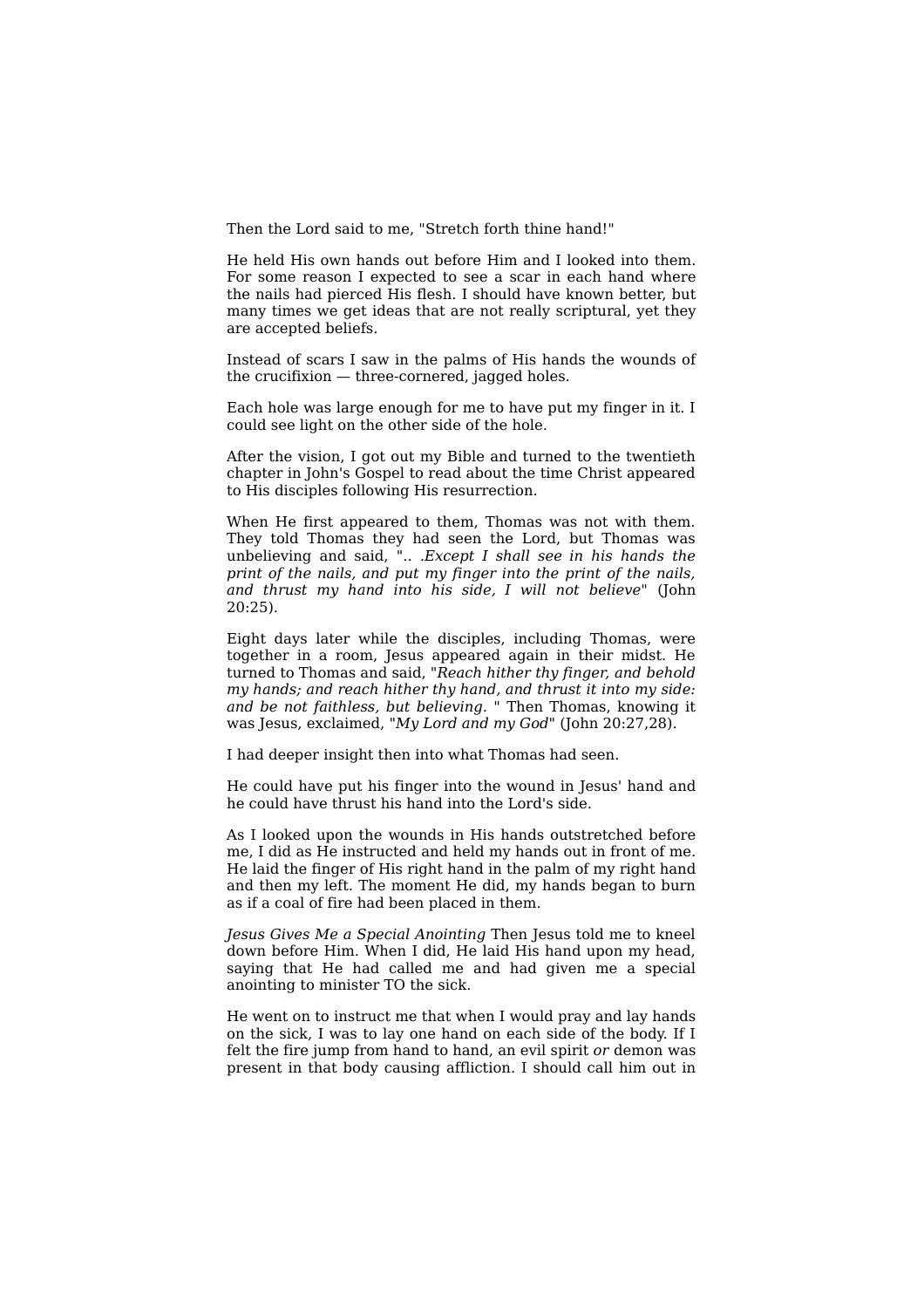Then the Lord said to me, "Stretch forth thine hand!"

He held His own hands out before Him and I looked into them. For some reason I expected to see a scar in each hand where the nails had pierced His flesh. I should have known better, but many times we get ideas that are not really scriptural, yet they are accepted beliefs.

Instead of scars I saw in the palms of His hands the wounds of the crucifixion — three-cornered, jagged holes.

Each hole was large enough for me to have put my finger in it. I could see light on the other side of the hole.

After the vision, I got out my Bible and turned to the twentieth chapter in John's Gospel to read about the time Christ appeared to His disciples following His resurrection.

When He first appeared to them, Thomas was not with them. They told Thomas they had seen the Lord, but Thomas was unbelieving and said, ".. .*Except I shall see in his hands the print of the nails, and put my finger into the print of the nails, and thrust my hand into his side, I will not believe*" (John 20:25).

Eight days later while the disciples, including Thomas, were together in a room, Jesus appeared again in their midst. He turned to Thomas and said, "*Reach hither thy finger, and behold my hands; and reach hither thy hand, and thrust it into my side: and be not faithless, but believing.* " Then Thomas, knowing it was Jesus, exclaimed, "*My Lord and my God*" (John 20:27,28).

I had deeper insight then into what Thomas had seen.

He could have put his finger into the wound in Jesus' hand and he could have thrust his hand into the Lord's side.

As I looked upon the wounds in His hands outstretched before me, I did as He instructed and held my hands out in front of me. He laid the finger of His right hand in the palm of my right hand and then my left. The moment He did, my hands began to burn as if a coal of fire had been placed in them.

*Jesus Gives Me a Special Anointing* Then Jesus told me to kneel down before Him. When I did, He laid His hand upon my head, saying that He had called me and had given me a special anointing to minister TO the sick.

He went on to instruct me that when I would pray and lay hands on the sick, I was to lay one hand on each side of the body. If I felt the fire jump from hand to hand, an evil spirit *or* demon was present in that body causing affliction. I should call him out in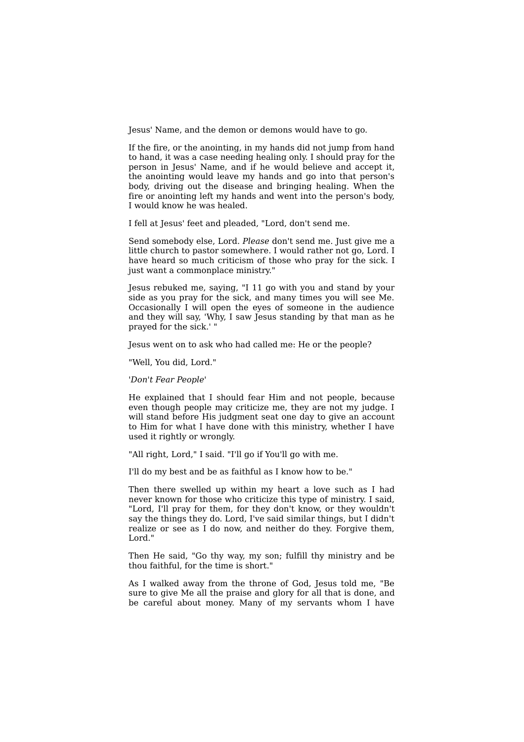Jesus' Name, and the demon or demons would have to go.

If the fire, or the anointing, in my hands did not jump from hand to hand, it was a case needing healing only. I should pray for the person in Jesus' Name, and if he would believe and accept it, the anointing would leave my hands and go into that person's body, driving out the disease and bringing healing. When the fire or anointing left my hands and went into the person's body, I would know he was healed.

I fell at Jesus' feet and pleaded, "Lord, don't send me.

Send somebody else, Lord. *Please* don't send me. Just give me a little church to pastor somewhere. I would rather not go, Lord. I have heard so much criticism of those who pray for the sick. I just want a commonplace ministry."

Jesus rebuked me, saying, "I 11 go with you and stand by your side as you pray for the sick, and many times you will see Me. Occasionally I will open the eyes of someone in the audience and they will say, 'Why, I saw Jesus standing by that man as he prayed for the sick.' "

Jesus went on to ask who had called me: He or the people?

"Well, You did, Lord."

'*Don't Fear People*'

He explained that I should fear Him and not people, because even though people may criticize me, they are not my judge. I will stand before His judgment seat one day to give an account to Him for what I have done with this ministry, whether I have used it rightly or wrongly.

"All right, Lord," I said. "I'll go if You'll go with me.

I'll do my best and be as faithful as I know how to be."

Then there swelled up within my heart a love such as I had never known for those who criticize this type of ministry. I said, "Lord, I'll pray for them, for they don't know, or they wouldn't say the things they do. Lord, I've said similar things, but I didn't realize or see as I do now, and neither do they. Forgive them, Lord."

Then He said, "Go thy way, my son; fulfill thy ministry and be thou faithful, for the time is short."

As I walked away from the throne of God, Jesus told me, "Be sure to give Me all the praise and glory for all that is done, and be careful about money. Many of my servants whom I have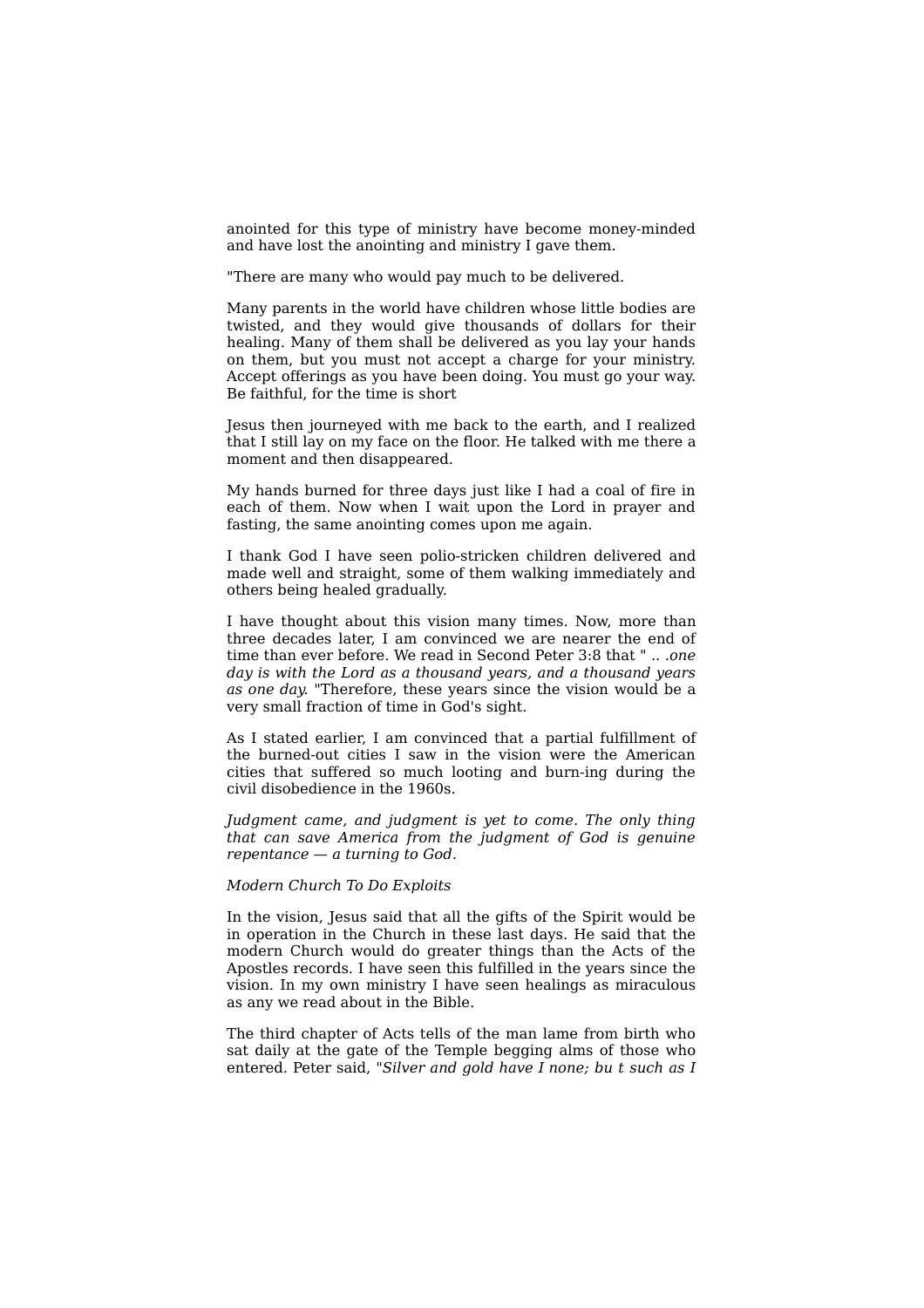anointed for this type of ministry have become money-minded and have lost the anointing and ministry I gave them.

"There are many who would pay much to be delivered.

Many parents in the world have children whose little bodies are twisted, and they would give thousands of dollars for their healing. Many of them shall be delivered as you lay your hands on them, but you must not accept a charge for your ministry. Accept offerings as you have been doing. You must go your way. Be faithful, for the time is short

Jesus then journeyed with me back to the earth, and I realized that I still lay on my face on the floor. He talked with me there a moment and then disappeared.

My hands burned for three days just like I had a coal of fire in each of them. Now when I wait upon the Lord in prayer and fasting, the same anointing comes upon me again.

I thank God I have seen polio-stricken children delivered and made well and straight, some of them walking immediately and others being healed gradually.

I have thought about this vision many times. Now, more than three decades later, I am convinced we are nearer the end of time than ever before. We read in Second Peter 3:8 that " .. .*one day is with the Lord as a thousand years, and a thousand years as one day.* "Therefore, these years since the vision would be a very small fraction of time in God's sight.

As I stated earlier, I am convinced that a partial fulfillment of the burned-out cities I saw in the vision were the American cities that suffered so much looting and burn-ing during the civil disobedience in the 1960s.

*Judgment came, and judgment is yet to come. The only thing that can save America from the judgment of God is genuine repentance — a turning to God.*

*Modern Church To Do Exploits*

In the vision, Jesus said that all the gifts of the Spirit would be in operation in the Church in these last days. He said that the modern Church would do greater things than the Acts of the Apostles records. I have seen this fulfilled in the years since the vision. In my own ministry I have seen healings as miraculous as any we read about in the Bible.

The third chapter of Acts tells of the man lame from birth who sat daily at the gate of the Temple begging alms of those who entered. Peter said, "*Silver and gold have I none; bu t such as I*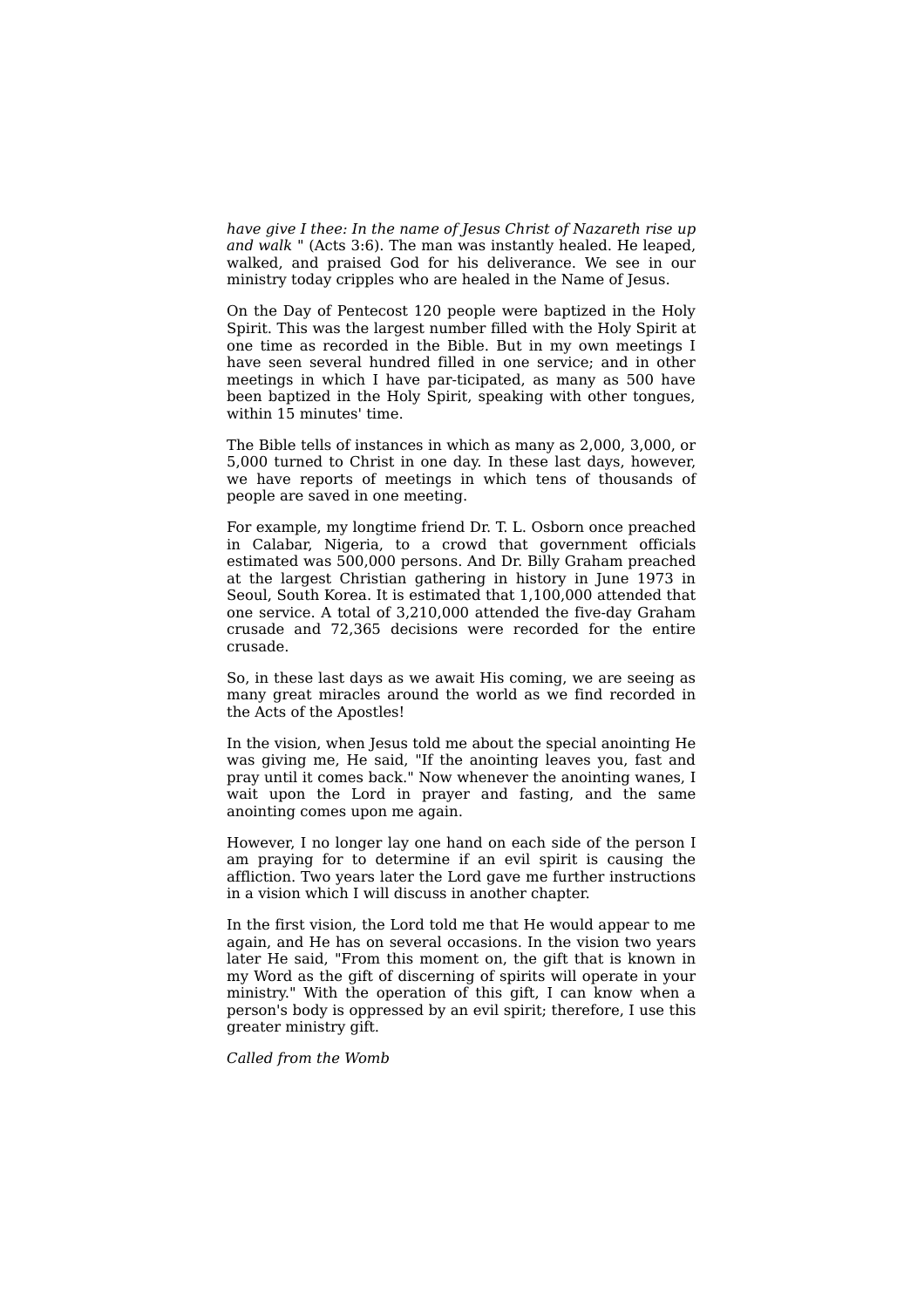*have give I thee: In the name of Jesus Christ of Nazareth rise up and walk* " (Acts 3:6). The man was instantly healed. He leaped, walked, and praised God for his deliverance. We see in our ministry today cripples who are healed in the Name of Jesus.

On the Day of Pentecost 120 people were baptized in the Holy Spirit. This was the largest number filled with the Holy Spirit at one time as recorded in the Bible. But in my own meetings I have seen several hundred filled in one service; and in other meetings in which I have par-ticipated, as many as 500 have been baptized in the Holy Spirit, speaking with other tongues, within 15 minutes' time.

The Bible tells of instances in which as many as 2,000, 3,000, or 5,000 turned to Christ in one day. In these last days, however, we have reports of meetings in which tens of thousands of people are saved in one meeting.

For example, my longtime friend Dr. T. L. Osborn once preached in Calabar, Nigeria, to a crowd that government officials estimated was 500,000 persons. And Dr. Billy Graham preached at the largest Christian gathering in history in June 1973 in Seoul, South Korea. It is estimated that 1,100,000 attended that one service. A total of 3,210,000 attended the five-day Graham crusade and 72,365 decisions were recorded for the entire crusade.

So, in these last days as we await His coming, we are seeing as many great miracles around the world as we find recorded in the Acts of the Apostles!

In the vision, when Jesus told me about the special anointing He was giving me, He said, "If the anointing leaves you, fast and pray until it comes back." Now whenever the anointing wanes, I wait upon the Lord in prayer and fasting, and the same anointing comes upon me again.

However, I no longer lay one hand on each side of the person I am praying for to determine if an evil spirit is causing the affliction. Two years later the Lord gave me further instructions in a vision which I will discuss in another chapter.

In the first vision, the Lord told me that He would appear to me again, and He has on several occasions. In the vision two years later He said, "From this moment on, the gift that is known in my Word as the gift of discerning of spirits will operate in your ministry." With the operation of this gift, I can know when a person's body is oppressed by an evil spirit; therefore, I use this greater ministry gift.

*Called from the Womb*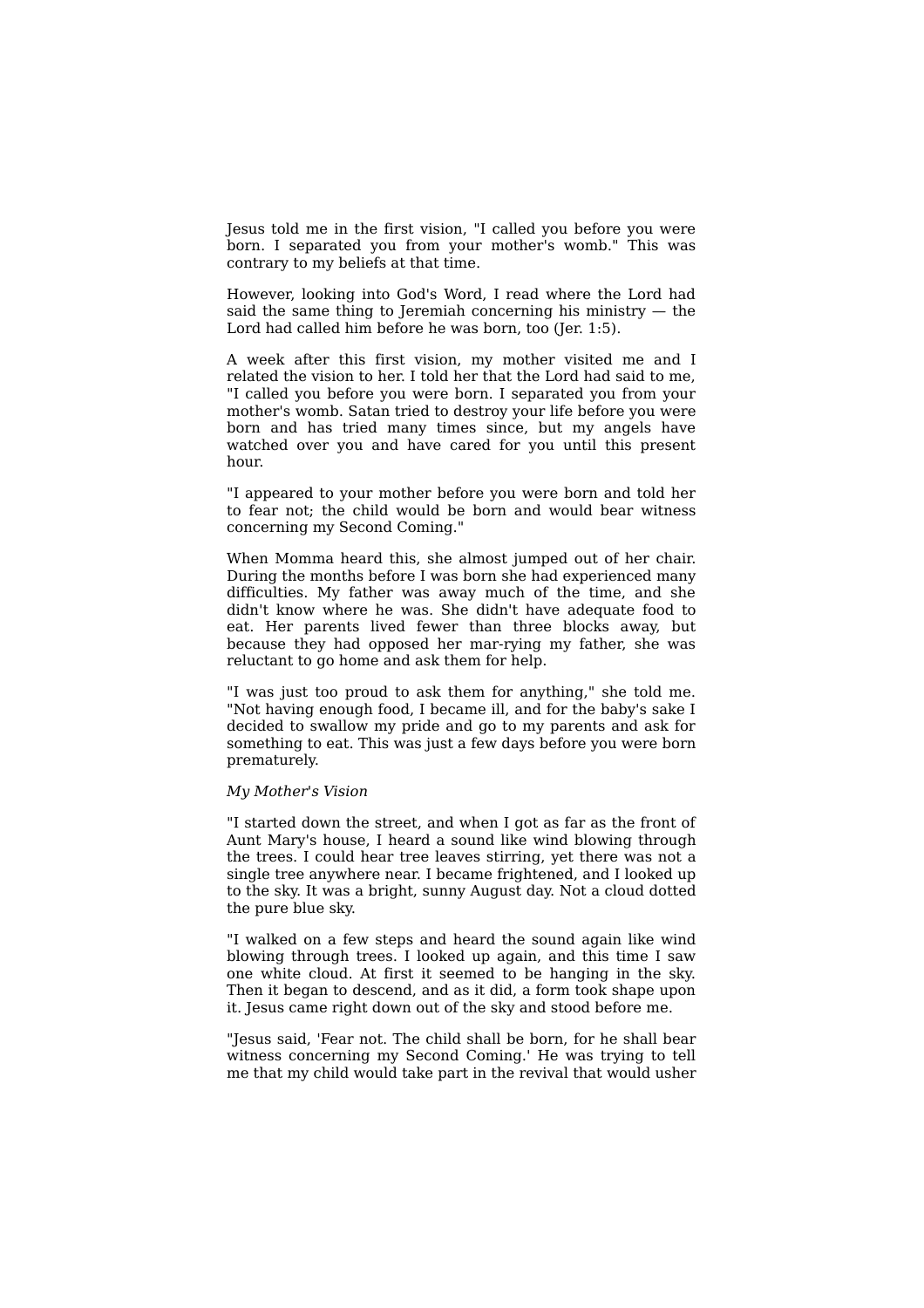Jesus told me in the first vision, "I called you before you were born. I separated you from your mother's womb." This was contrary to my beliefs at that time.

However, looking into God's Word, I read where the Lord had said the same thing to Jeremiah concerning his ministry — the Lord had called him before he was born, too (Jer. 1:5).

A week after this first vision, my mother visited me and I related the vision to her. I told her that the Lord had said to me, "I called you before you were born. I separated you from your mother's womb. Satan tried to destroy your life before you were born and has tried many times since, but my angels have watched over you and have cared for you until this present hour.

"I appeared to your mother before you were born and told her to fear not; the child would be born and would bear witness concerning my Second Coming."

When Momma heard this, she almost jumped out of her chair. During the months before I was born she had experienced many difficulties. My father was away much of the time, and she didn't know where he was. She didn't have adequate food to eat. Her parents lived fewer than three blocks away, but because they had opposed her mar-rying my father, she was reluctant to go home and ask them for help.

"I was just too proud to ask them for anything," she told me. "Not having enough food, I became ill, and for the baby's sake I decided to swallow my pride and go to my parents and ask for something to eat. This was just a few days before you were born prematurely.

*My Mother's Vision*

"I started down the street, and when I got as far as the front of Aunt Mary's house, I heard a sound like wind blowing through the trees. I could hear tree leaves stirring, yet there was not a single tree anywhere near. I became frightened, and I looked up to the sky. It was a bright, sunny August day. Not a cloud dotted the pure blue sky.

"I walked on a few steps and heard the sound again like wind blowing through trees. I looked up again, and this time I saw one white cloud. At first it seemed to be hanging in the sky. Then it began to descend, and as it did, a form took shape upon it. Jesus came right down out of the sky and stood before me.

"Jesus said, 'Fear not. The child shall be born, for he shall bear witness concerning my Second Coming.' He was trying to tell me that my child would take part in the revival that would usher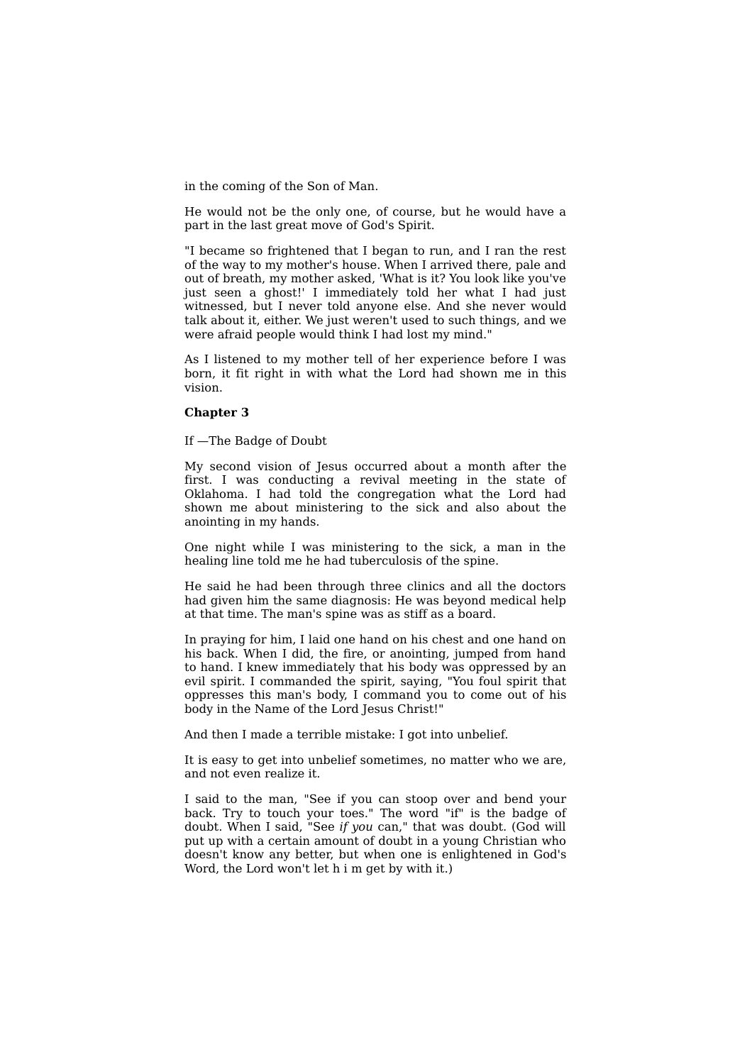in the coming of the Son of Man.

He would not be the only one, of course, but he would have a part in the last great move of God's Spirit.

"I became so frightened that I began to run, and I ran the rest of the way to my mother's house. When I arrived there, pale and out of breath, my mother asked, 'What is it? You look like you've just seen a ghost!' I immediately told her what I had just witnessed, but I never told anyone else. And she never would talk about it, either. We just weren't used to such things, and we were afraid people would think I had lost my mind."

As I listened to my mother tell of her experience before I was born, it fit right in with what the Lord had shown me in this vision.

## Chapter 3

If —The Badge of Doubt

My second vision of Jesus occurred about a month after the first. I was conducting a revival meeting in the state of Oklahoma. I had told the congregation what the Lord had shown me about ministering to the sick and also about the anointing in my hands.

One night while I was ministering to the sick, a man in the healing line told me he had tuberculosis of the spine.

He said he had been through three clinics and all the doctors had given him the same diagnosis: He was beyond medical help at that time. The man's spine was as stiff as a board.

In praying for him, I laid one hand on his chest and one hand on his back. When I did, the fire, or anointing, jumped from hand to hand. I knew immediately that his body was oppressed by an evil spirit. I commanded the spirit, saying, "You foul spirit that oppresses this man's body, I command you to come out of his body in the Name of the Lord Jesus Christ!"

And then I made a terrible mistake: I got into unbelief.

It is easy to get into unbelief sometimes, no matter who we are, and not even realize it.

I said to the man, "See if you can stoop over and bend your back. Try to touch your toes." The word "if" is the badge of doubt. When I said, "See *if you* can," that was doubt. (God will put up with a certain amount of doubt in a young Christian who doesn't know any better, but when one is enlightened in God's Word, the Lord won't let h i m get by with it.)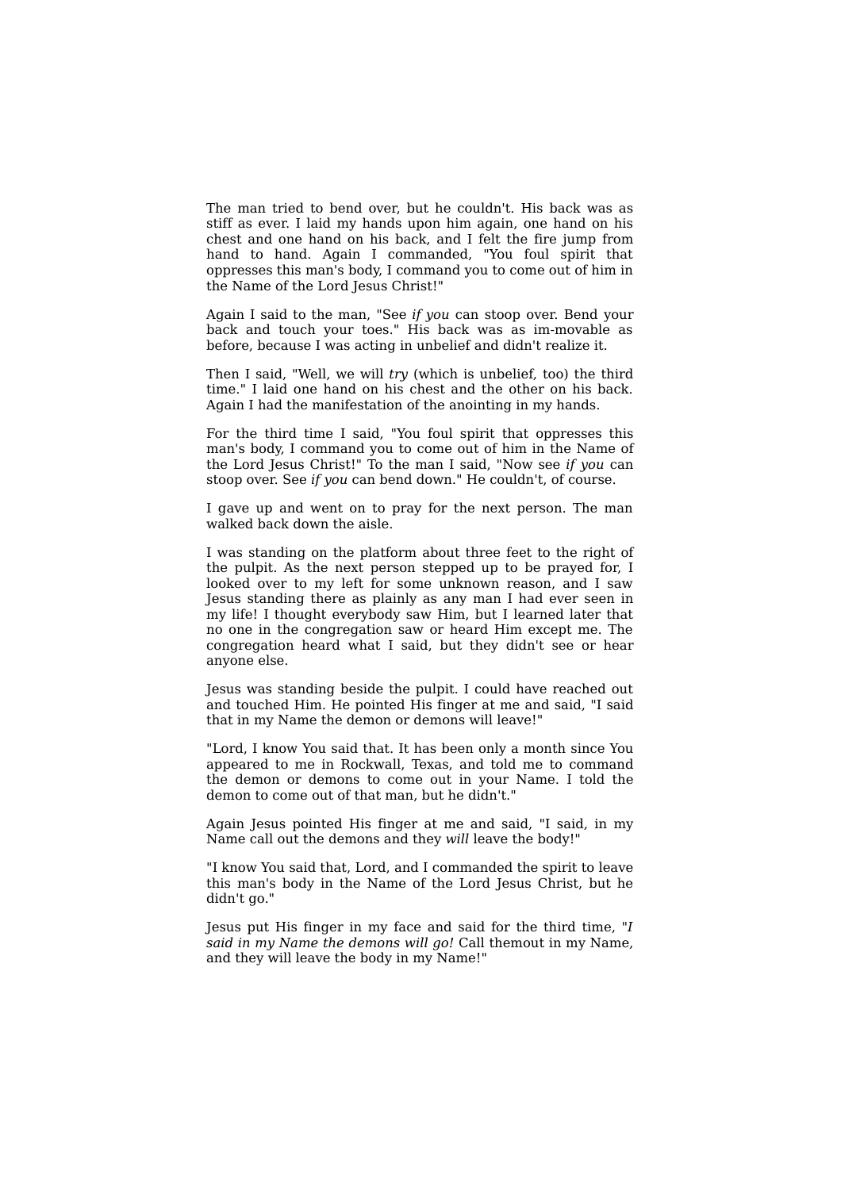The man tried to bend over, but he couldn't. His back was as stiff as ever. I laid my hands upon him again, one hand on his chest and one hand on his back, and I felt the fire jump from hand to hand. Again I commanded, "You foul spirit that oppresses this man's body, I command you to come out of him in the Name of the Lord Jesus Christ!"

Again I said to the man, "See *if you* can stoop over. Bend your back and touch your toes." His back was as im-movable as before, because I was acting in unbelief and didn't realize it.

Then I said, "Well, we will *try* (which is unbelief, too) the third time." I laid one hand on his chest and the other on his back. Again I had the manifestation of the anointing in my hands.

For the third time I said, "You foul spirit that oppresses this man's body, I command you to come out of him in the Name of the Lord Jesus Christ!" To the man I said, "Now see *if you* can stoop over. See *if you* can bend down." He couldn't, of course.

I gave up and went on to pray for the next person. The man walked back down the aisle.

I was standing on the platform about three feet to the right of the pulpit. As the next person stepped up to be prayed for, I looked over to my left for some unknown reason, and I saw Jesus standing there as plainly as any man I had ever seen in my life! I thought everybody saw Him, but I learned later that no one in the congregation saw or heard Him except me. The congregation heard what I said, but they didn't see or hear anyone else.

Jesus was standing beside the pulpit. I could have reached out and touched Him. He pointed His finger at me and said, "I said that in my Name the demon or demons will leave!"

"Lord, I know You said that. It has been only a month since You appeared to me in Rockwall, Texas, and told me to command the demon or demons to come out in your Name. I told the demon to come out of that man, but he didn't."

Again Jesus pointed His finger at me and said, "I said, in my Name call out the demons and they *will* leave the body!"

"I know You said that, Lord, and I commanded the spirit to leave this man's body in the Name of the Lord Jesus Christ, but he didn't go."

Jesus put His finger in my face and said for the third time, "*I said in my Name the demons will go!* Call themout in my Name, and they will leave the body in my Name!"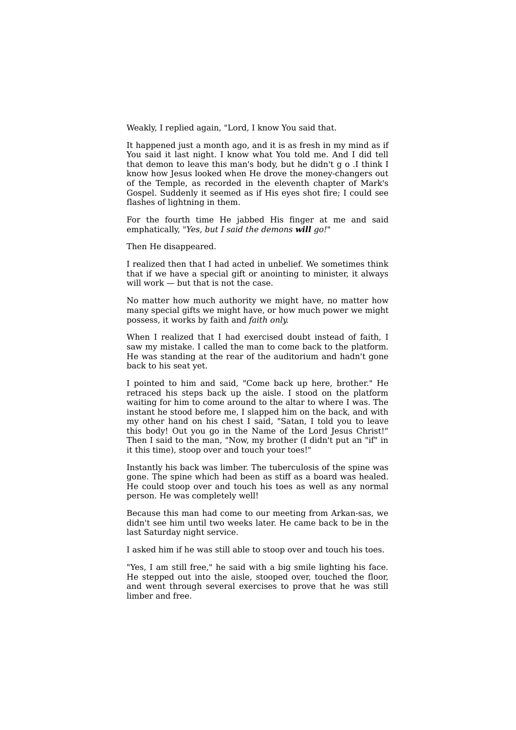Weakly, I replied again, "Lord, I know You said that.

It happened just a month ago, and it is as fresh in my mind as if You said it last night. I know what You told me. And I did tell that demon to leave this man's body, but he didn't g o .I think I know how Jesus looked when He drove the money-changers out of the Temple, as recorded in the eleventh chapter of Mark's Gospel. Suddenly it seemed as if His eyes shot fire; I could see flashes of lightning in them.

For the fourth time He jabbed His finger at me and said emphatically, "*Yes, but I said the demons **will** go!*"

Then He disappeared.

I realized then that I had acted in unbelief. We sometimes think that if we have a special gift or anointing to minister, it always will work — but that is not the case.

No matter how much authority we might have, no matter how many special gifts we might have, or how much power we might possess, it works by faith and *faith only.*

When I realized that I had exercised doubt instead of faith, I saw my mistake. I called the man to come back to the platform. He was standing at the rear of the auditorium and hadn't gone back to his seat yet.

I pointed to him and said, "Come back up here, brother." He retraced his steps back up the aisle. I stood on the platform waiting for him to come around to the altar to where I was. The instant he stood before me, I slapped him on the back, and with my other hand on his chest I said, "Satan, I told you to leave this body! Out you go in the Name of the Lord Jesus Christ!" Then I said to the man, "Now, my brother (I didn't put an "if" in it this time), stoop over and touch your toes!"

Instantly his back was limber. The tuberculosis of the spine was gone. The spine which had been as stiff as a board was healed. He could stoop over and touch his toes as well as any normal person. He was completely well!

Because this man had come to our meeting from Arkan-sas, we didn't see him until two weeks later. He came back to be in the last Saturday night service.

I asked him if he was still able to stoop over and touch his toes.

"Yes, I am still free," he said with a big smile lighting his face. He stepped out into the aisle, stooped over, touched the floor, and went through several exercises to prove that he was still limber and free.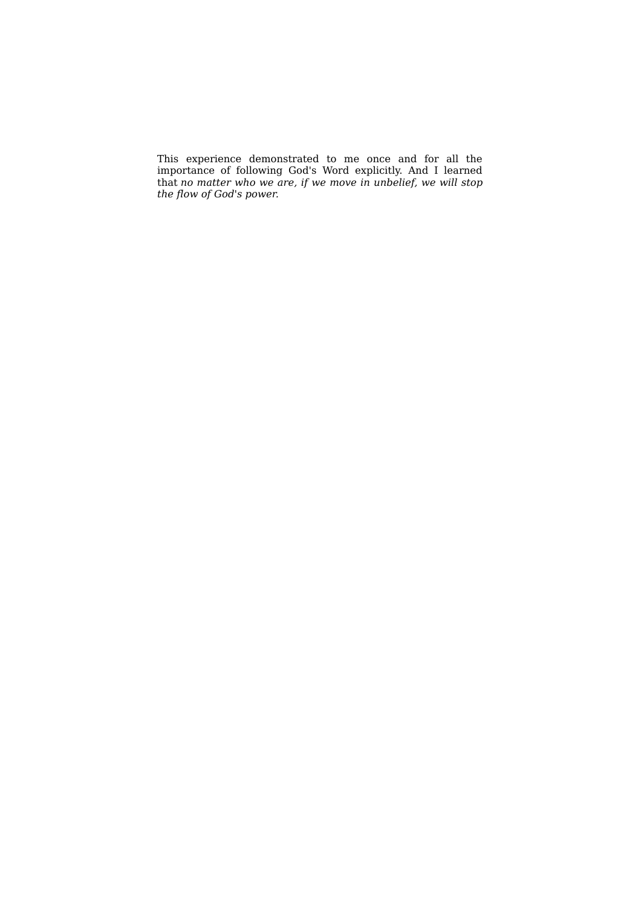This experience demonstrated to me once and for all the importance of following God's Word explicitly. And I learned that *no matter who we are, if we move in unbelief, we will stop the flow of God's power.*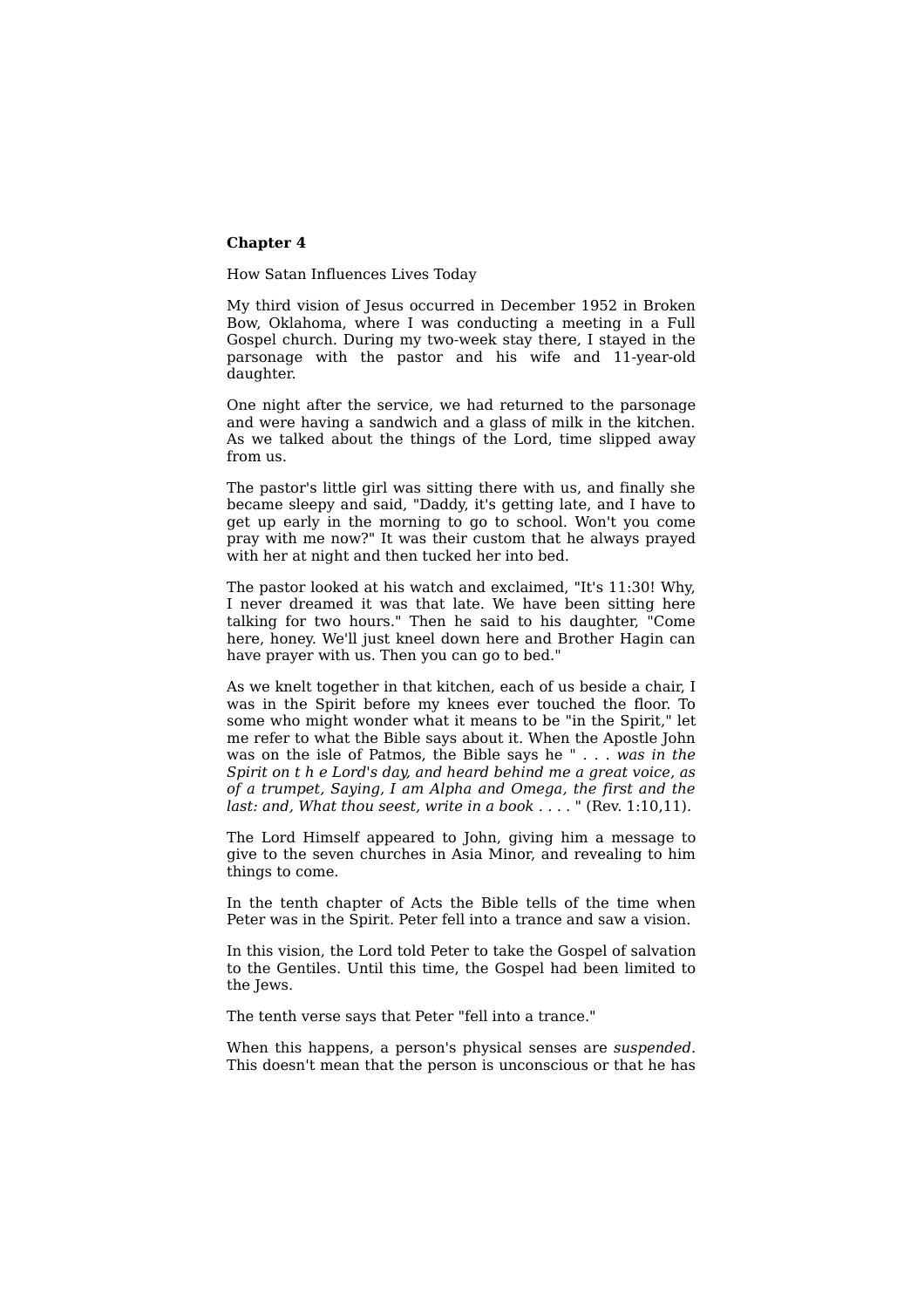**Chapter 4**

How Satan Influences Lives Today

My third vision of Jesus occurred in December 1952 in Broken Bow, Oklahoma, where I was conducting a meeting in a Full Gospel church. During my two-week stay there, I stayed in the parsonage with the pastor and his wife and 11-year-old daughter.

One night after the service, we had returned to the parsonage and were having a sandwich and a glass of milk in the kitchen. As we talked about the things of the Lord, time slipped away from us.

The pastor's little girl was sitting there with us, and finally she became sleepy and said, "Daddy, it's getting late, and I have to get up early in the morning to go to school. Won't you come pray with me now?" It was their custom that he always prayed with her at night and then tucked her into bed.

The pastor looked at his watch and exclaimed, "It's 11:30! Why, I never dreamed it was that late. We have been sitting here talking for two hours." Then he said to his daughter, "Come here, honey. We'll just kneel down here and Brother Hagin can have prayer with us. Then you can go to bed."

As we knelt together in that kitchen, each of us beside a chair, I was in the Spirit before my knees ever touched the floor. To some who might wonder what it means to be "in the Spirit," let me refer to what the Bible says about it. When the Apostle John was on the isle of Patmos, the Bible says he " . . . *was in the Spirit on t h e Lord's day, and heard behind me a great voice, as of a trumpet, Saying, I am Alpha and Omega, the first and the last: and, What thou seest, write in a book . . . .* " (Rev. 1:10,11).

The Lord Himself appeared to John, giving him a message to give to the seven churches in Asia Minor, and revealing to him things to come.

In the tenth chapter of Acts the Bible tells of the time when Peter was in the Spirit. Peter fell into a trance and saw a vision.

In this vision, the Lord told Peter to take the Gospel of salvation to the Gentiles. Until this time, the Gospel had been limited to the Jews.

The tenth verse says that Peter "fell into a trance."

When this happens, a person's physical senses are *suspended*. This doesn't mean that the person is unconscious or that he has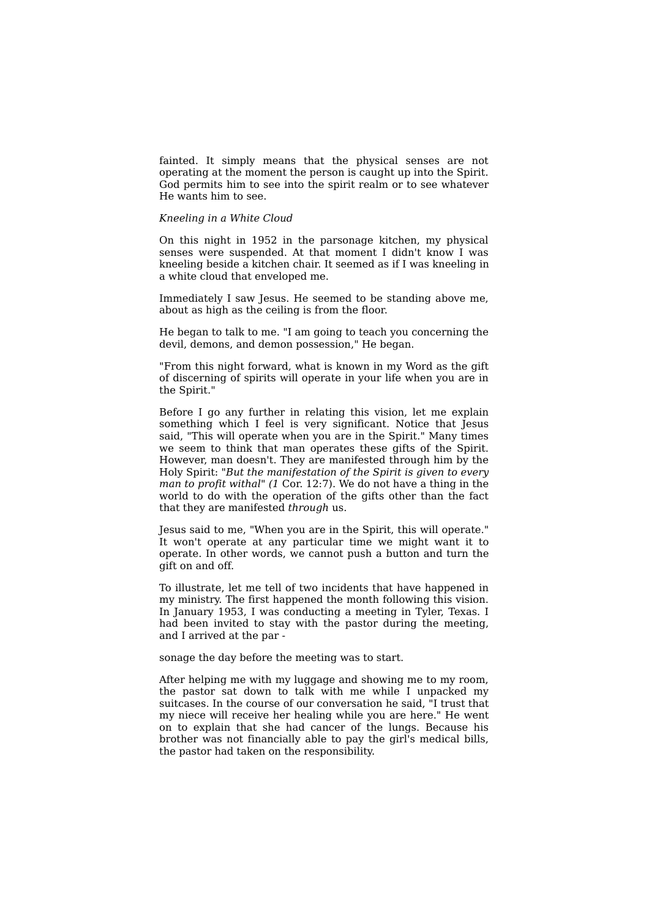fainted. It simply means that the physical senses are not operating at the moment the person is caught up into the Spirit. God permits him to see into the spirit realm or to see whatever He wants him to see.

*Kneeling in a White Cloud*

On this night in 1952 in the parsonage kitchen, my physical senses were suspended. At that moment I didn't know I was kneeling beside a kitchen chair. It seemed as if I was kneeling in a white cloud that enveloped me.

Immediately I saw Jesus. He seemed to be standing above me, about as high as the ceiling is from the floor.

He began to talk to me. "I am going to teach you concerning the devil, demons, and demon possession," He began.

"From this night forward, what is known in my Word as the gift of discerning of spirits will operate in your life when you are in the Spirit."

Before I go any further in relating this vision, let me explain something which I feel is very significant. Notice that Jesus said, "This will operate when you are in the Spirit." Many times we seem to think that man operates these gifts of the Spirit. However, man doesn't. They are manifested through him by the Holy Spirit: "*But the manifestation of the Spirit is given to every man to profit withal*" *(1* Cor. 12:7). We do not have a thing in the world to do with the operation of the gifts other than the fact that they are manifested *through* us.

Jesus said to me, "When you are in the Spirit, this will operate." It won't operate at any particular time we might want it to operate. In other words, we cannot push a button and turn the gift on and off.

To illustrate, let me tell of two incidents that have happened in my ministry. The first happened the month following this vision. In January 1953, I was conducting a meeting in Tyler, Texas. I had been invited to stay with the pastor during the meeting, and I arrived at the parsonage the day before the meeting was to start.

After helping me with my luggage and showing me to my room, the pastor sat down to talk with me while I unpacked my suitcases. In the course of our conversation he said, "I trust that my niece will receive her healing while you are here." He went on to explain that she had cancer of the lungs. Because his brother was not financially able to pay the girl's medical bills, the pastor had taken on the responsibility.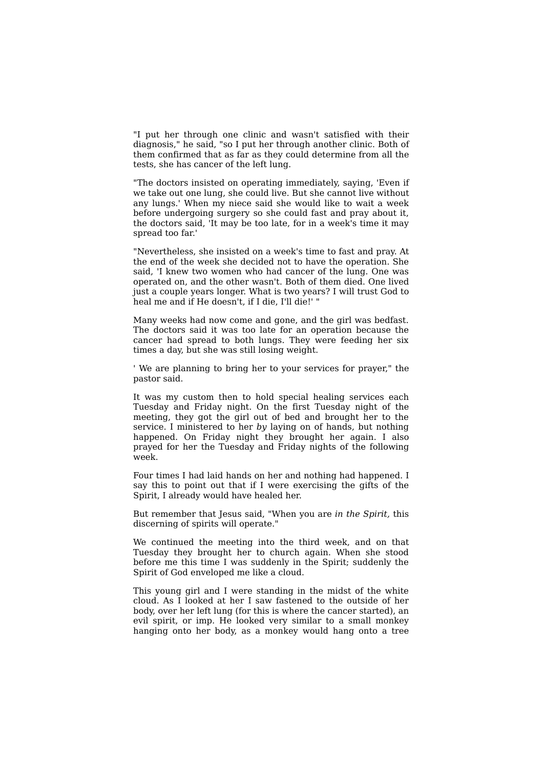"I put her through one clinic and wasn't satisfied with their diagnosis," he said, "so I put her through another clinic. Both of them confirmed that as far as they could determine from all the tests, she has cancer of the left lung.

"The doctors insisted on operating immediately, saying, 'Even if we take out one lung, she could live. But she cannot live without any lungs.' When my niece said she would like to wait a week before undergoing surgery so she could fast and pray about it, the doctors said, 'It may be too late, for in a week's time it may spread too far.'

"Nevertheless, she insisted on a week's time to fast and pray. At the end of the week she decided not to have the operation. She said, 'I knew two women who had cancer of the lung. One was operated on, and the other wasn't. Both of them died. One lived just a couple years longer. What is two years? I will trust God to heal me and if He doesn't, if I die, I'll die!' "

Many weeks had now come and gone, and the girl was bedfast. The doctors said it was too late for an operation because the cancer had spread to both lungs. They were feeding her six times a day, but she was still losing weight.

' We are planning to bring her to your services for prayer," the pastor said.

It was my custom then to hold special healing services each Tuesday and Friday night. On the first Tuesday night of the meeting, they got the girl out of bed and brought her to the service. I ministered to her *by* laying on of hands, but nothing happened. On Friday night they brought her again. I also prayed for her the Tuesday and Friday nights of the following week.

Four times I had laid hands on her and nothing had happened. I say this to point out that if I were exercising the gifts of the Spirit, I already would have healed her.

But remember that Jesus said, "When you are *in the Spirit,* this discerning of spirits will operate."

We continued the meeting into the third week, and on that Tuesday they brought her to church again. When she stood before me this time I was suddenly in the Spirit; suddenly the Spirit of God enveloped me like a cloud.

This young girl and I were standing in the midst of the white cloud. As I looked at her I saw fastened to the outside of her body, over her left lung (for this is where the cancer started), an evil spirit, or imp. He looked very similar to a small monkey hanging onto her body, as a monkey would hang onto a tree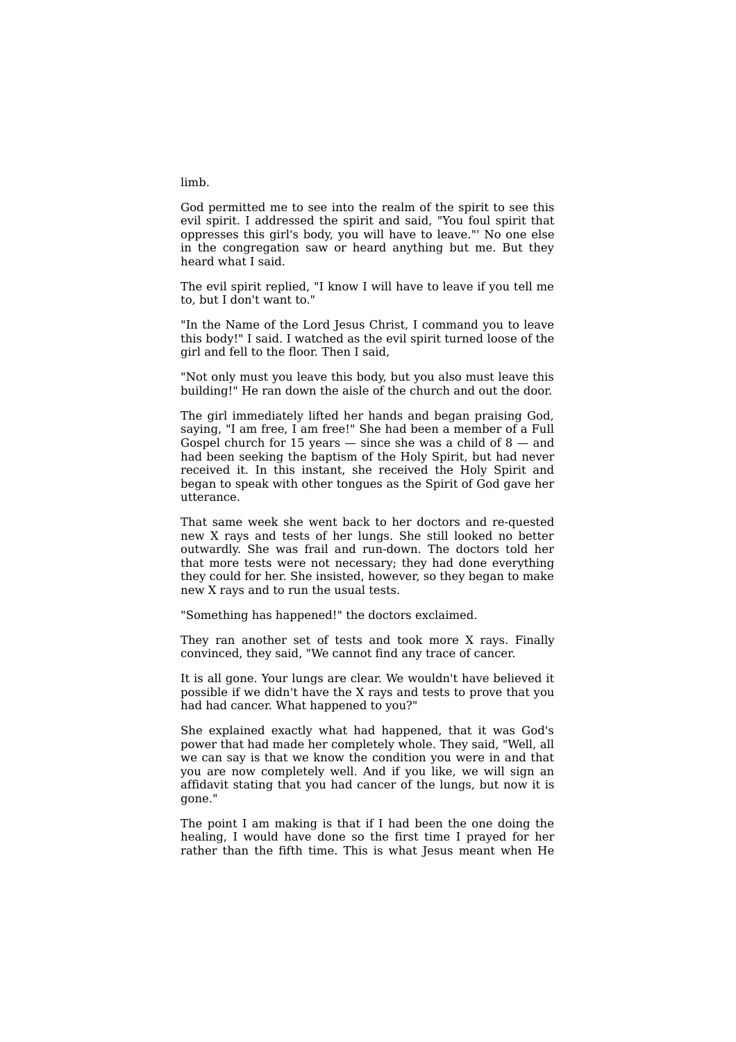limb.

God permitted me to see into the realm of the spirit to see this evil spirit. I addressed the spirit and said, "You foul spirit that oppresses this girl's body, you will have to leave."' No one else in the congregation saw or heard anything but me. But they heard what I said.

The evil spirit replied, "I know I will have to leave if you tell me to, but I don't want to."

"In the Name of the Lord Jesus Christ, I command you to leave this body!" I said. I watched as the evil spirit turned loose of the girl and fell to the floor. Then I said,

"Not only must you leave this body, but you also must leave this building!" He ran down the aisle of the church and out the door.

The girl immediately lifted her hands and began praising God, saying, "I am free, I am free!" She had been a member of a Full Gospel church for 15 years — since she was a child of 8 — and had been seeking the baptism of the Holy Spirit, but had never received it. In this instant, she received the Holy Spirit and began to speak with other tongues as the Spirit of God gave her utterance.

That same week she went back to her doctors and re-quested new X rays and tests of her lungs. She still looked no better outwardly. She was frail and run-down. The doctors told her that more tests were not necessary; they had done everything they could for her. She insisted, however, so they began to make new X rays and to run the usual tests.

"Something has happened!" the doctors exclaimed.

They ran another set of tests and took more X rays. Finally convinced, they said, "We cannot find any trace of cancer.

It is all gone. Your lungs are clear. We wouldn't have believed it possible if we didn't have the X rays and tests to prove that you had had cancer. What happened to you?"

She explained exactly what had happened, that it was God's power that had made her completely whole. They said, "Well, all we can say is that we know the condition you were in and that you are now completely well. And if you like, we will sign an affidavit stating that you had cancer of the lungs, but now it is gone."

The point I am making is that if I had been the one doing the healing, I would have done so the first time I prayed for her rather than the fifth time. This is what Jesus meant when He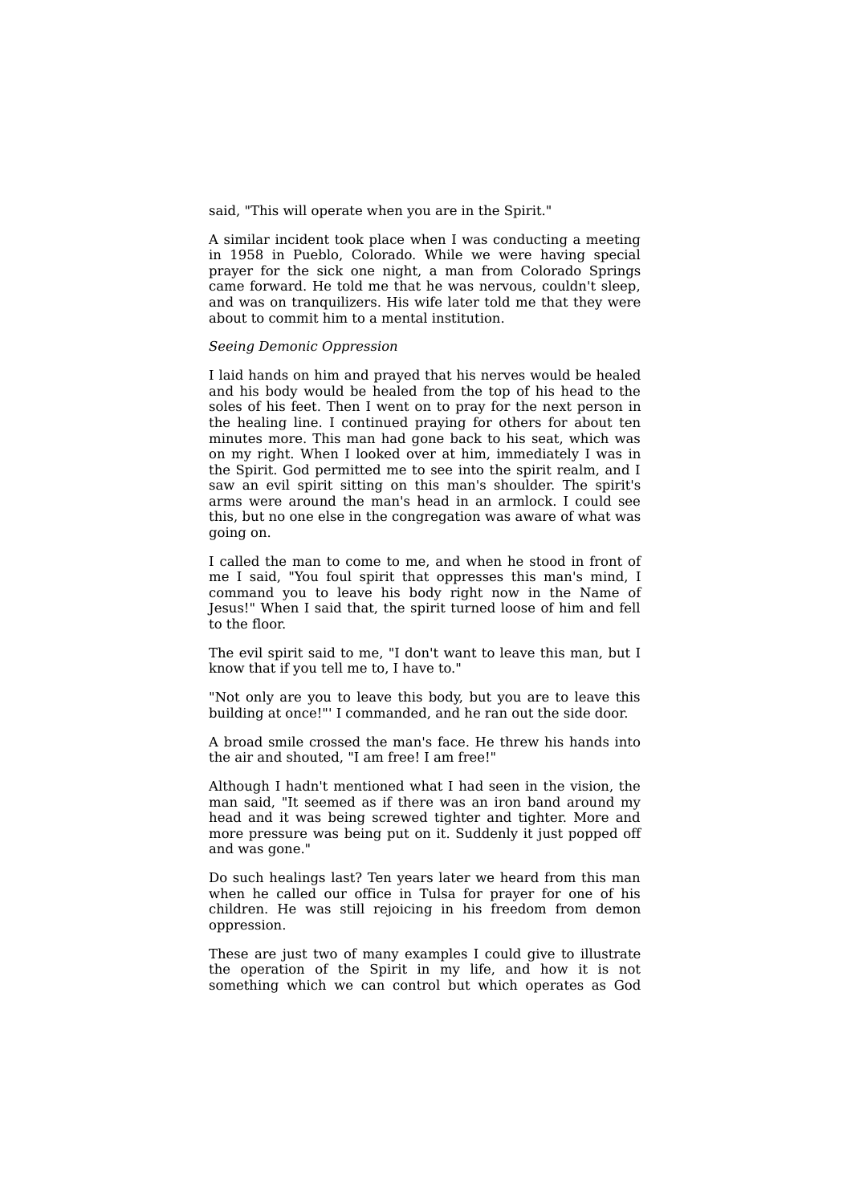said, "This will operate when you are in the Spirit."

A similar incident took place when I was conducting a meeting in 1958 in Pueblo, Colorado. While we were having special prayer for the sick one night, a man from Colorado Springs came forward. He told me that he was nervous, couldn't sleep, and was on tranquilizers. His wife later told me that they were about to commit him to a mental institution.

*Seeing Demonic Oppression*

I laid hands on him and prayed that his nerves would be healed and his body would be healed from the top of his head to the soles of his feet. Then I went on to pray for the next person in the healing line. I continued praying for others for about ten minutes more. This man had gone back to his seat, which was on my right. When I looked over at him, immediately I was in the Spirit. God permitted me to see into the spirit realm, and I saw an evil spirit sitting on this man's shoulder. The spirit's arms were around the man's head in an armlock. I could see this, but no one else in the congregation was aware of what was going on.

I called the man to come to me, and when he stood in front of me I said, "You foul spirit that oppresses this man's mind, I command you to leave his body right now in the Name of Jesus!" When I said that, the spirit turned loose of him and fell to the floor.

The evil spirit said to me, "I don't want to leave this man, but I know that if you tell me to, I have to."

"Not only are you to leave this body, but you are to leave this building at once!"' I commanded, and he ran out the side door.

A broad smile crossed the man's face. He threw his hands into the air and shouted, "I am free! I am free!"

Although I hadn't mentioned what I had seen in the vision, the man said, "It seemed as if there was an iron band around my head and it was being screwed tighter and tighter. More and more pressure was being put on it. Suddenly it just popped off and was gone."

Do such healings last? Ten years later we heard from this man when he called our office in Tulsa for prayer for one of his children. He was still rejoicing in his freedom from demon oppression.

These are just two of many examples I could give to illustrate the operation of the Spirit in my life, and how it is not something which we can control but which operates as God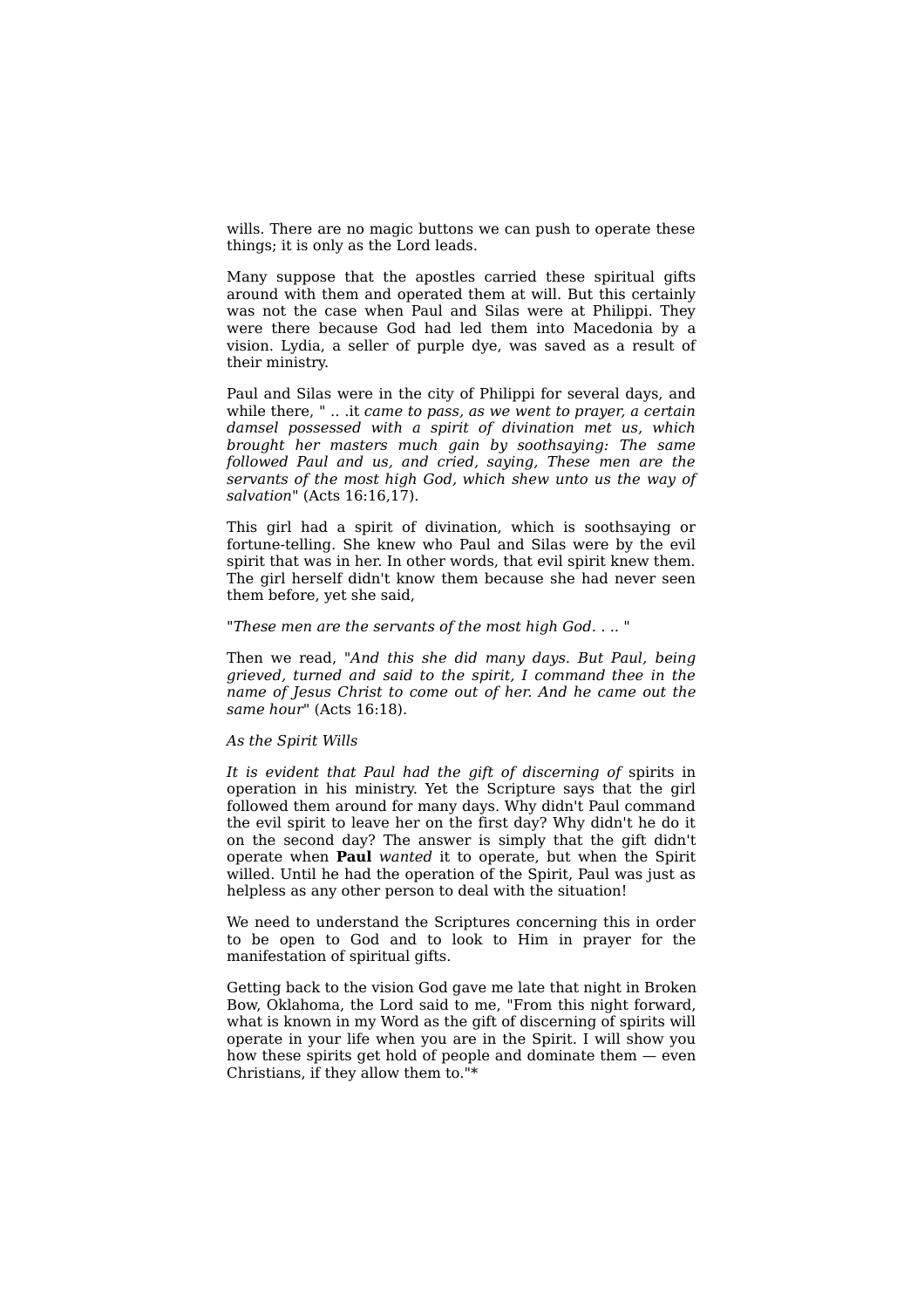wills. There are no magic buttons we can push to operate these things; it is only as the Lord leads.

Many suppose that the apostles carried these spiritual gifts around with them and operated them at will. But this certainly was not the case when Paul and Silas were at Philippi. They were there because God had led them into Macedonia by a vision. Lydia, a seller of purple dye, was saved as a result of their ministry.

Paul and Silas were in the city of Philippi for several days, and while there, " .. .it *came to pass, as we went to prayer, a certain damsel possessed with a spirit of divination met us, which brought her masters much gain by soothsaying: The same followed Paul and us, and cried, saying, These men are the servants of the most high God, which shew unto us the way of salvation*" (Acts 16:16,17).

This girl had a spirit of divination, which is soothsaying or fortune-telling. She knew who Paul and Silas were by the evil spirit that was in her. In other words, that evil spirit knew them. The girl herself didn't know them because she had never seen them before, yet she said,

"*These men are the servants of the most high God*. . .. "

Then we read, "*And this she did many days. But Paul, being grieved, turned and said to the spirit, I command thee in the name of Jesus Christ to come out of her. And he came out the same hour*" (Acts 16:18).

*As the Spirit Wills*

*It is evident that Paul had the gift of discerning of* spirits in operation in his ministry. Yet the Scripture says that the girl followed them around for many days. Why didn't Paul command the evil spirit to leave her on the first day? Why didn't he do it on the second day? The answer is simply that the gift didn't operate when **Paul** *wanted* it to operate, but when the Spirit willed. Until he had the operation of the Spirit, Paul was just as helpless as any other person to deal with the situation!

We need to understand the Scriptures concerning this in order to be open to God and to look to Him in prayer for the manifestation of spiritual gifts.

Getting back to the vision God gave me late that night in Broken Bow, Oklahoma, the Lord said to me, "From this night forward, what is known in my Word as the gift of discerning of spirits will operate in your life when you are in the Spirit. I will show you how these spirits get hold of people and dominate them — even Christians, if they allow them to."*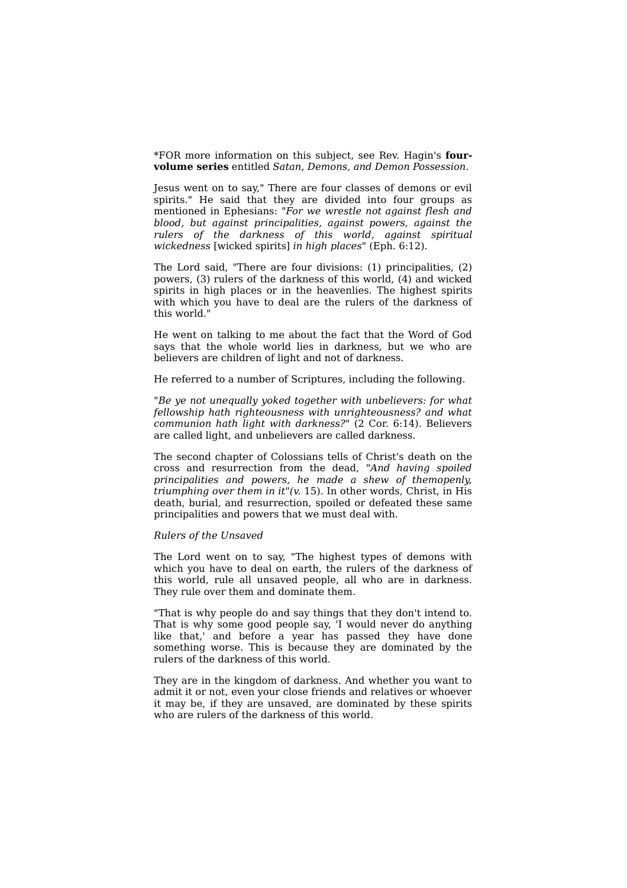*FOR more information on this subject, see Rev. Hagin's **four-volume series** entitled *Satan, Demons, and Demon Possession.*

Jesus went on to say," There are four classes of demons or evil spirits." He said that they are divided into four groups as mentioned in Ephesians: "*For we wrestle not against flesh and blood, but against principalities, against powers, against the rulers of the darkness of this world, against spiritual wickedness* [wicked spirits] *in high places*" (Eph. 6:12).

The Lord said, "There are four divisions: (1) principalities, (2) powers, (3) rulers of the darkness of this world, (4) and wicked spirits in high places or in the heavenlies. The highest spirits with which you have to deal are the rulers of the darkness of this world."

He went on talking to me about the fact that the Word of God says that the whole world lies in darkness, but we who are believers are children of light and not of darkness.

He referred to a number of Scriptures, including the following.

"*Be ye not unequally yoked together with unbelievers: for what fellowship hath righteousness with unrighteousness? and what communion hath light with darkness?*" (2 Cor. 6:14). Believers are called light, and unbelievers are called darkness.

The second chapter of Colossians tells of Christ's death on the cross and resurrection from the dead, "*And having spoiled principalities and powers, he made a shew of themopenly, triumphing over them in it*"*(v.* 15). In other words, Christ, in His death, burial, and resurrection, spoiled or defeated these same principalities and powers that we must deal with.

*Rulers of the Unsaved*

The Lord went on to say, "The highest types of demons with which you have to deal on earth, the rulers of the darkness of this world, rule all unsaved people, all who are in darkness. They rule over them and dominate them.

"That is why people do and say things that they don't intend to. That is why some good people say, 'I would never do anything like that,' and before a year has passed they have done something worse. This is because they are dominated by the rulers of the darkness of this world.

They are in the kingdom of darkness. And whether you want to admit it or not, even your close friends and relatives or whoever it may be, if they are unsaved, are dominated by these spirits who are rulers of the darkness of this world.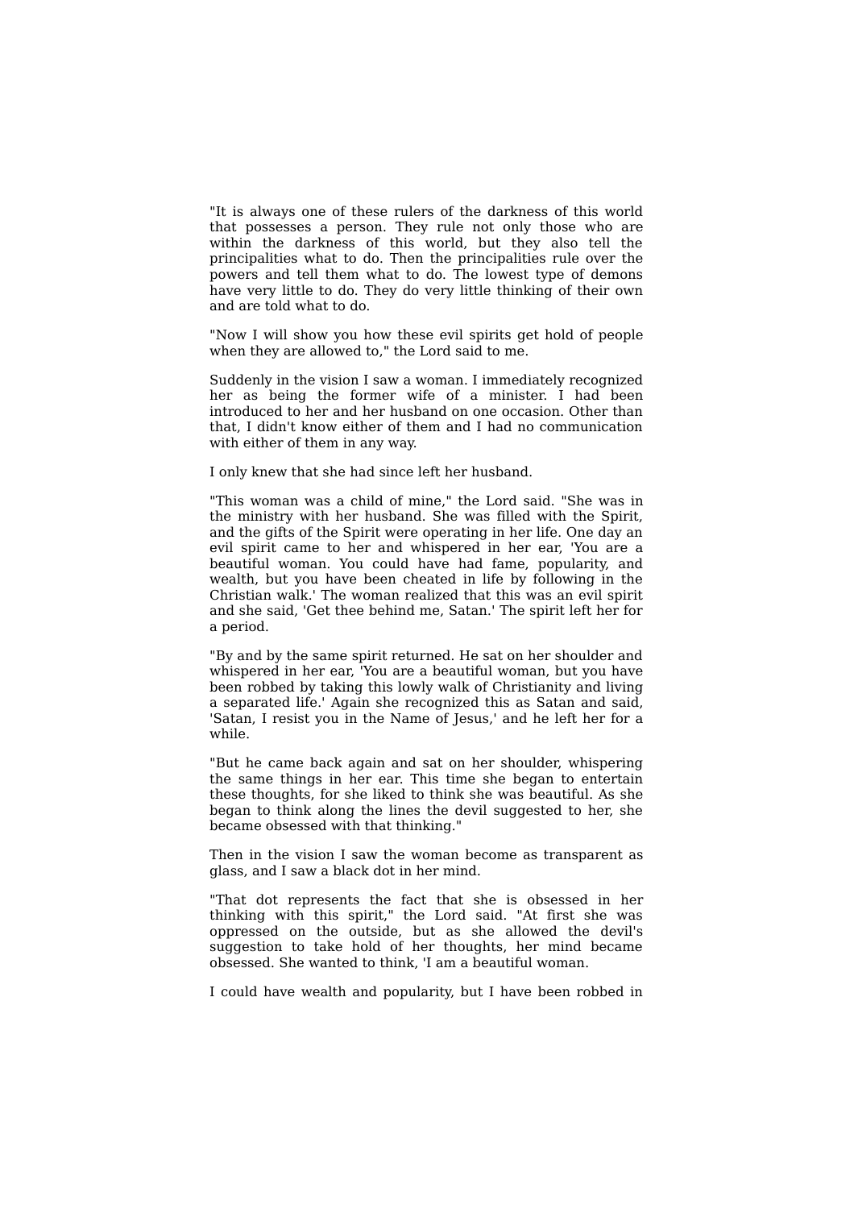"It is always one of these rulers of the darkness of this world that possesses a person. They rule not only those who are within the darkness of this world, but they also tell the principalities what to do. Then the principalities rule over the powers and tell them what to do. The lowest type of demons have very little to do. They do very little thinking of their own and are told what to do.

"Now I will show you how these evil spirits get hold of people when they are allowed to," the Lord said to me.

Suddenly in the vision I saw a woman. I immediately recognized her as being the former wife of a minister. I had been introduced to her and her husband on one occasion. Other than that, I didn't know either of them and I had no communication with either of them in any way.

I only knew that she had since left her husband.

"This woman was a child of mine," the Lord said. "She was in the ministry with her husband. She was filled with the Spirit, and the gifts of the Spirit were operating in her life. One day an evil spirit came to her and whispered in her ear, 'You are a beautiful woman. You could have had fame, popularity, and wealth, but you have been cheated in life by following in the Christian walk.' The woman realized that this was an evil spirit and she said, 'Get thee behind me, Satan.' The spirit left her for a period.

"By and by the same spirit returned. He sat on her shoulder and whispered in her ear, 'You are a beautiful woman, but you have been robbed by taking this lowly walk of Christianity and living a separated life.' Again she recognized this as Satan and said, 'Satan, I resist you in the Name of Jesus,' and he left her for a while.

"But he came back again and sat on her shoulder, whispering the same things in her ear. This time she began to entertain these thoughts, for she liked to think she was beautiful. As she began to think along the lines the devil suggested to her, she became obsessed with that thinking."

Then in the vision I saw the woman become as transparent as glass, and I saw a black dot in her mind.

"That dot represents the fact that she is obsessed in her thinking with this spirit," the Lord said. "At first she was oppressed on the outside, but as she allowed the devil's suggestion to take hold of her thoughts, her mind became obsessed. She wanted to think, 'I am a beautiful woman.

I could have wealth and popularity, but I have been robbed in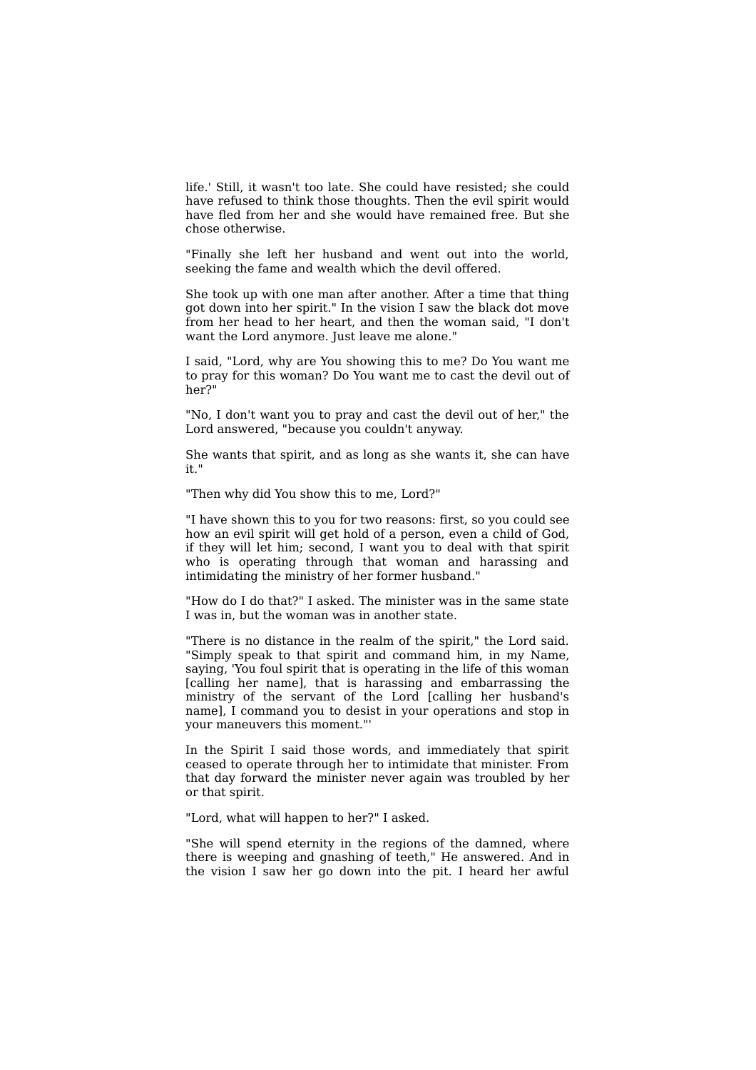life.' Still, it wasn't too late. She could have resisted; she could have refused to think those thoughts. Then the evil spirit would have fled from her and she would have remained free. But she chose otherwise.

"Finally she left her husband and went out into the world, seeking the fame and wealth which the devil offered.

She took up with one man after another. After a time that thing got down into her spirit." In the vision I saw the black dot move from her head to her heart, and then the woman said, "I don't want the Lord anymore. Just leave me alone."

I said, "Lord, why are You showing this to me? Do You want me to pray for this woman? Do You want me to cast the devil out of her?"

"No, I don't want you to pray and cast the devil out of her," the Lord answered, "because you couldn't anyway.

She wants that spirit, and as long as she wants it, she can have it."

"Then why did You show this to me, Lord?"

"I have shown this to you for two reasons: first, so you could see how an evil spirit will get hold of a person, even a child of God, if they will let him; second, I want you to deal with that spirit who is operating through that woman and harassing and intimidating the ministry of her former husband."

"How do I do that?" I asked. The minister was in the same state I was in, but the woman was in another state.

"There is no distance in the realm of the spirit," the Lord said. "Simply speak to that spirit and command him, in my Name, saying, 'You foul spirit that is operating in the life of this woman [calling her name], that is harassing and embarrassing the ministry of the servant of the Lord [calling her husband's name], I command you to desist in your operations and stop in your maneuvers this moment."'

In the Spirit I said those words, and immediately that spirit ceased to operate through her to intimidate that minister. From that day forward the minister never again was troubled by her or that spirit.

"Lord, what will happen to her?" I asked.

"She will spend eternity in the regions of the damned, where there is weeping and gnashing of teeth," He answered. And in the vision I saw her go down into the pit. I heard her awful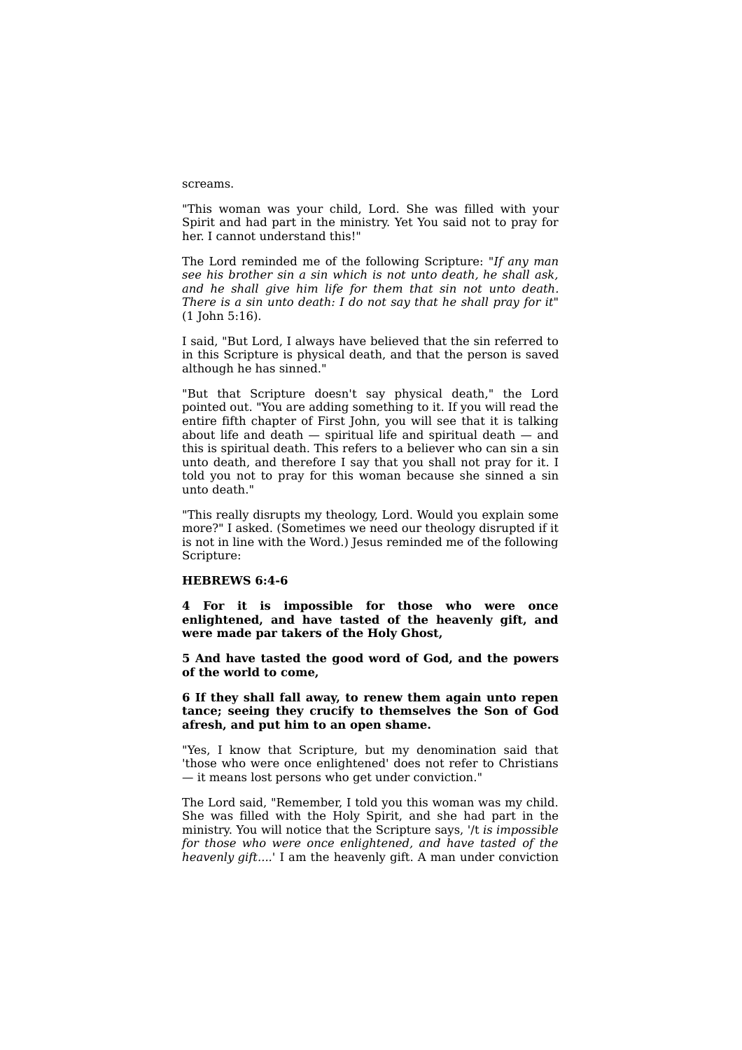screams.

"This woman was your child, Lord. She was filled with your Spirit and had part in the ministry. Yet You said not to pray for her. I cannot understand this!"

The Lord reminded me of the following Scripture: "*If any man see his brother sin a sin which is not unto death, he shall ask, and he shall give him life for them that sin not unto death. There is a sin unto death: I do not say that he shall pray for it*" (1 John 5:16).

I said, "But Lord, I always have believed that the sin referred to in this Scripture is physical death, and that the person is saved although he has sinned."

"But that Scripture doesn't say physical death," the Lord pointed out. "You are adding something to it. If you will read the entire fifth chapter of First John, you will see that it is talking about life and death — spiritual life and spiritual death — and this is spiritual death. This refers to a believer who can sin a sin unto death, and therefore I say that you shall not pray for it. I told you not to pray for this woman because she sinned a sin unto death."

"This really disrupts my theology, Lord. Would you explain some more?" I asked. (Sometimes we need our theology disrupted if it is not in line with the Word.) Jesus reminded me of the following Scripture:

**HEBREWS 6:4-6**

**4 For it is impossible for those who were once enlightened, and have tasted of the heavenly gift, and were made par takers of the Holy Ghost,**

**5 And have tasted the good word of God, and the powers of the world to come,**

**6 If they shall fall away, to renew them again unto repen tance; seeing they crucify to themselves the Son of God afresh, and put him to an open shame.**

"Yes, I know that Scripture, but my denomination said that 'those who were once enlightened' does not refer to Christians — it means lost persons who get under conviction."

The Lord said, "Remember, I told you this woman was my child. She was filled with the Holy Spirit, and she had part in the ministry. You will notice that the Scripture says, '/t *is impossible for those who were once enlightened, and have tasted of the heavenly gift....*' I am the heavenly gift. A man under conviction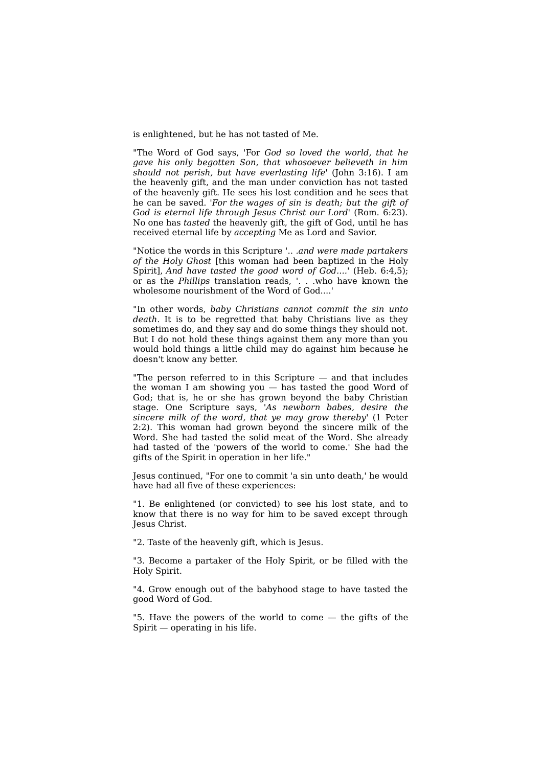is enlightened, but he has not tasted of Me.

"The Word of God says, 'For *God so loved the world, that he gave his only begotten Son, that whosoever believeth in him should not perish, but have everlasting life*' (John 3:16). I am the heavenly gift, and the man under conviction has not tasted of the heavenly gift. He sees his lost condition and he sees that he can be saved. '*For the wages of sin is death; but the gift of God is eternal life through Jesus Christ our Lord*' (Rom. 6:23). No one has *tasted* the heavenly gift, the gift of God, until he has received eternal life by *accepting* Me as Lord and Savior.

"Notice the words in this Scripture '.. *.and were made partakers of the Holy Ghost* [this woman had been baptized in the Holy Spirit], *And have tasted the good word of God....*' (Heb. 6:4,5); or as the *Phillips* translation reads, '. . .who have known the wholesome nourishment of the Word of God....'

"In other words, *baby Christians cannot commit the sin unto death.* It is to be regretted that baby Christians live as they sometimes do, and they say and do some things they should not. But I do not hold these things against them any more than you would hold things a little child may do against him because he doesn't know any better.

"The person referred to in this Scripture — and that includes the woman I am showing you — has tasted the good Word of God; that is, he or she has grown beyond the baby Christian stage. One Scripture says, '*As newborn babes, desire the sincere milk of the word, that ye may grow thereby*' (1 Peter 2:2). This woman had grown beyond the sincere milk of the Word. She had tasted the solid meat of the Word. She already had tasted of the 'powers of the world to come.' She had the gifts of the Spirit in operation in her life."

Jesus continued, "For one to commit 'a sin unto death,' he would have had all five of these experiences:

"1. Be enlightened (or convicted) to see his lost state, and to know that there is no way for him to be saved except through Jesus Christ.

"2. Taste of the heavenly gift, which is Jesus.

"3. Become a partaker of the Holy Spirit, or be filled with the Holy Spirit.

"4. Grow enough out of the babyhood stage to have tasted the good Word of God.

"5. Have the powers of the world to come — the gifts of the Spirit — operating in his life.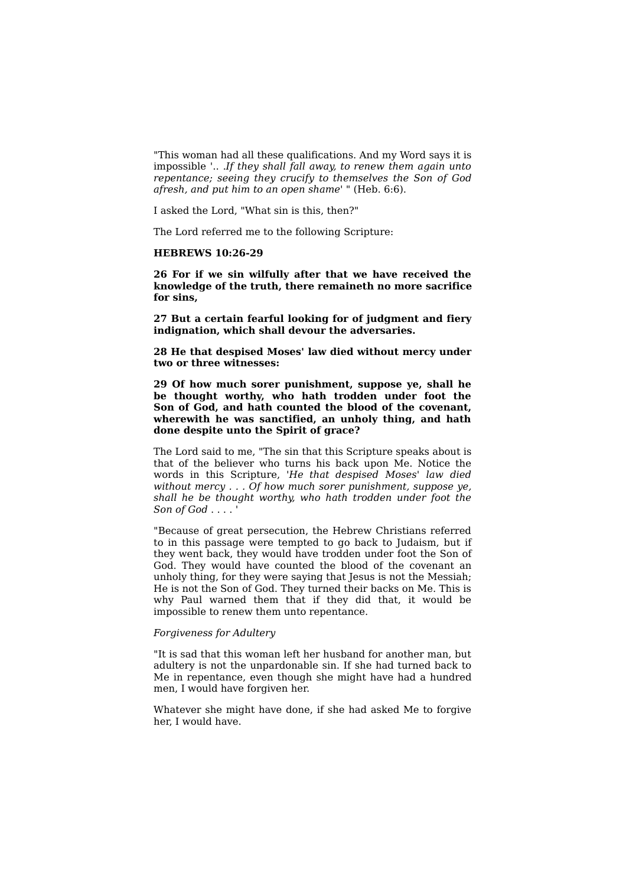"This woman had all these qualifications. And my Word says it is impossible '.. .*If they shall fall away, to renew them again unto repentance; seeing they crucify to themselves the Son of God afresh, and put him to an open shame*' " (Heb. 6:6).

I asked the Lord, "What sin is this, then?"

The Lord referred me to the following Scripture:

**HEBREWS 10:26-29**

**26 For if we sin wilfully after that we have received the knowledge of the truth, there remaineth no more sacrifice for sins,**

**27 But a certain fearful looking for of judgment and fiery indignation, which shall devour the adversaries.**

**28 He that despised Moses' law died without mercy under two or three witnesses:**

**29 Of how much sorer punishment, suppose ye, shall he be thought worthy, who hath trodden under foot the Son of God, and hath counted the blood of the covenant, wherewith he was sanctified, an unholy thing, and hath done despite unto the Spirit of grace?**

The Lord said to me, "The sin that this Scripture speaks about is that of the believer who turns his back upon Me. Notice the words in this Scripture, '*He that despised Moses*' *law died without mercy . . . Of how much sorer punishment, suppose ye, shall he be thought worthy, who hath trodden under foot the Son of God* . . . . '

"Because of great persecution, the Hebrew Christians referred to in this passage were tempted to go back to Judaism, but if they went back, they would have trodden under foot the Son of God. They would have counted the blood of the covenant an unholy thing, for they were saying that Jesus is not the Messiah; He is not the Son of God. They turned their backs on Me. This is why Paul warned them that if they did that, it would be impossible to renew them unto repentance.

*Forgiveness for Adultery*

"It is sad that this woman left her husband for another man, but adultery is not the unpardonable sin. If she had turned back to Me in repentance, even though she might have had a hundred men, I would have forgiven her.

Whatever she might have done, if she had asked Me to forgive her, I would have.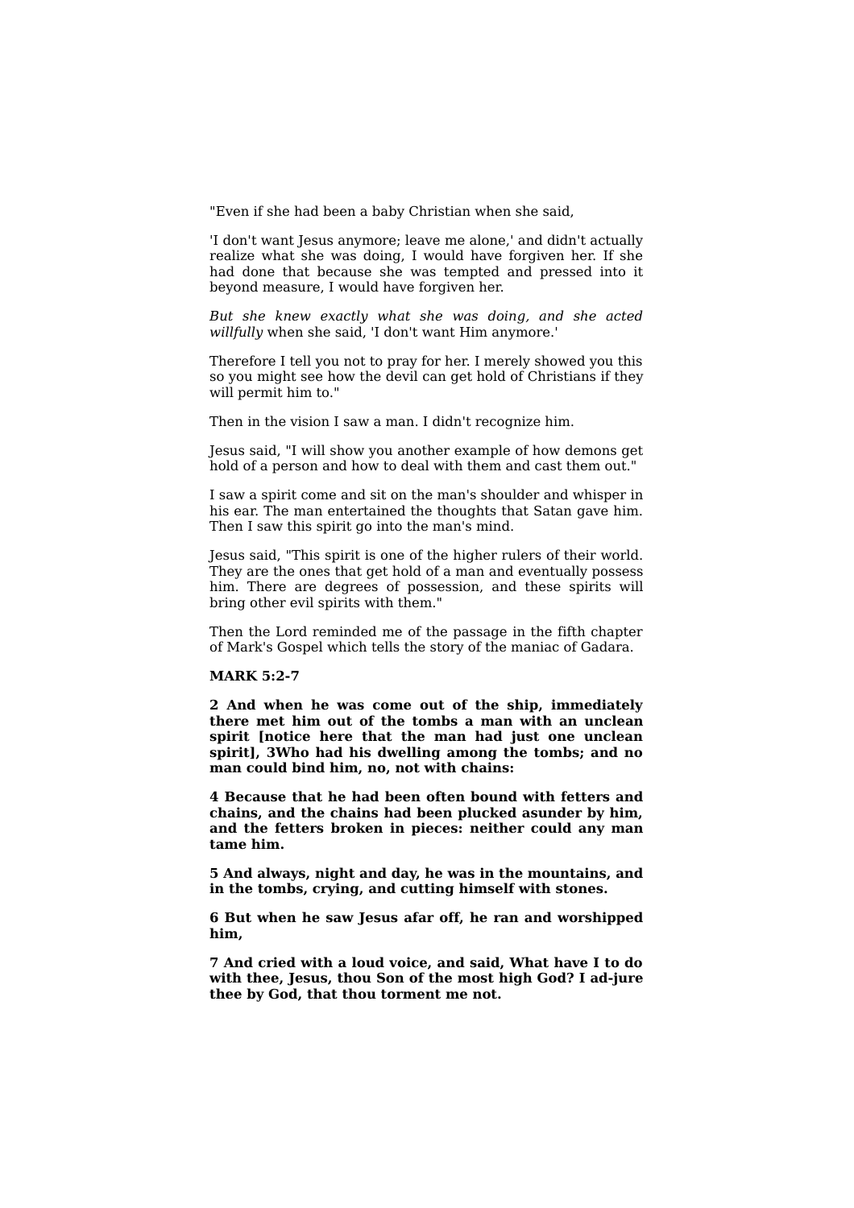"Even if she had been a baby Christian when she said,

'I don't want Jesus anymore; leave me alone,' and didn't actually realize what she was doing, I would have forgiven her. If she had done that because she was tempted and pressed into it beyond measure, I would have forgiven her.

*But she knew exactly what she was doing, and she acted willfully* when she said, 'I don't want Him anymore.'

Therefore I tell you not to pray for her. I merely showed you this so you might see how the devil can get hold of Christians if they will permit him to."

Then in the vision I saw a man. I didn't recognize him.

Jesus said, "I will show you another example of how demons get hold of a person and how to deal with them and cast them out."

I saw a spirit come and sit on the man's shoulder and whisper in his ear. The man entertained the thoughts that Satan gave him. Then I saw this spirit go into the man's mind.

Jesus said, "This spirit is one of the higher rulers of their world. They are the ones that get hold of a man and eventually possess him. There are degrees of possession, and these spirits will bring other evil spirits with them."

Then the Lord reminded me of the passage in the fifth chapter of Mark's Gospel which tells the story of the maniac of Gadara.

**MARK 5:2-7**

**2 And when he was come out of the ship, immediately there met him out of the tombs a man with an unclean spirit [notice here that the man had just one unclean spirit], 3Who had his dwelling among the tombs; and no man could bind him, no, not with chains:**

**4 Because that he had been often bound with fetters and chains, and the chains had been plucked asunder by him, and the fetters broken in pieces: neither could any man tame him.**

**5 And always, night and day, he was in the mountains, and in the tombs, crying, and cutting himself with stones.**

**6 But when he saw Jesus afar off, he ran and worshipped him,**

**7 And cried with a loud voice, and said, What have I to do with thee, Jesus, thou Son of the most high God? I ad-jure thee by God, that thou torment me not.**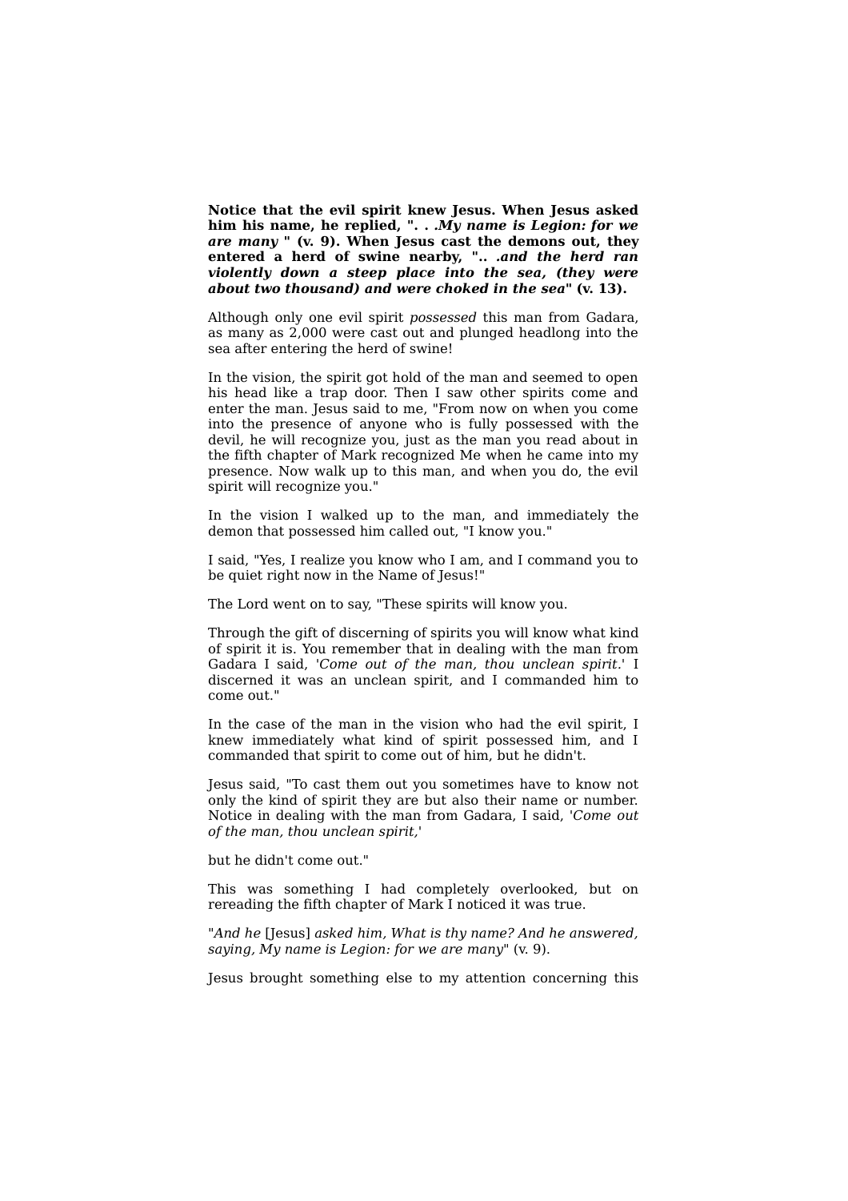**Notice that the evil spirit knew Jesus. When Jesus asked him his name, he replied, ". . .*My name is Legion: for we are many* " (v. 9). When Jesus cast the demons out, they entered a herd of swine nearby, ".. .*and the herd ran violently down a steep place into the sea, (they were about two thousand) and were choked in the sea*" (v. 13).**

Although only one evil spirit *possessed* this man from Gadara, as many as 2,000 were cast out and plunged headlong into the sea after entering the herd of swine!

In the vision, the spirit got hold of the man and seemed to open his head like a trap door. Then I saw other spirits come and enter the man. Jesus said to me, "From now on when you come into the presence of anyone who is fully possessed with the devil, he will recognize you, just as the man you read about in the fifth chapter of Mark recognized Me when he came into my presence. Now walk up to this man, and when you do, the evil spirit will recognize you."

In the vision I walked up to the man, and immediately the demon that possessed him called out, "I know you."

I said, "Yes, I realize you know who I am, and I command you to be quiet right now in the Name of Jesus!"

The Lord went on to say, "These spirits will know you.

Through the gift of discerning of spirits you will know what kind of spirit it is. You remember that in dealing with the man from Gadara I said, '*Come out of the man, thou unclean spirit.*' I discerned it was an unclean spirit, and I commanded him to come out."

In the case of the man in the vision who had the evil spirit, I knew immediately what kind of spirit possessed him, and I commanded that spirit to come out of him, but he didn't.

Jesus said, "To cast them out you sometimes have to know not only the kind of spirit they are but also their name or number. Notice in dealing with the man from Gadara, I said, '*Come out of the man, thou unclean spirit,*'

but he didn't come out."

This was something I had completely overlooked, but on rereading the fifth chapter of Mark I noticed it was true.

"*And he* [Jesus] *asked him, What is thy name? And he answered, saying, My name is Legion: for we are many*" (v. 9).

Jesus brought something else to my attention concerning this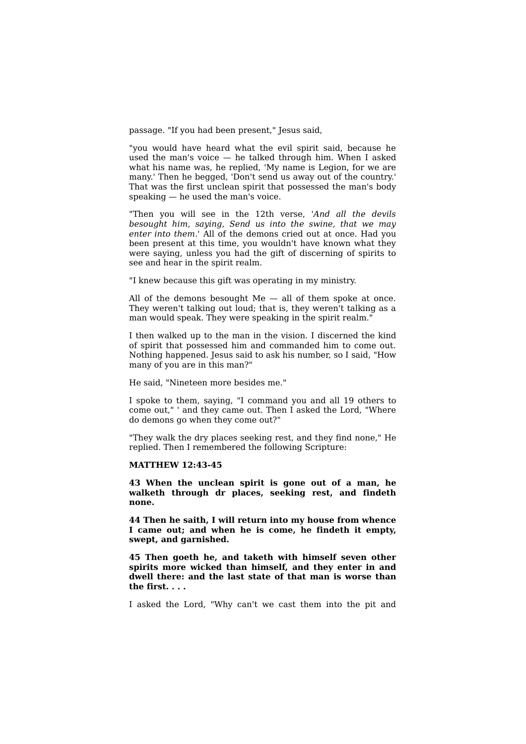passage. "If you had been present," Jesus said,

"you would have heard what the evil spirit said, because he used the man's voice — he talked through him. When I asked what his name was, he replied, 'My name is Legion, for we are many.' Then he begged, 'Don't send us away out of the country.' That was the first unclean spirit that possessed the man's body speaking — he used the man's voice.

"Then you will see in the 12th verse, '*And all the devils besought him, saying, Send us into the swine, that we may enter into them*.' All of the demons cried out at once. Had you been present at this time, you wouldn't have known what they were saying, unless you had the gift of discerning of spirits to see and hear in the spirit realm.

"I knew because this gift was operating in my ministry.

All of the demons besought Me — all of them spoke at once. They weren't talking out loud; that is, they weren't talking as a man would speak. They were speaking in the spirit realm."

I then walked up to the man in the vision. I discerned the kind of spirit that possessed him and commanded him to come out. Nothing happened. Jesus said to ask his number, so I said, "How many of you are in this man?"

He said, "Nineteen more besides me."

I spoke to them, saying, "I command you and all 19 others to come out," ' and they came out. Then I asked the Lord, "Where do demons go when they come out?"

"They walk the dry places seeking rest, and they find none," He replied. Then I remembered the following Scripture:

**MATTHEW 12:43-45**

**43 When the unclean spirit is gone out of a man, he walketh through dr places, seeking rest, and findeth none.**

**44 Then he saith, I will return into my house from whence I came out; and when he is come, he findeth it empty, swept, and garnished.**

**45 Then goeth he, and taketh with himself seven other spirits more wicked than himself, and they enter in and dwell there: and the last state of that man is worse than the first. . . .**

I asked the Lord, "Why can't we cast them into the pit and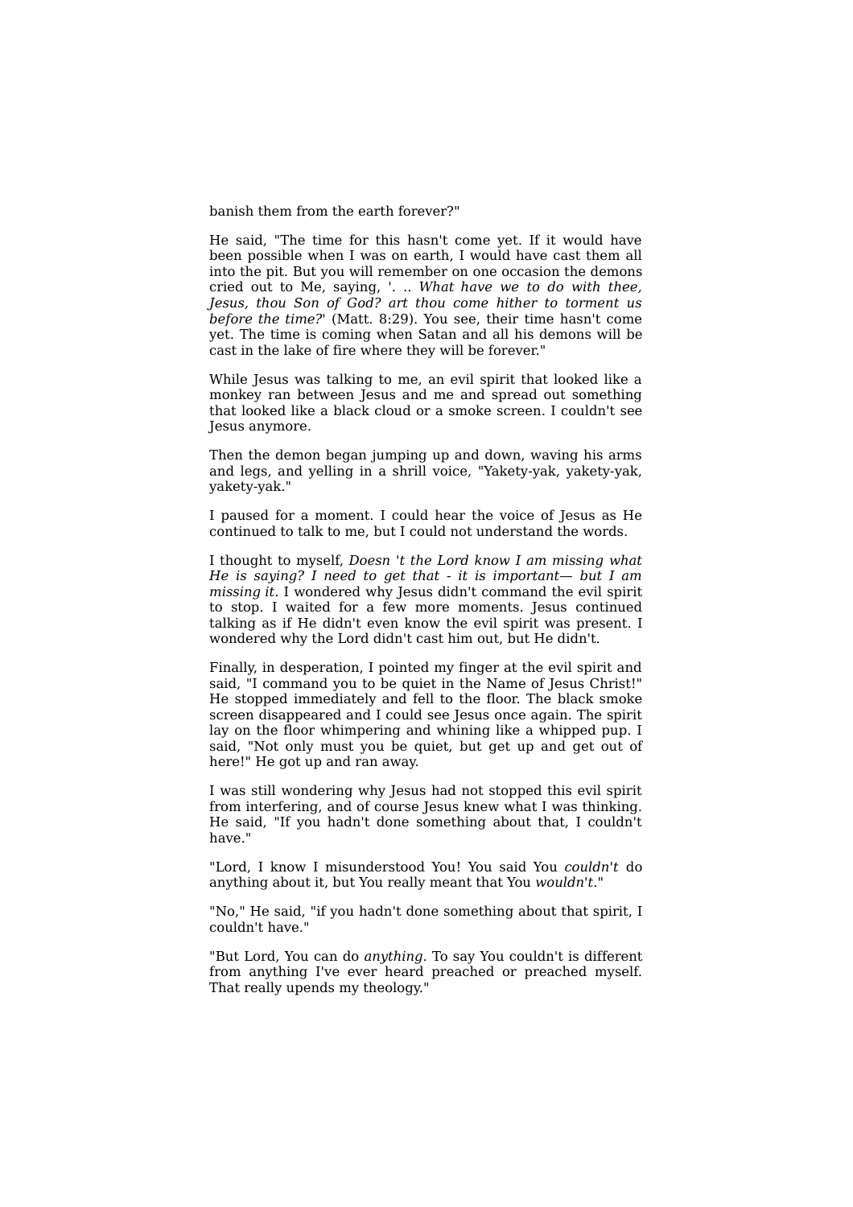banish them from the earth forever?"

He said, "The time for this hasn't come yet. If it would have been possible when I was on earth, I would have cast them all into the pit. But you will remember on one occasion the demons cried out to Me, saying, '. .. *What have we to do with thee, Jesus, thou Son of God? art thou come hither to torment us before the time?*' (Matt. 8:29). You see, their time hasn't come yet. The time is coming when Satan and all his demons will be cast in the lake of fire where they will be forever."

While Jesus was talking to me, an evil spirit that looked like a monkey ran between Jesus and me and spread out something that looked like a black cloud or a smoke screen. I couldn't see Jesus anymore.

Then the demon began jumping up and down, waving his arms and legs, and yelling in a shrill voice, "Yakety-yak, yakety-yak, yakety-yak."

I paused for a moment. I could hear the voice of Jesus as He continued to talk to me, but I could not understand the words.

I thought to myself, *Doesn 't the Lord know I am missing what He is saying? I need to get that - it is important— but I am missing it.* I wondered why Jesus didn't command the evil spirit to stop. I waited for a few more moments. Jesus continued talking as if He didn't even know the evil spirit was present. I wondered why the Lord didn't cast him out, but He didn't.

Finally, in desperation, I pointed my finger at the evil spirit and said, "I command you to be quiet in the Name of Jesus Christ!" He stopped immediately and fell to the floor. The black smoke screen disappeared and I could see Jesus once again. The spirit lay on the floor whimpering and whining like a whipped pup. I said, "Not only must you be quiet, but get up and get out of here!" He got up and ran away.

I was still wondering why Jesus had not stopped this evil spirit from interfering, and of course Jesus knew what I was thinking. He said, "If you hadn't done something about that, I couldn't have."

"Lord, I know I misunderstood You! You said You *couldn't* do anything about it, but You really meant that You *wouldn't*."

"No," He said, "if you hadn't done something about that spirit, I couldn't have."

"But Lord, You can do *anything*. To say You couldn't is different from anything I've ever heard preached or preached myself. That really upends my theology."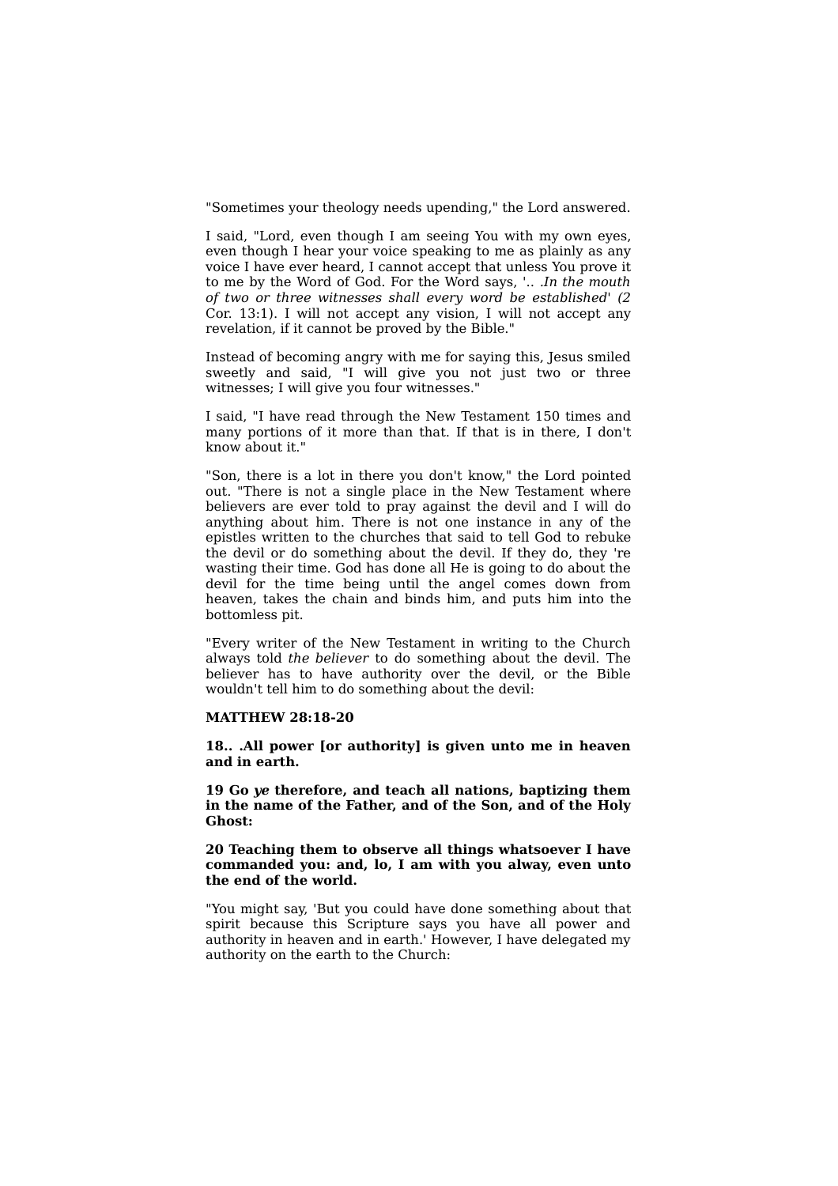"Sometimes your theology needs upending," the Lord answered.

I said, "Lord, even though I am seeing You with my own eyes, even though I hear your voice speaking to me as plainly as any voice I have ever heard, I cannot accept that unless You prove it to me by the Word of God. For the Word says, '.. .*In the mouth of two or three witnesses shall every word be established*' *(2* Cor. 13:1). I will not accept any vision, I will not accept any revelation, if it cannot be proved by the Bible."

Instead of becoming angry with me for saying this, Jesus smiled sweetly and said, "I will give you not just two or three witnesses; I will give you four witnesses."

I said, "I have read through the New Testament 150 times and many portions of it more than that. If that is in there, I don't know about it."

"Son, there is a lot in there you don't know," the Lord pointed out. "There is not a single place in the New Testament where believers are ever told to pray against the devil and I will do anything about him. There is not one instance in any of the epistles written to the churches that said to tell God to rebuke the devil or do something about the devil. If they do, they 're wasting their time. God has done all He is going to do about the devil for the time being until the angel comes down from heaven, takes the chain and binds him, and puts him into the bottomless pit.

"Every writer of the New Testament in writing to the Church always told *the believer* to do something about the devil. The believer has to have authority over the devil, or the Bible wouldn't tell him to do something about the devil:

**MATTHEW 28:18-20**

**18.. .All power [or authority] is given unto me in heaven and in earth.**

**19 Go *ye* therefore, and teach all nations, baptizing them in the name of the Father, and of the Son, and of the Holy Ghost:**

**20 Teaching them to observe all things whatsoever I have commanded you: and, lo, I am with you alway, even unto the end of the world.**

"You might say, 'But you could have done something about that spirit because this Scripture says you have all power and authority in heaven and in earth.' However, I have delegated my authority on the earth to the Church: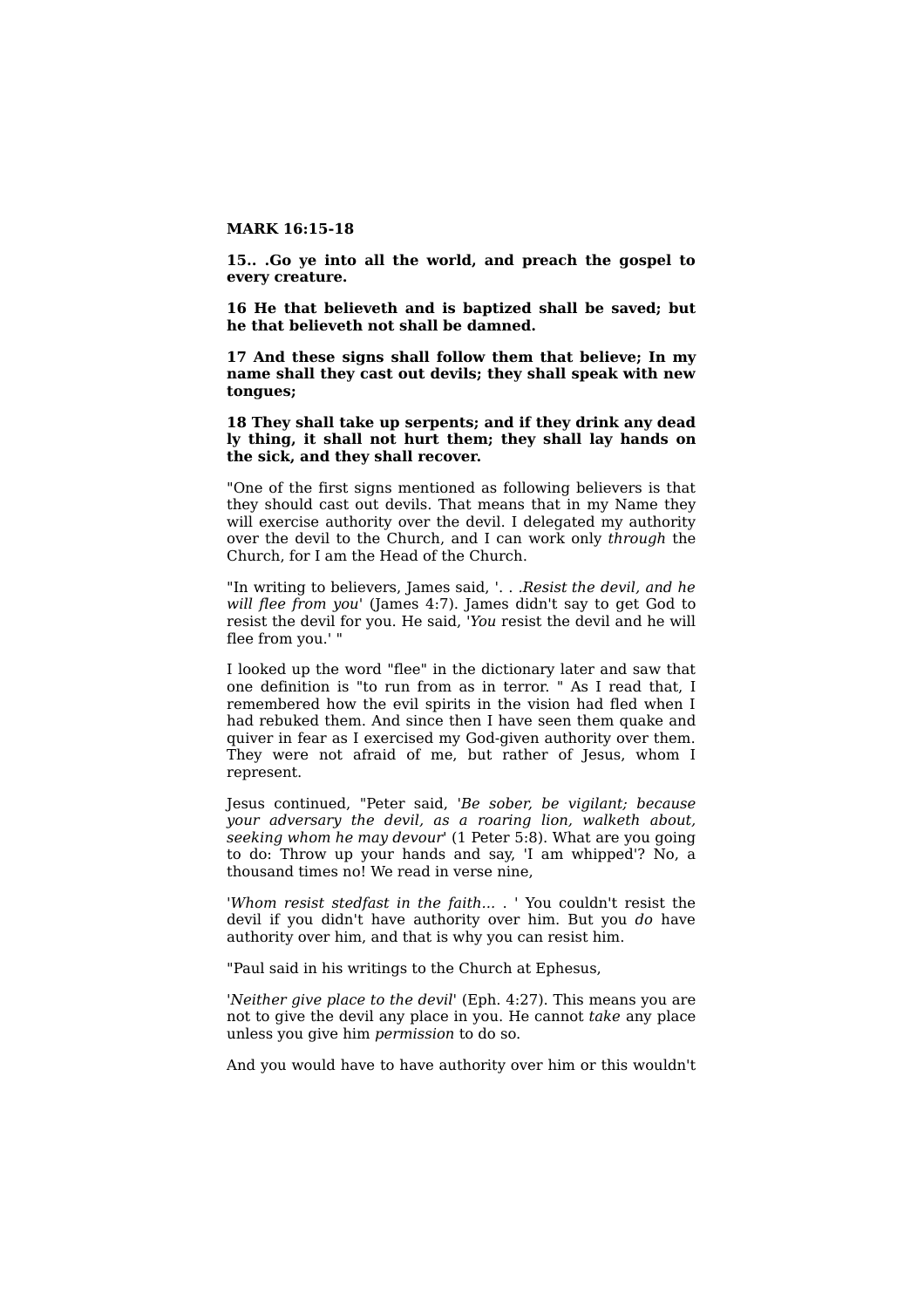**MARK 16:15-18**

**15.. .Go ye into all the world, and preach the gospel to every creature.**

**16 He that believeth and is baptized shall be saved; but he that believeth not shall be damned.**

**17 And these signs shall follow them that believe; In my name shall they cast out devils; they shall speak with new tongues;**

**18 They shall take up serpents; and if they drink any dead ly thing, it shall not hurt them; they shall lay hands on the sick, and they shall recover.**

"One of the first signs mentioned as following believers is that they should cast out devils. That means that in my Name they will exercise authority over the devil. I delegated my authority over the devil to the Church, and I can work only *through* the Church, for I am the Head of the Church.

"In writing to believers, James said, '. . .*Resist the devil, and he will flee from you*' (James 4:7). James didn't say to get God to resist the devil for you. He said, '*You* resist the devil and he will flee from you.' "

I looked up the word "flee" in the dictionary later and saw that one definition is "to run from as in terror. " As I read that, I remembered how the evil spirits in the vision had fled when I had rebuked them. And since then I have seen them quake and quiver in fear as I exercised my God-given authority over them. They were not afraid of me, but rather of Jesus, whom I represent.

Jesus continued, "Peter said, '*Be sober, be vigilant; because your adversary the devil, as a roaring lion, walketh about, seeking whom he may devour*' (1 Peter 5:8). What are you going to do: Throw up your hands and say, 'I am whipped'? No, a thousand times no! We read in verse nine,

'*Whom resist stedfast in the faith...* . ' You couldn't resist the devil if you didn't have authority over him. But you *do* have authority over him, and that is why you can resist him.

"Paul said in his writings to the Church at Ephesus,

'*Neither give place to the devil*' (Eph. 4:27). This means you are not to give the devil any place in you. He cannot *take* any place unless you give him *permission* to do so.

And you would have to have authority over him or this wouldn't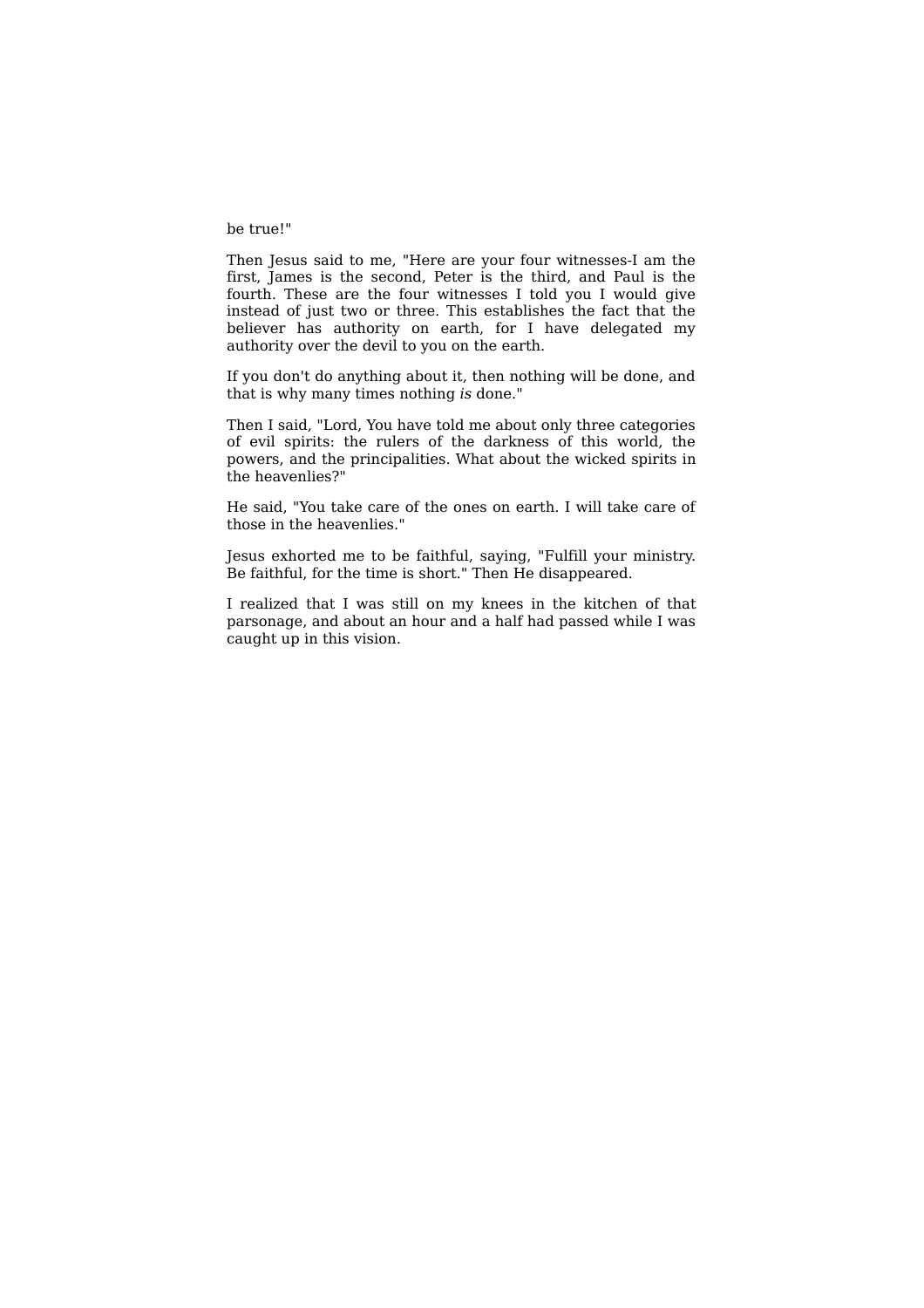be true!"

Then Jesus said to me, "Here are your four witnesses-I am the first, James is the second, Peter is the third, and Paul is the fourth. These are the four witnesses I told you I would give instead of just two or three. This establishes the fact that the believer has authority on earth, for I have delegated my authority over the devil to you on the earth.

If you don't do anything about it, then nothing will be done, and that is why many times nothing *is* done."

Then I said, "Lord, You have told me about only three categories of evil spirits: the rulers of the darkness of this world, the powers, and the principalities. What about the wicked spirits in the heavenlies?"

He said, "You take care of the ones on earth. I will take care of those in the heavenlies."

Jesus exhorted me to be faithful, saying, "Fulfill your ministry. Be faithful, for the time is short." Then He disappeared.

I realized that I was still on my knees in the kitchen of that parsonage, and about an hour and a half had passed while I was caught up in this vision.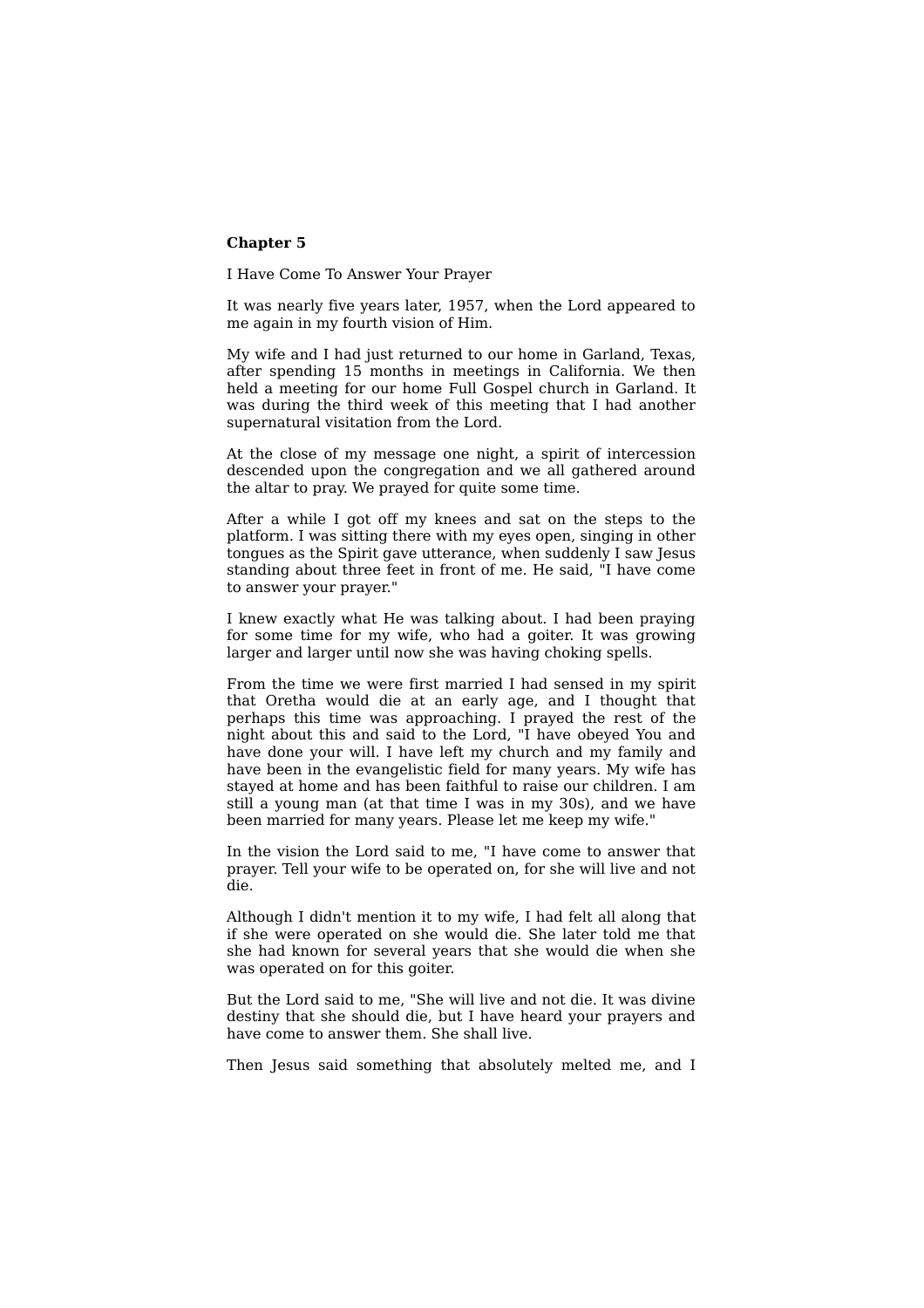**Chapter 5**

I Have Come To Answer Your Prayer

It was nearly five years later, 1957, when the Lord appeared to me again in my fourth vision of Him.

My wife and I had just returned to our home in Garland, Texas, after spending 15 months in meetings in California. We then held a meeting for our home Full Gospel church in Garland. It was during the third week of this meeting that I had another supernatural visitation from the Lord.

At the close of my message one night, a spirit of intercession descended upon the congregation and we all gathered around the altar to pray. We prayed for quite some time.

After a while I got off my knees and sat on the steps to the platform. I was sitting there with my eyes open, singing in other tongues as the Spirit gave utterance, when suddenly I saw Jesus standing about three feet in front of me. He said, "I have come to answer your prayer."

I knew exactly what He was talking about. I had been praying for some time for my wife, who had a goiter. It was growing larger and larger until now she was having choking spells.

From the time we were first married I had sensed in my spirit that Oretha would die at an early age, and I thought that perhaps this time was approaching. I prayed the rest of the night about this and said to the Lord, "I have obeyed You and have done your will. I have left my church and my family and have been in the evangelistic field for many years. My wife has stayed at home and has been faithful to raise our children. I am still a young man (at that time I was in my 30s), and we have been married for many years. Please let me keep my wife."

In the vision the Lord said to me, "I have come to answer that prayer. Tell your wife to be operated on, for she will live and not die.

Although I didn't mention it to my wife, I had felt all along that if she were operated on she would die. She later told me that she had known for several years that she would die when she was operated on for this goiter.

But the Lord said to me, "She will live and not die. It was divine destiny that she should die, but I have heard your prayers and have come to answer them. She shall live.

Then Jesus said something that absolutely melted me, and I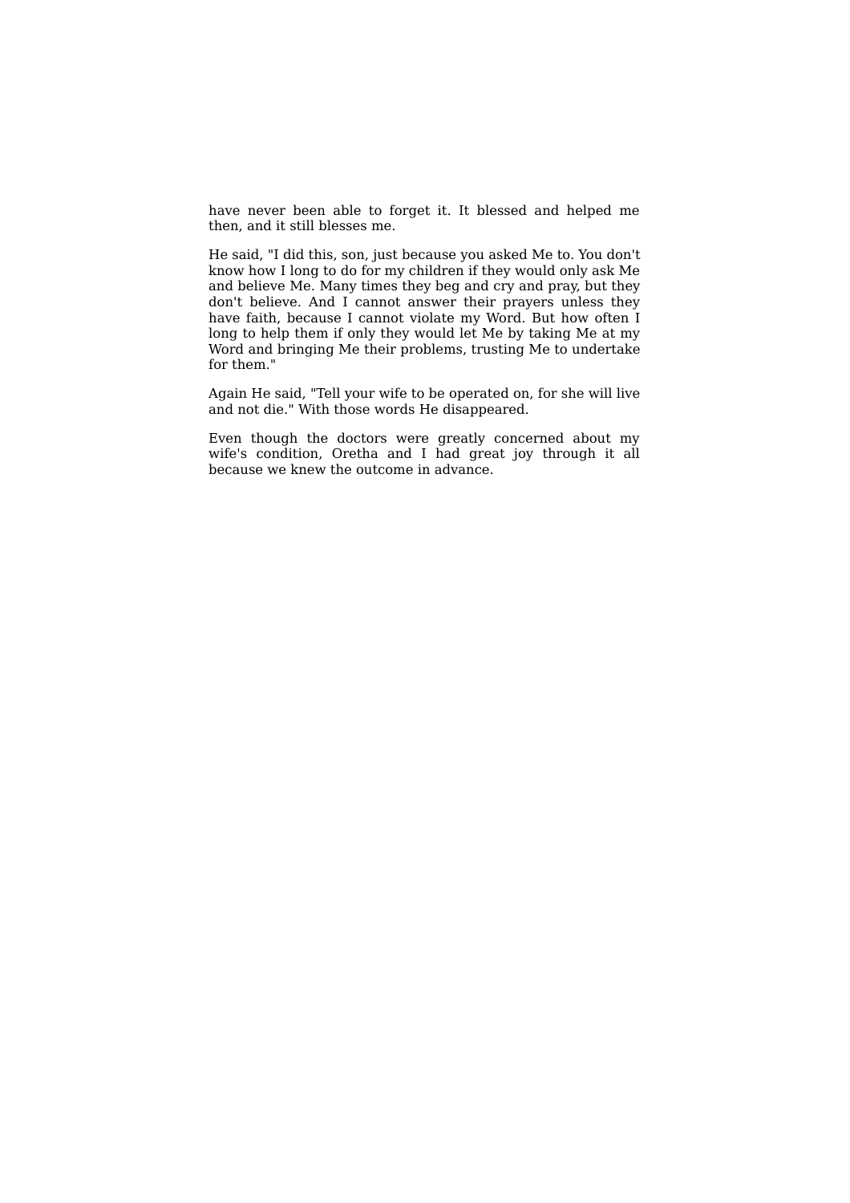have never been able to forget it. It blessed and helped me then, and it still blesses me.

He said, "I did this, son, just because you asked Me to. You don't know how I long to do for my children if they would only ask Me and believe Me. Many times they beg and cry and pray, but they don't believe. And I cannot answer their prayers unless they have faith, because I cannot violate my Word. But how often I long to help them if only they would let Me by taking Me at my Word and bringing Me their problems, trusting Me to undertake for them."

Again He said, "Tell your wife to be operated on, for she will live and not die." With those words He disappeared.

Even though the doctors were greatly concerned about my wife's condition, Oretha and I had great joy through it all because we knew the outcome in advance.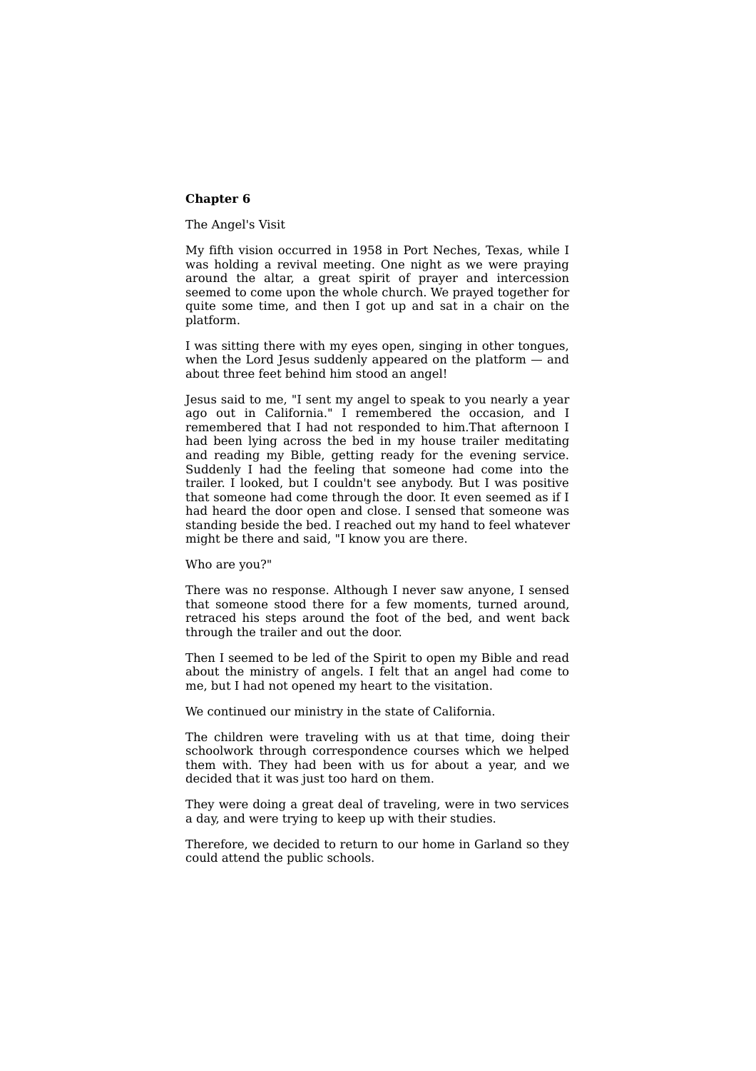**Chapter 6**

The Angel's Visit

My fifth vision occurred in 1958 in Port Neches, Texas, while I was holding a revival meeting. One night as we were praying around the altar, a great spirit of prayer and intercession seemed to come upon the whole church. We prayed together for quite some time, and then I got up and sat in a chair on the platform.

I was sitting there with my eyes open, singing in other tongues, when the Lord Jesus suddenly appeared on the platform — and about three feet behind him stood an angel!

Jesus said to me, "I sent my angel to speak to you nearly a year ago out in California." I remembered the occasion, and I remembered that I had not responded to him.That afternoon I had been lying across the bed in my house trailer meditating and reading my Bible, getting ready for the evening service. Suddenly I had the feeling that someone had come into the trailer. I looked, but I couldn't see anybody. But I was positive that someone had come through the door. It even seemed as if I had heard the door open and close. I sensed that someone was standing beside the bed. I reached out my hand to feel whatever might be there and said, "I know you are there.

Who are you?"

There was no response. Although I never saw anyone, I sensed that someone stood there for a few moments, turned around, retraced his steps around the foot of the bed, and went back through the trailer and out the door.

Then I seemed to be led of the Spirit to open my Bible and read about the ministry of angels. I felt that an angel had come to me, but I had not opened my heart to the visitation.

We continued our ministry in the state of California.

The children were traveling with us at that time, doing their schoolwork through correspondence courses which we helped them with. They had been with us for about a year, and we decided that it was just too hard on them.

They were doing a great deal of traveling, were in two services a day, and were trying to keep up with their studies.

Therefore, we decided to return to our home in Garland so they could attend the public schools.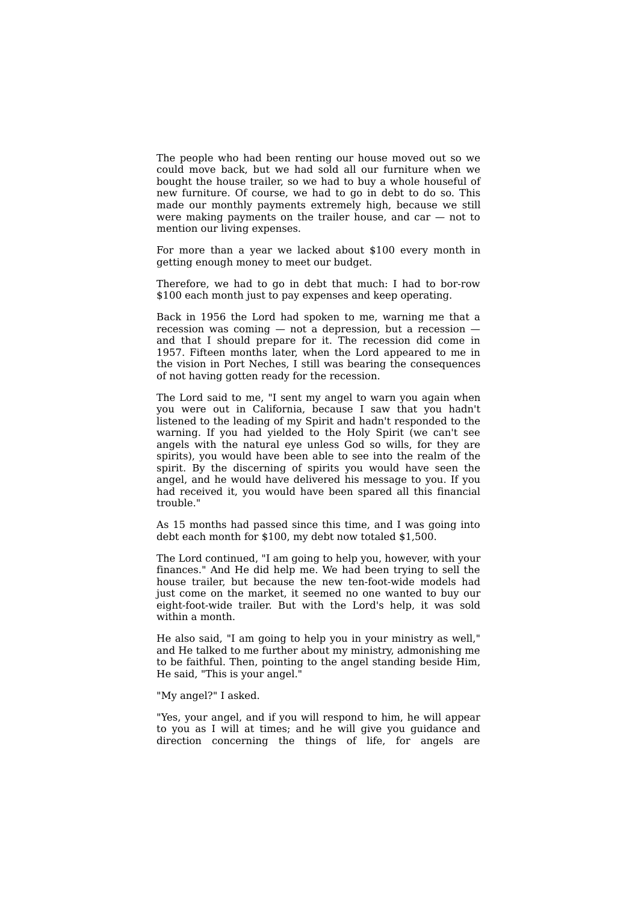The people who had been renting our house moved out so we could move back, but we had sold all our furniture when we bought the house trailer, so we had to buy a whole houseful of new furniture. Of course, we had to go in debt to do so. This made our monthly payments extremely high, because we still were making payments on the trailer house, and car — not to mention our living expenses.

For more than a year we lacked about $100 every month in getting enough money to meet our budget.

Therefore, we had to go in debt that much: I had to bor-row $100 each month just to pay expenses and keep operating.

Back in 1956 the Lord had spoken to me, warning me that a recession was coming — not a depression, but a recession — and that I should prepare for it. The recession did come in 1957. Fifteen months later, when the Lord appeared to me in the vision in Port Neches, I still was bearing the consequences of not having gotten ready for the recession.

The Lord said to me, "I sent my angel to warn you again when you were out in California, because I saw that you hadn't listened to the leading of my Spirit and hadn't responded to the warning. If you had yielded to the Holy Spirit (we can't see angels with the natural eye unless God so wills, for they are spirits), you would have been able to see into the realm of the spirit. By the discerning of spirits you would have seen the angel, and he would have delivered his message to you. If you had received it, you would have been spared all this financial trouble."

As 15 months had passed since this time, and I was going into debt each month for $100, my debt now totaled $1,500.

The Lord continued, "I am going to help you, however, with your finances." And He did help me. We had been trying to sell the house trailer, but because the new ten-foot-wide models had just come on the market, it seemed no one wanted to buy our eight-foot-wide trailer. But with the Lord's help, it was sold within a month.

He also said, "I am going to help you in your ministry as well," and He talked to me further about my ministry, admonishing me to be faithful. Then, pointing to the angel standing beside Him, He said, "This is your angel."

"My angel?" I asked.

"Yes, your angel, and if you will respond to him, he will appear to you as I will at times; and he will give you guidance and direction concerning the things of life, for angels are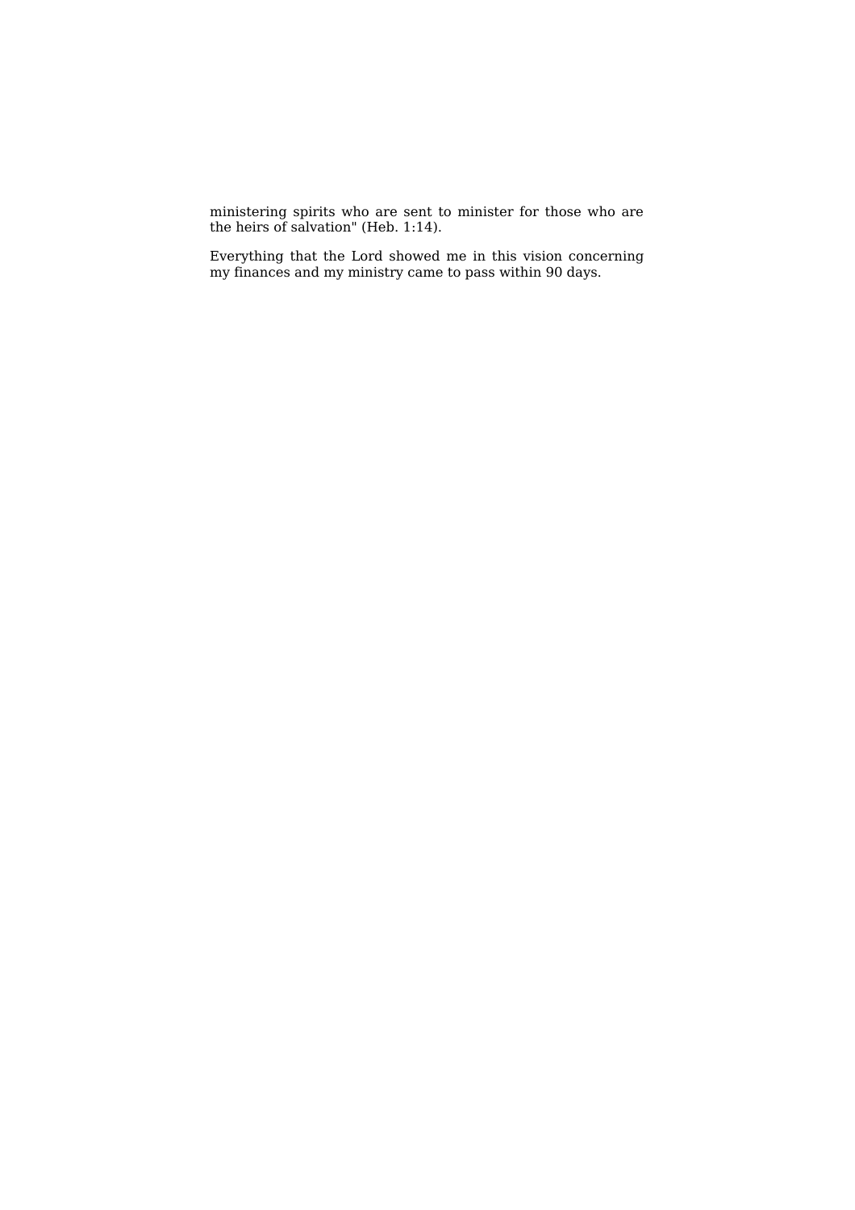ministering spirits who are sent to minister for those who are the heirs of salvation" (Heb. 1:14).

Everything that the Lord showed me in this vision concerning my finances and my ministry came to pass within 90 days.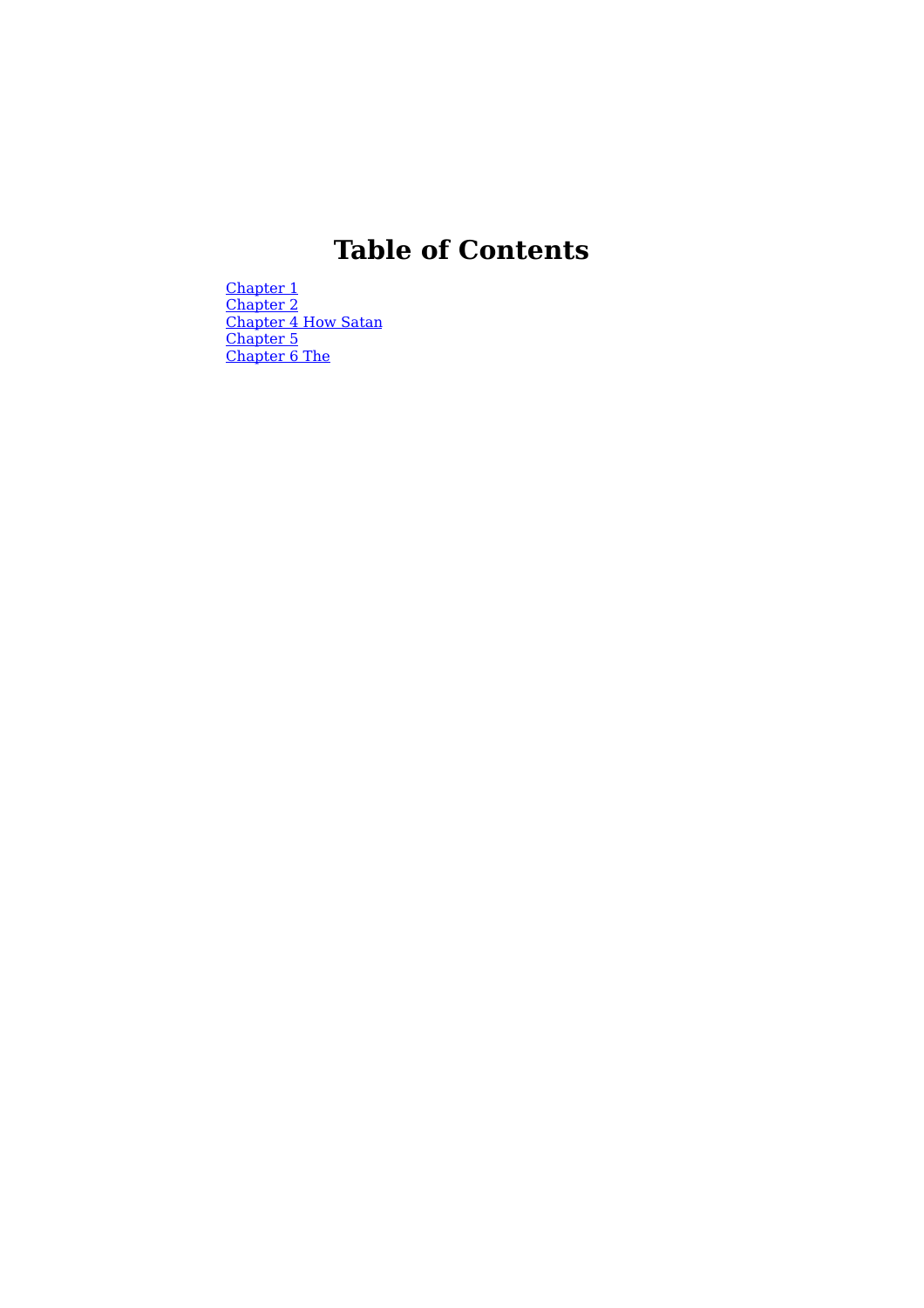# Table of Contents

Chapter 1
Chapter 2
Chapter 4 How Satan
Chapter 5
Chapter 6 The